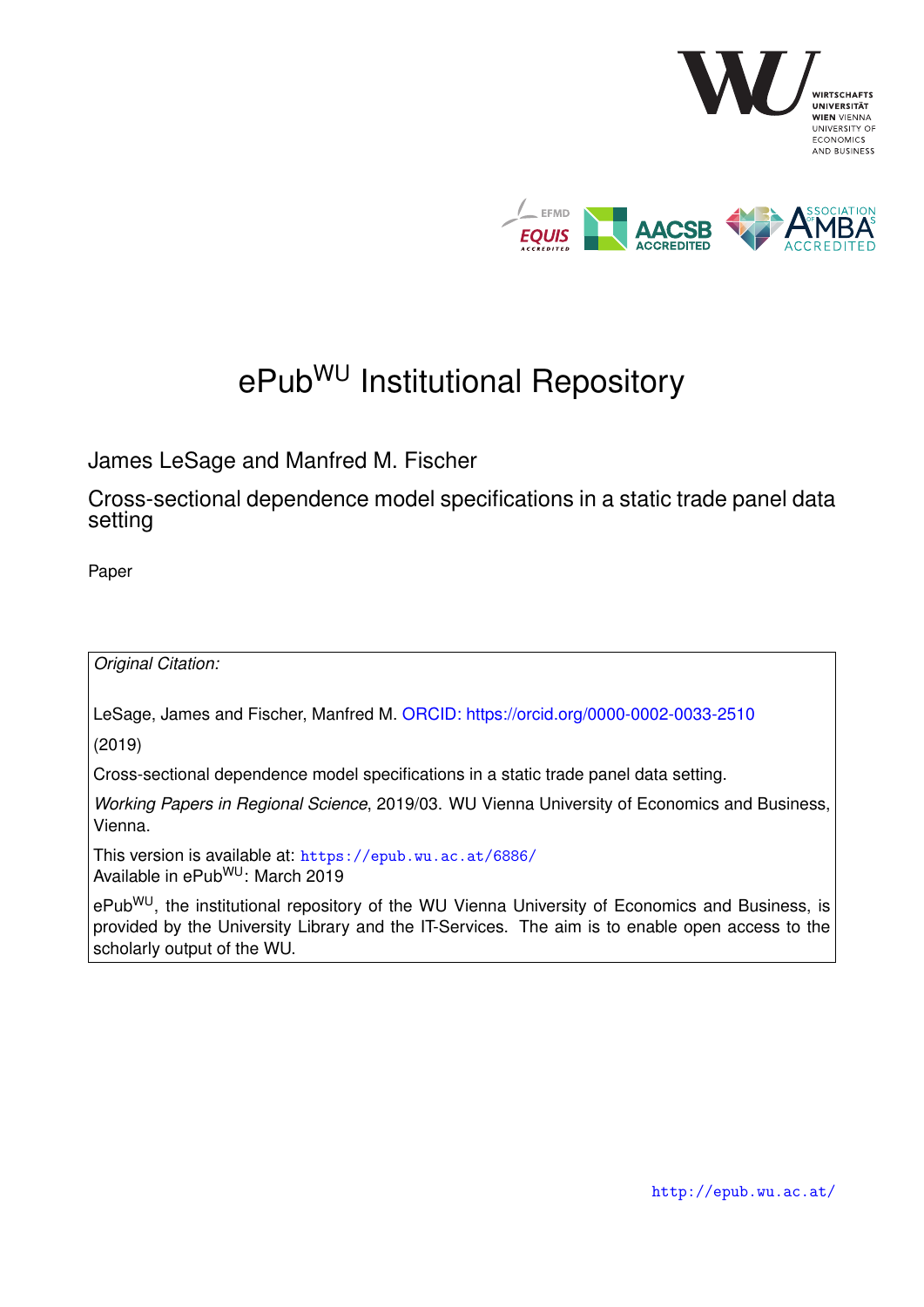# ePub$^{WU}$ Institutional Repository

James LeSage and Manfred M. Fischer

Cross-sectional dependence model specifications in a static trade panel data setting

Paper

*Original Citation:*

LeSage, James and Fischer, Manfred M. ORCID: https://orcid.org/0000-0002-0033-2510

(2019)

Cross-sectional dependence model specifications in a static trade panel data setting.

*Working Papers in Regional Science*, 2019/03. WU Vienna University of Economics and Business, Vienna.

This version is available at: https://epub.wu.ac.at/6886/
Available in ePub$^{WU}$: March 2019

ePub$^{WU}$, the institutional repository of the WU Vienna University of Economics and Business, is provided by the University Library and the IT-Services. The aim is to enable open access to the scholarly output of the WU.

http://epub.wu.ac.at/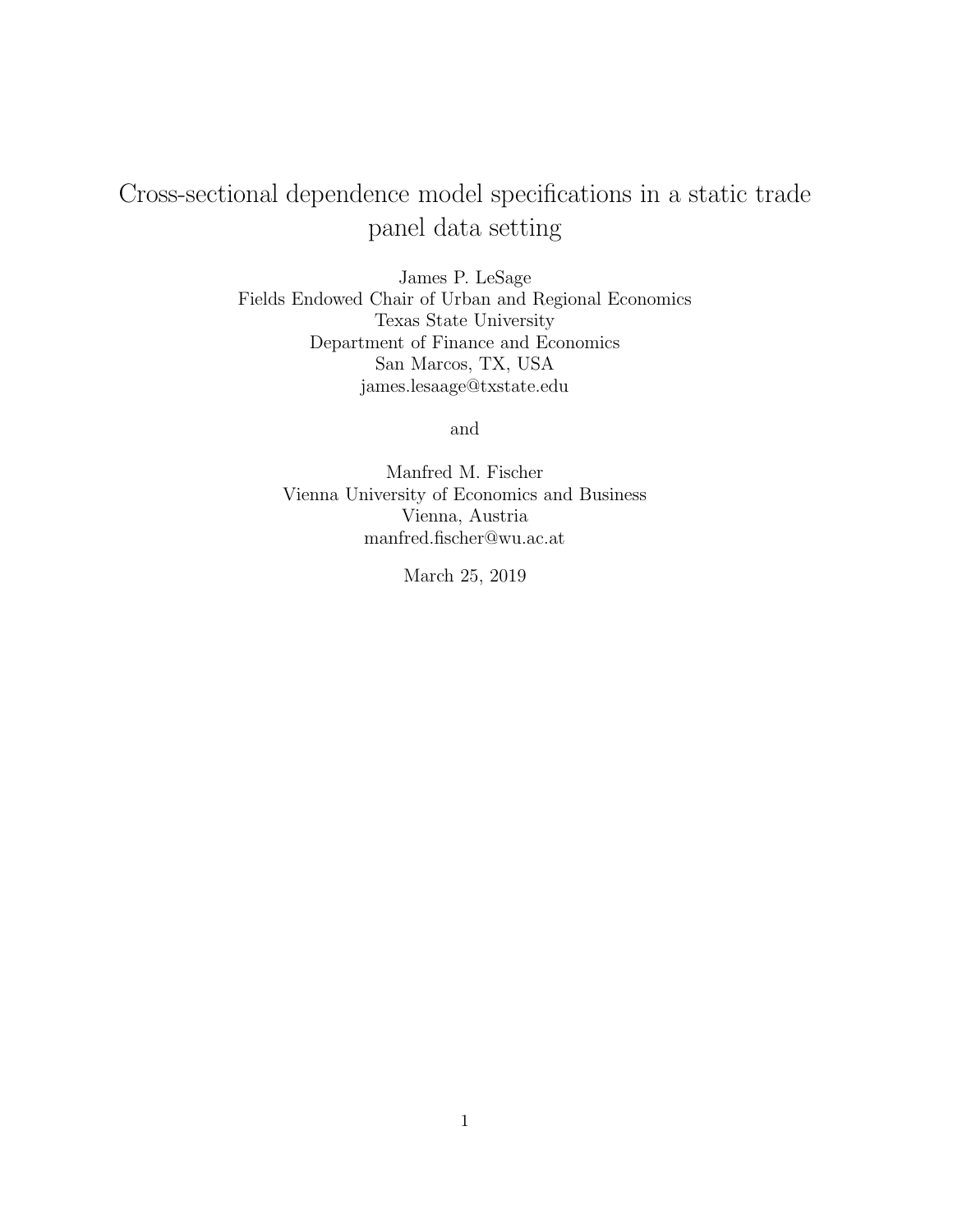# Cross-sectional dependence model specifications in a static trade panel data setting

James P. LeSage
Fields Endowed Chair of Urban and Regional Economics
Texas State University
Department of Finance and Economics
San Marcos, TX, USA
james.lesaage@txstate.edu

and

Manfred M. Fischer
Vienna University of Economics and Business
Vienna, Austria
manfred.fischer@wu.ac.at

March 25, 2019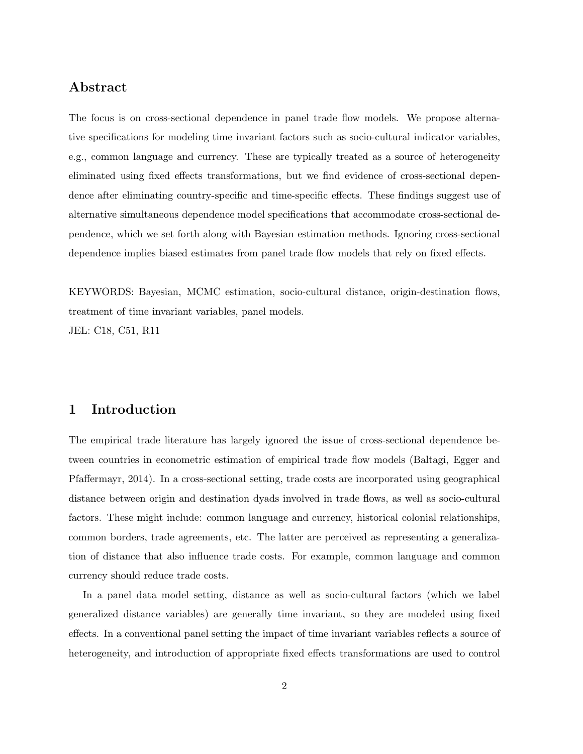## Abstract

The focus is on cross-sectional dependence in panel trade flow models. We propose alternative specifications for modeling time invariant factors such as socio-cultural indicator variables, e.g., common language and currency. These are typically treated as a source of heterogeneity eliminated using fixed effects transformations, but we find evidence of cross-sectional dependence after eliminating country-specific and time-specific effects. These findings suggest use of alternative simultaneous dependence model specifications that accommodate cross-sectional dependence, which we set forth along with Bayesian estimation methods. Ignoring cross-sectional dependence implies biased estimates from panel trade flow models that rely on fixed effects.

KEYWORDS: Bayesian, MCMC estimation, socio-cultural distance, origin-destination flows, treatment of time invariant variables, panel models.
JEL: C18, C51, R11

# 1 Introduction

The empirical trade literature has largely ignored the issue of cross-sectional dependence between countries in econometric estimation of empirical trade flow models (Baltagi, Egger and Pfaffermayr, 2014). In a cross-sectional setting, trade costs are incorporated using geographical distance between origin and destination dyads involved in trade flows, as well as socio-cultural factors. These might include: common language and currency, historical colonial relationships, common borders, trade agreements, etc. The latter are perceived as representing a generalization of distance that also influence trade costs. For example, common language and common currency should reduce trade costs.

In a panel data model setting, distance as well as socio-cultural factors (which we label generalized distance variables) are generally time invariant, so they are modeled using fixed effects. In a conventional panel setting the impact of time invariant variables reflects a source of heterogeneity, and introduction of appropriate fixed effects transformations are used to control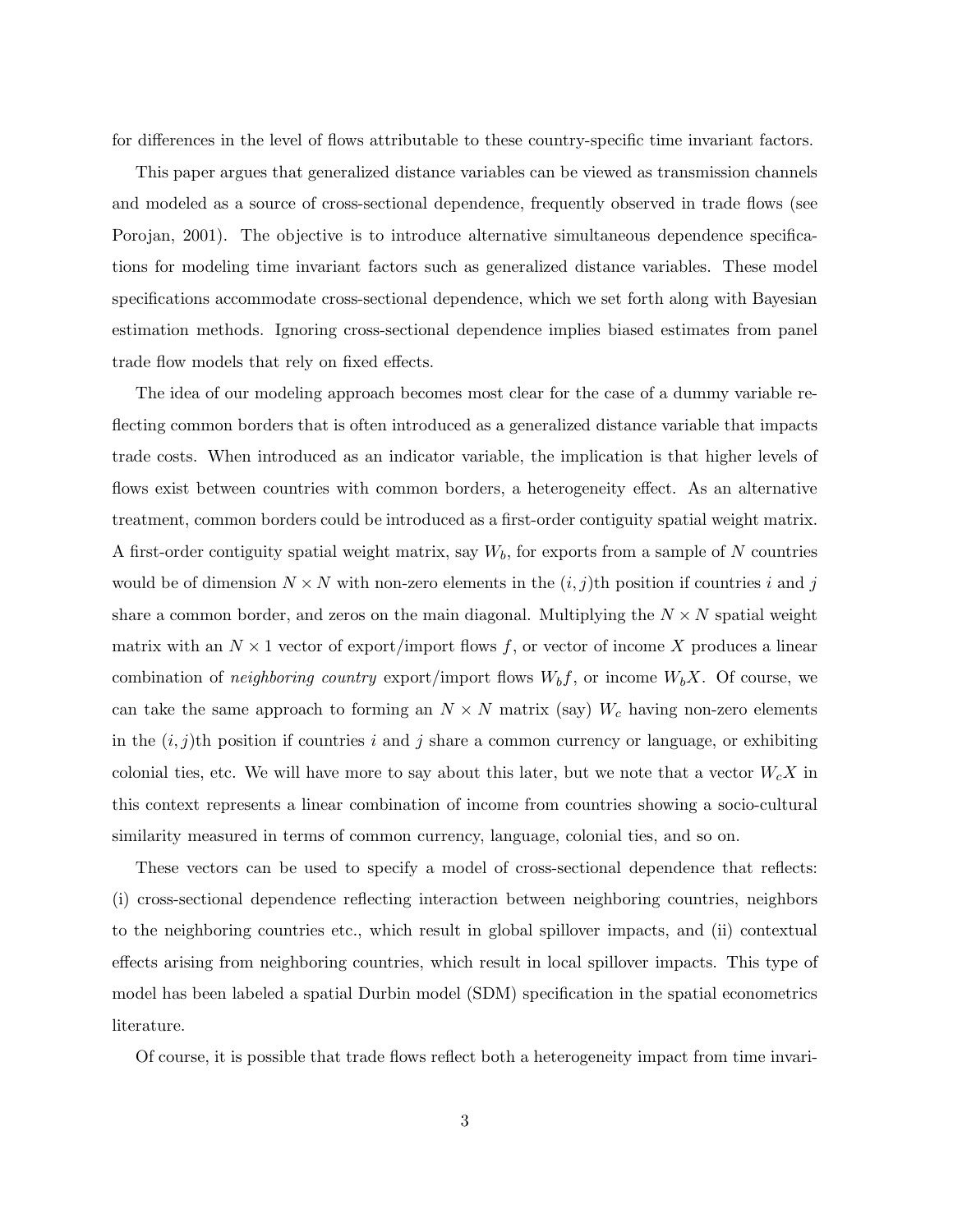for differences in the level of flows attributable to these country-specific time invariant factors.

This paper argues that generalized distance variables can be viewed as transmission channels and modeled as a source of cross-sectional dependence, frequently observed in trade flows (see Porojan, 2001). The objective is to introduce alternative simultaneous dependence specifications for modeling time invariant factors such as generalized distance variables. These model specifications accommodate cross-sectional dependence, which we set forth along with Bayesian estimation methods. Ignoring cross-sectional dependence implies biased estimates from panel trade flow models that rely on fixed effects.

The idea of our modeling approach becomes most clear for the case of a dummy variable reflecting common borders that is often introduced as a generalized distance variable that impacts trade costs. When introduced as an indicator variable, the implication is that higher levels of flows exist between countries with common borders, a heterogeneity effect. As an alternative treatment, common borders could be introduced as a first-order contiguity spatial weight matrix. A first-order contiguity spatial weight matrix, say $W_b$, for exports from a sample of $N$ countries would be of dimension $N \times N$ with non-zero elements in the $(i, j)$th position if countries $i$ and $j$ share a common border, and zeros on the main diagonal. Multiplying the $N \times N$ spatial weight matrix with an $N \times 1$ vector of export/import flows $f$, or vector of income $X$ produces a linear combination of *neighboring country* export/import flows $W_b f$, or income $W_b X$. Of course, we can take the same approach to forming an $N \times N$ matrix (say) $W_c$ having non-zero elements in the $(i, j)$th position if countries $i$ and $j$ share a common currency or language, or exhibiting colonial ties, etc. We will have more to say about this later, but we note that a vector $W_c X$ in this context represents a linear combination of income from countries showing a socio-cultural similarity measured in terms of common currency, language, colonial ties, and so on.

These vectors can be used to specify a model of cross-sectional dependence that reflects: (i) cross-sectional dependence reflecting interaction between neighboring countries, neighbors to the neighboring countries etc., which result in global spillover impacts, and (ii) contextual effects arising from neighboring countries, which result in local spillover impacts. This type of model has been labeled a spatial Durbin model (SDM) specification in the spatial econometrics literature.

Of course, it is possible that trade flows reflect both a heterogeneity impact from time invari-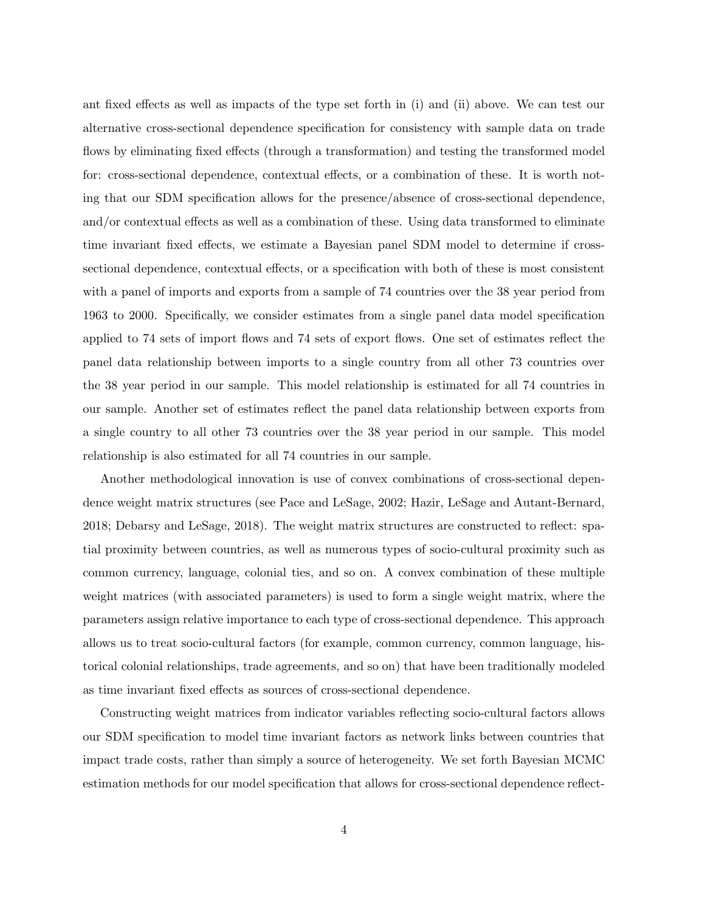ant fixed effects as well as impacts of the type set forth in (i) and (ii) above. We can test our alternative cross-sectional dependence specification for consistency with sample data on trade flows by eliminating fixed effects (through a transformation) and testing the transformed model for: cross-sectional dependence, contextual effects, or a combination of these. It is worth noting that our SDM specification allows for the presence/absence of cross-sectional dependence, and/or contextual effects as well as a combination of these. Using data transformed to eliminate time invariant fixed effects, we estimate a Bayesian panel SDM model to determine if cross-sectional dependence, contextual effects, or a specification with both of these is most consistent with a panel of imports and exports from a sample of 74 countries over the 38 year period from 1963 to 2000. Specifically, we consider estimates from a single panel data model specification applied to 74 sets of import flows and 74 sets of export flows. One set of estimates reflect the panel data relationship between imports to a single country from all other 73 countries over the 38 year period in our sample. This model relationship is estimated for all 74 countries in our sample. Another set of estimates reflect the panel data relationship between exports from a single country to all other 73 countries over the 38 year period in our sample. This model relationship is also estimated for all 74 countries in our sample.

Another methodological innovation is use of convex combinations of cross-sectional dependence weight matrix structures (see Pace and LeSage, 2002; Hazir, LeSage and Autant-Bernard, 2018; Debarsy and LeSage, 2018). The weight matrix structures are constructed to reflect: spatial proximity between countries, as well as numerous types of socio-cultural proximity such as common currency, language, colonial ties, and so on. A convex combination of these multiple weight matrices (with associated parameters) is used to form a single weight matrix, where the parameters assign relative importance to each type of cross-sectional dependence. This approach allows us to treat socio-cultural factors (for example, common currency, common language, historical colonial relationships, trade agreements, and so on) that have been traditionally modeled as time invariant fixed effects as sources of cross-sectional dependence.

Constructing weight matrices from indicator variables reflecting socio-cultural factors allows our SDM specification to model time invariant factors as network links between countries that impact trade costs, rather than simply a source of heterogeneity. We set forth Bayesian MCMC estimation methods for our model specification that allows for cross-sectional dependence reflect-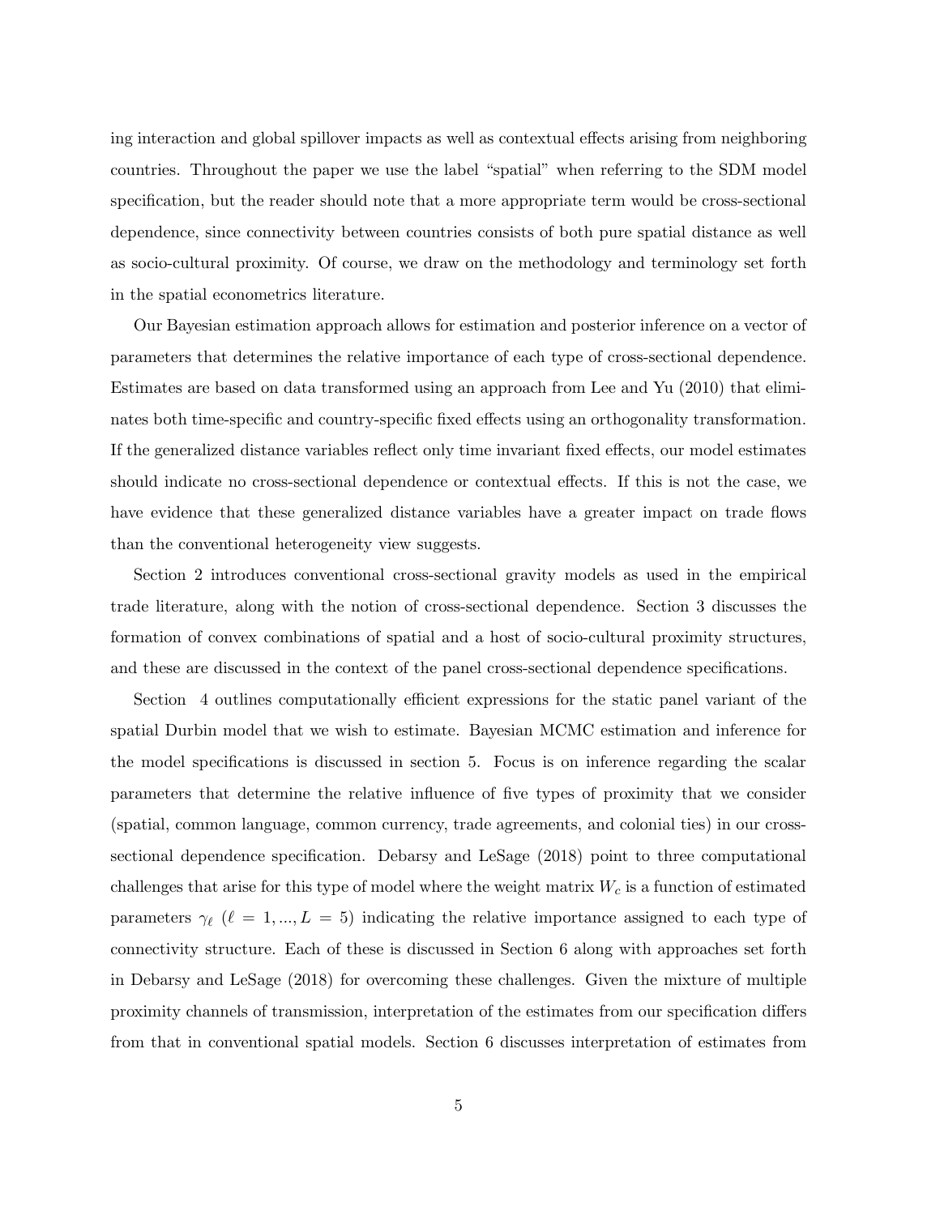ing interaction and global spillover impacts as well as contextual effects arising from neighboring countries. Throughout the paper we use the label "spatial" when referring to the SDM model specification, but the reader should note that a more appropriate term would be cross-sectional dependence, since connectivity between countries consists of both pure spatial distance as well as socio-cultural proximity. Of course, we draw on the methodology and terminology set forth in the spatial econometrics literature.

Our Bayesian estimation approach allows for estimation and posterior inference on a vector of parameters that determines the relative importance of each type of cross-sectional dependence. Estimates are based on data transformed using an approach from Lee and Yu (2010) that eliminates both time-specific and country-specific fixed effects using an orthogonality transformation. If the generalized distance variables reflect only time invariant fixed effects, our model estimates should indicate no cross-sectional dependence or contextual effects. If this is not the case, we have evidence that these generalized distance variables have a greater impact on trade flows than the conventional heterogeneity view suggests.

Section 2 introduces conventional cross-sectional gravity models as used in the empirical trade literature, along with the notion of cross-sectional dependence. Section 3 discusses the formation of convex combinations of spatial and a host of socio-cultural proximity structures, and these are discussed in the context of the panel cross-sectional dependence specifications.

Section 4 outlines computationally efficient expressions for the static panel variant of the spatial Durbin model that we wish to estimate. Bayesian MCMC estimation and inference for the model specifications is discussed in section 5. Focus is on inference regarding the scalar parameters that determine the relative influence of five types of proximity that we consider (spatial, common language, common currency, trade agreements, and colonial ties) in our cross-sectional dependence specification. Debarsy and LeSage (2018) point to three computational challenges that arise for this type of model where the weight matrix $W_c$ is a function of estimated parameters $\gamma_\ell$ ($\ell = 1, ..., L = 5$) indicating the relative importance assigned to each type of connectivity structure. Each of these is discussed in Section 6 along with approaches set forth in Debarsy and LeSage (2018) for overcoming these challenges. Given the mixture of multiple proximity channels of transmission, interpretation of the estimates from our specification differs from that in conventional spatial models. Section 6 discusses interpretation of estimates from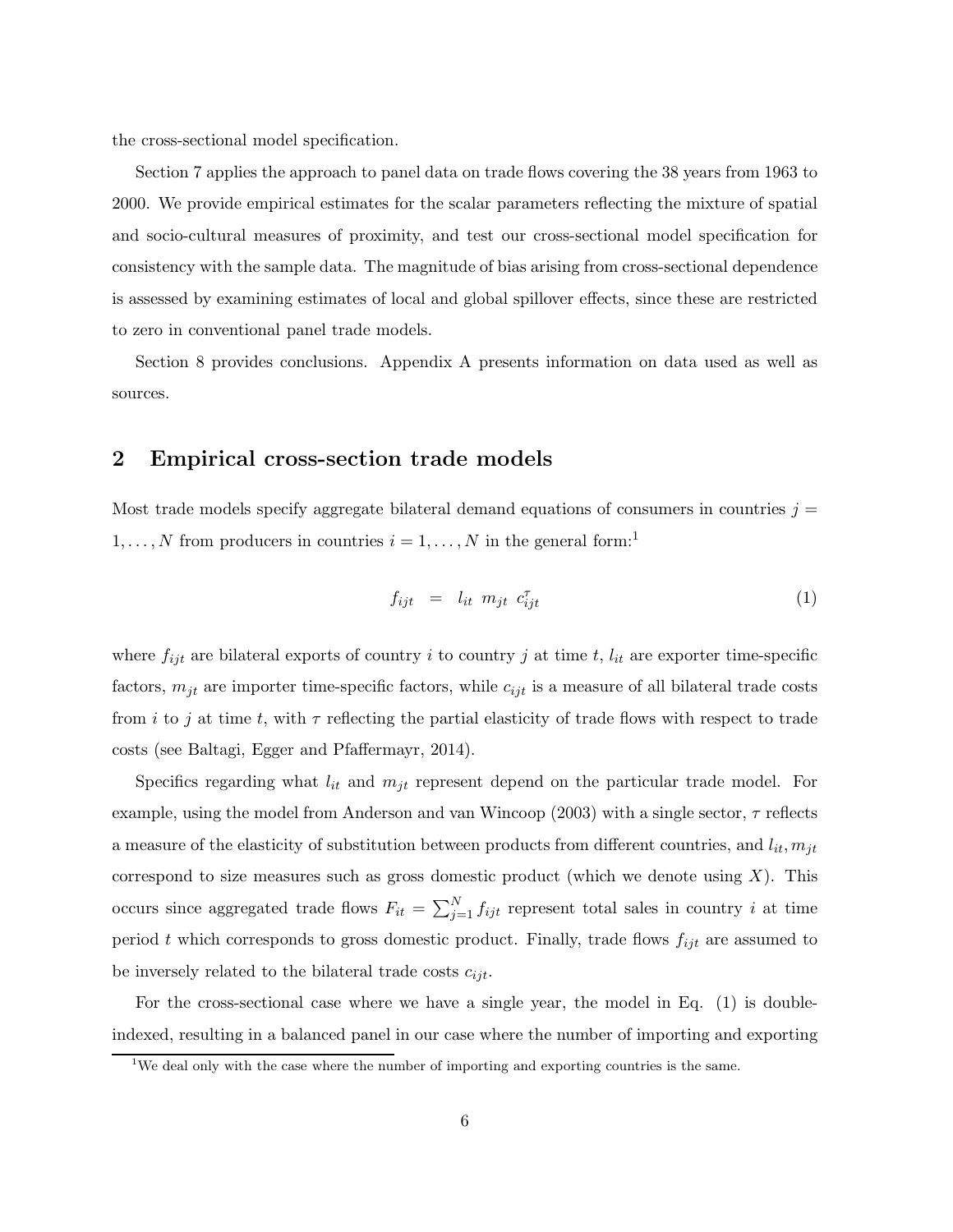the cross-sectional model specification.

Section 7 applies the approach to panel data on trade flows covering the 38 years from 1963 to 2000. We provide empirical estimates for the scalar parameters reflecting the mixture of spatial and socio-cultural measures of proximity, and test our cross-sectional model specification for consistency with the sample data. The magnitude of bias arising from cross-sectional dependence is assessed by examining estimates of local and global spillover effects, since these are restricted to zero in conventional panel trade models.

Section 8 provides conclusions. Appendix A presents information on data used as well as sources.

## 2 Empirical cross-section trade models

Most trade models specify aggregate bilateral demand equations of consumers in countries $j = 1, \ldots, N$ from producers in countries $i = 1, \ldots, N$ in the general form:[1]

$$f_{ijt} \;\; = \;\; l_{it} \;\, m_{jt} \;\, c_{ijt}^{\tau} \tag{1}$$

where $f_{ijt}$ are bilateral exports of country $i$ to country $j$ at time $t$, $l_{it}$ are exporter time-specific factors, $m_{jt}$ are importer time-specific factors, while $c_{ijt}$ is a measure of all bilateral trade costs from $i$ to $j$ at time $t$, with $\tau$ reflecting the partial elasticity of trade flows with respect to trade costs (see Baltagi, Egger and Pfaffermayr, 2014).

Specifics regarding what $l_{it}$ and $m_{jt}$ represent depend on the particular trade model. For example, using the model from Anderson and van Wincoop (2003) with a single sector, $\tau$ reflects a measure of the elasticity of substitution between products from different countries, and $l_{it}, m_{jt}$ correspond to size measures such as gross domestic product (which we denote using $X$). This occurs since aggregated trade flows $F_{it} = \sum_{j=1}^{N} f_{ijt}$ represent total sales in country $i$ at time period $t$ which corresponds to gross domestic product. Finally, trade flows $f_{ijt}$ are assumed to be inversely related to the bilateral trade costs $c_{ijt}$.

For the cross-sectional case where we have a single year, the model in Eq. (1) is double-indexed, resulting in a balanced panel in our case where the number of importing and exporting

[1] We deal only with the case where the number of importing and exporting countries is the same.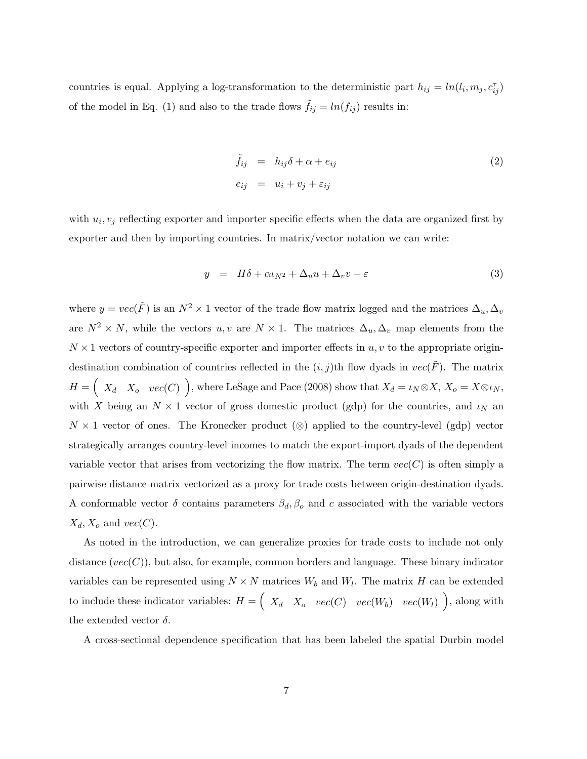countries is equal. Applying a log-transformation to the deterministic part $h_{ij} = ln(l_i, m_j, c_{ij}^{\tau})$ of the model in Eq. (1) and also to the trade flows $\tilde{f}_{ij} = ln(f_{ij})$ results in:

$$
\begin{aligned}
\tilde{f}_{ij} &= h_{ij}\delta + \alpha + e_{ij} \qquad (2)\\
e_{ij} &= u_i + v_j + \varepsilon_{ij}
\end{aligned}
$$

with $u_i, v_j$ reflecting exporter and importer specific effects when the data are organized first by exporter and then by importing countries. In matrix/vector notation we can write:

$$
y = H\delta + \alpha\iota_{N^2} + \Delta_u u + \Delta_v v + \varepsilon \qquad (3)
$$

where $y = vec(\tilde{F})$ is an $N^2 \times 1$ vector of the trade flow matrix logged and the matrices $\Delta_u, \Delta_v$ are $N^2 \times N$, while the vectors $u, v$ are $N \times 1$. The matrices $\Delta_u, \Delta_v$ map elements from the $N \times 1$ vectors of country-specific exporter and importer effects in $u, v$ to the appropriate origin-destination combination of countries reflected in the $(i, j)$th flow dyads in $vec(\tilde{F})$. The matrix $H = \begin{pmatrix} X_d & X_o & vec(C) \end{pmatrix}$, where LeSage and Pace (2008) show that $X_d = \iota_N \otimes X$, $X_o = X \otimes \iota_N$, with $X$ being an $N \times 1$ vector of gross domestic product (gdp) for the countries, and $\iota_N$ an $N \times 1$ vector of ones. The Kronecker product ($\otimes$) applied to the country-level (gdp) vector strategically arranges country-level incomes to match the export-import dyads of the dependent variable vector that arises from vectorizing the flow matrix. The term $vec(C)$ is often simply a pairwise distance matrix vectorized as a proxy for trade costs between origin-destination dyads. A conformable vector $\delta$ contains parameters $\beta_d, \beta_o$ and $c$ associated with the variable vectors $X_d, X_o$ and $vec(C)$.

As noted in the introduction, we can generalize proxies for trade costs to include not only distance ($vec(C)$), but also, for example, common borders and language. These binary indicator variables can be represented using $N \times N$ matrices $W_b$ and $W_l$. The matrix $H$ can be extended to include these indicator variables: $H = \begin{pmatrix} X_d & X_o & vec(C) & vec(W_b) & vec(W_l) \end{pmatrix}$, along with the extended vector $\delta$.

A cross-sectional dependence specification that has been labeled the spatial Durbin model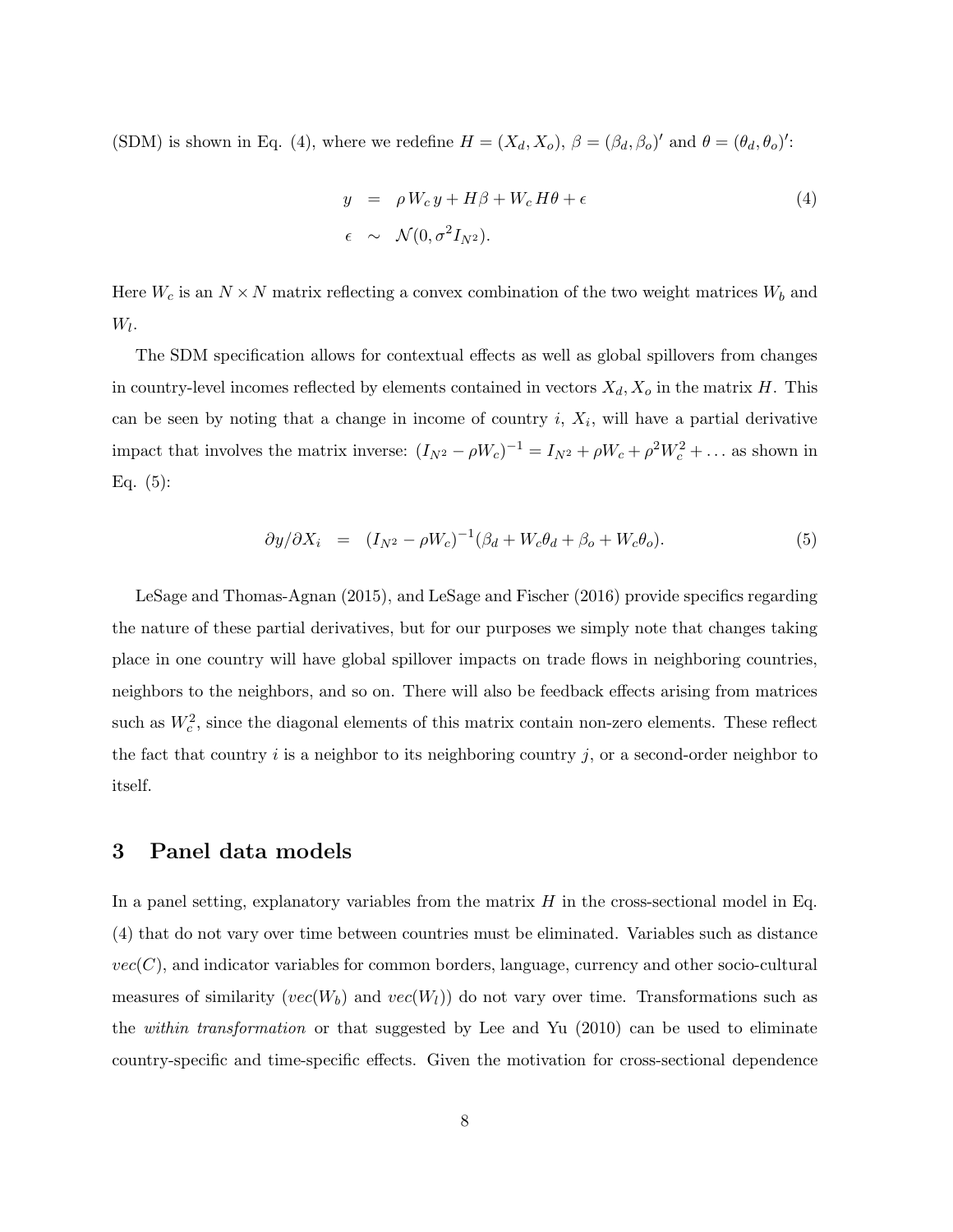(SDM) is shown in Eq. (4), where we redefine $H = (X_d, X_o)$, $\beta = (\beta_d, \beta_o)'$ and $\theta = (\theta_d, \theta_o)'$:

$$
\begin{aligned}
y &= \rho W_c y + H\beta + W_c H\theta + \epsilon \qquad (4) \\
\epsilon &\sim \mathcal{N}(0, \sigma^2 I_{N^2}).
\end{aligned}
$$

Here $W_c$ is an $N \times N$ matrix reflecting a convex combination of the two weight matrices $W_b$ and $W_l$.

The SDM specification allows for contextual effects as well as global spillovers from changes in country-level incomes reflected by elements contained in vectors $X_d, X_o$ in the matrix $H$. This can be seen by noting that a change in income of country $i$, $X_i$, will have a partial derivative impact that involves the matrix inverse: $(I_{N^2} - \rho W_c)^{-1} = I_{N^2} + \rho W_c + \rho^2 W_c^2 + \dots$ as shown in Eq. (5):

$$
\partial y / \partial X_i = (I_{N^2} - \rho W_c)^{-1}(\beta_d + W_c \theta_d + \beta_o + W_c \theta_o). \qquad (5)
$$

LeSage and Thomas-Agnan (2015), and LeSage and Fischer (2016) provide specifics regarding the nature of these partial derivatives, but for our purposes we simply note that changes taking place in one country will have global spillover impacts on trade flows in neighboring countries, neighbors to the neighbors, and so on. There will also be feedback effects arising from matrices such as $W_c^2$, since the diagonal elements of this matrix contain non-zero elements. These reflect the fact that country $i$ is a neighbor to its neighboring country $j$, or a second-order neighbor to itself.

## 3 Panel data models

In a panel setting, explanatory variables from the matrix $H$ in the cross-sectional model in Eq. (4) that do not vary over time between countries must be eliminated. Variables such as distance $vec(C)$, and indicator variables for common borders, language, currency and other socio-cultural measures of similarity ($vec(W_b)$ and $vec(W_l)$) do not vary over time. Transformations such as the *within transformation* or that suggested by Lee and Yu (2010) can be used to eliminate country-specific and time-specific effects. Given the motivation for cross-sectional dependence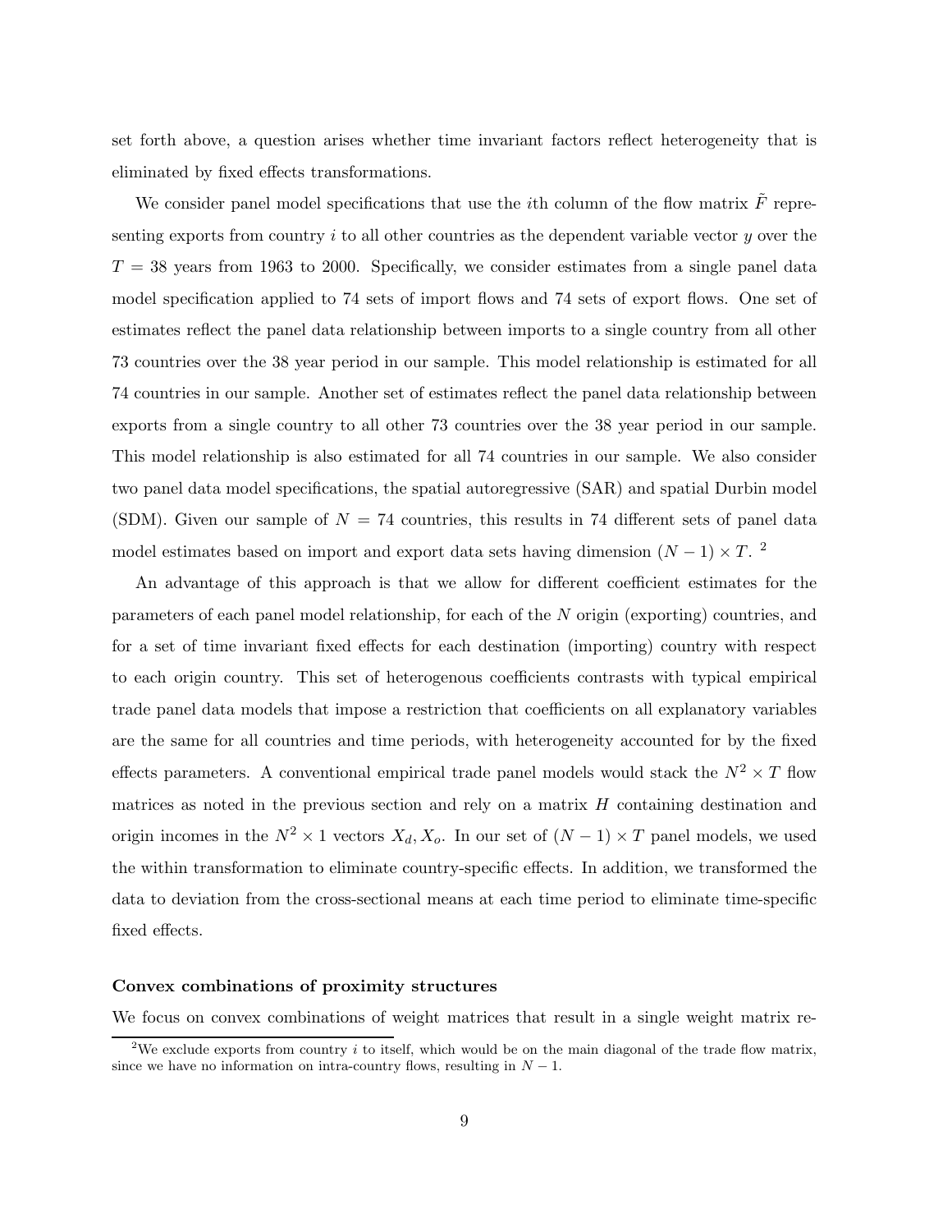set forth above, a question arises whether time invariant factors reflect heterogeneity that is eliminated by fixed effects transformations.

We consider panel model specifications that use the $i$th column of the flow matrix $\tilde{F}$ representing exports from country $i$ to all other countries as the dependent variable vector $y$ over the $T = 38$ years from 1963 to 2000. Specifically, we consider estimates from a single panel data model specification applied to 74 sets of import flows and 74 sets of export flows. One set of estimates reflect the panel data relationship between imports to a single country from all other 73 countries over the 38 year period in our sample. This model relationship is estimated for all 74 countries in our sample. Another set of estimates reflect the panel data relationship between exports from a single country to all other 73 countries over the 38 year period in our sample. This model relationship is also estimated for all 74 countries in our sample. We also consider two panel data model specifications, the spatial autoregressive (SAR) and spatial Durbin model (SDM). Given our sample of $N = 74$ countries, this results in 74 different sets of panel data model estimates based on import and export data sets having dimension $(N-1) \times T$. [2]

An advantage of this approach is that we allow for different coefficient estimates for the parameters of each panel model relationship, for each of the $N$ origin (exporting) countries, and for a set of time invariant fixed effects for each destination (importing) country with respect to each origin country. This set of heterogenous coefficients contrasts with typical empirical trade panel data models that impose a restriction that coefficients on all explanatory variables are the same for all countries and time periods, with heterogeneity accounted for by the fixed effects parameters. A conventional empirical trade panel models would stack the $N^2 \times T$ flow matrices as noted in the previous section and rely on a matrix $H$ containing destination and origin incomes in the $N^2 \times 1$ vectors $X_d, X_o$. In our set of $(N-1) \times T$ panel models, we used the within transformation to eliminate country-specific effects. In addition, we transformed the data to deviation from the cross-sectional means at each time period to eliminate time-specific fixed effects.

**Convex combinations of proximity structures**

We focus on convex combinations of weight matrices that result in a single weight matrix re-

[2] We exclude exports from country $i$ to itself, which would be on the main diagonal of the trade flow matrix, since we have no information on intra-country flows, resulting in $N - 1$.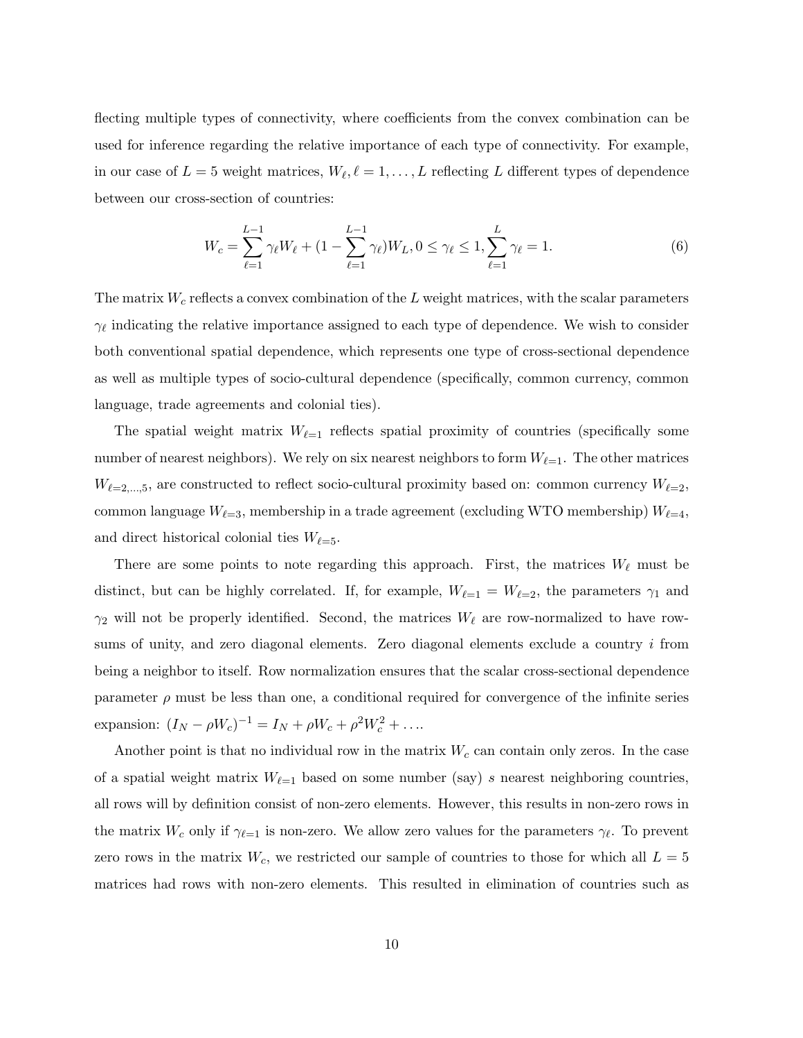flecting multiple types of connectivity, where coefficients from the convex combination can be used for inference regarding the relative importance of each type of connectivity. For example, in our case of $L = 5$ weight matrices, $W_\ell, \ell = 1, \ldots, L$ reflecting $L$ different types of dependence between our cross-section of countries:

$$W_c = \sum_{\ell=1}^{L-1} \gamma_\ell W_\ell + (1 - \sum_{\ell=1}^{L-1} \gamma_\ell) W_L, 0 \leq \gamma_\ell \leq 1, \sum_{\ell=1}^{L} \gamma_\ell = 1. \tag{6}$$

The matrix $W_c$ reflects a convex combination of the $L$ weight matrices, with the scalar parameters $\gamma_\ell$ indicating the relative importance assigned to each type of dependence. We wish to consider both conventional spatial dependence, which represents one type of cross-sectional dependence as well as multiple types of socio-cultural dependence (specifically, common currency, common language, trade agreements and colonial ties).

The spatial weight matrix $W_{\ell=1}$ reflects spatial proximity of countries (specifically some number of nearest neighbors). We rely on six nearest neighbors to form $W_{\ell=1}$. The other matrices $W_{\ell=2,\ldots,5}$, are constructed to reflect socio-cultural proximity based on: common currency $W_{\ell=2}$, common language $W_{\ell=3}$, membership in a trade agreement (excluding WTO membership) $W_{\ell=4}$, and direct historical colonial ties $W_{\ell=5}$.

There are some points to note regarding this approach. First, the matrices $W_\ell$ must be distinct, but can be highly correlated. If, for example, $W_{\ell=1} = W_{\ell=2}$, the parameters $\gamma_1$ and $\gamma_2$ will not be properly identified. Second, the matrices $W_\ell$ are row-normalized to have row-sums of unity, and zero diagonal elements. Zero diagonal elements exclude a country $i$ from being a neighbor to itself. Row normalization ensures that the scalar cross-sectional dependence parameter $\rho$ must be less than one, a conditional required for convergence of the infinite series expansion: $(I_N - \rho W_c)^{-1} = I_N + \rho W_c + \rho^2 W_c^2 + \ldots$.

Another point is that no individual row in the matrix $W_c$ can contain only zeros. In the case of a spatial weight matrix $W_{\ell=1}$ based on some number (say) $s$ nearest neighboring countries, all rows will by definition consist of non-zero elements. However, this results in non-zero rows in the matrix $W_c$ only if $\gamma_{\ell=1}$ is non-zero. We allow zero values for the parameters $\gamma_\ell$. To prevent zero rows in the matrix $W_c$, we restricted our sample of countries to those for which all $L = 5$ matrices had rows with non-zero elements. This resulted in elimination of countries such as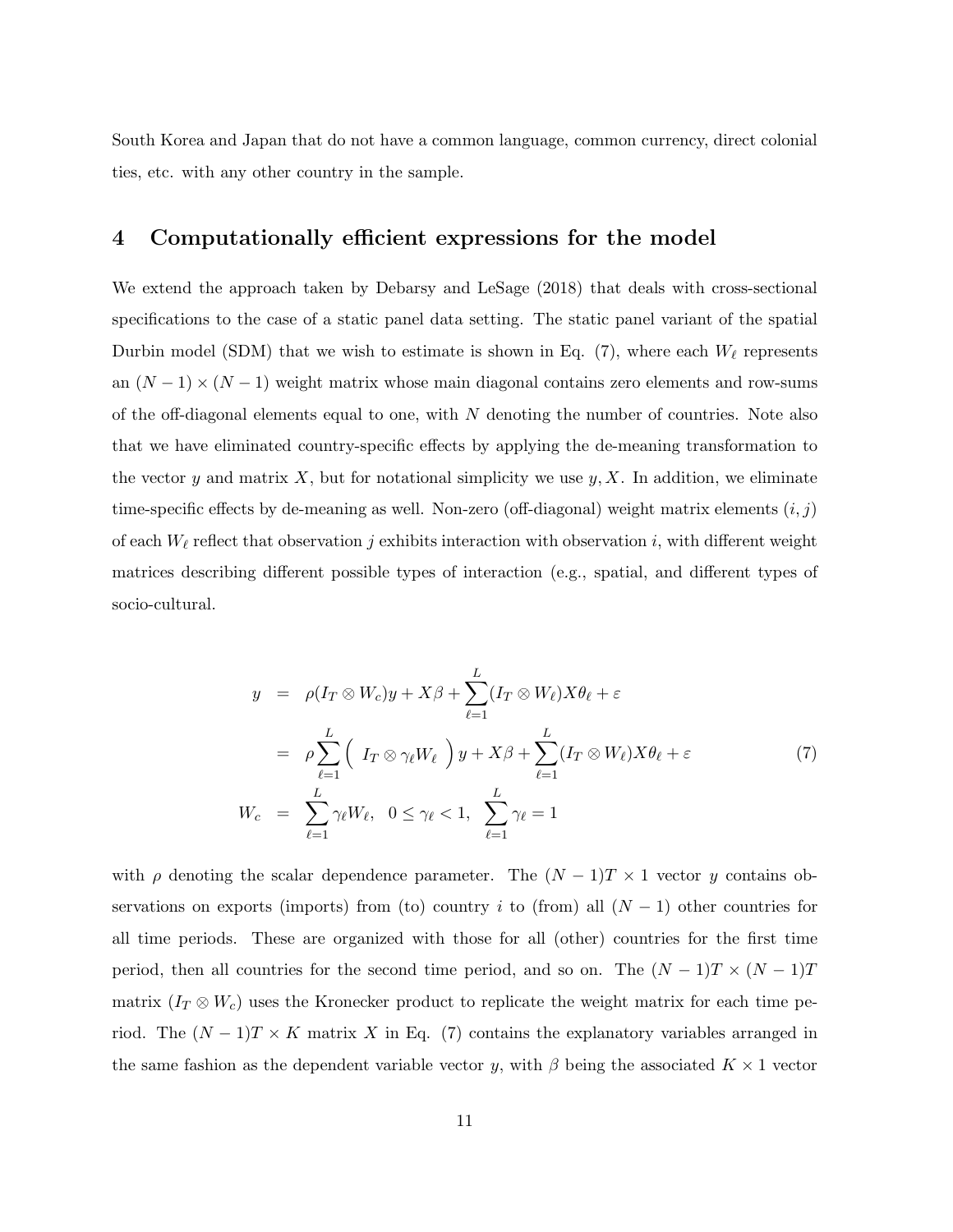South Korea and Japan that do not have a common language, common currency, direct colonial ties, etc. with any other country in the sample.

## 4 Computationally efficient expressions for the model

We extend the approach taken by Debarsy and LeSage (2018) that deals with cross-sectional specifications to the case of a static panel data setting. The static panel variant of the spatial Durbin model (SDM) that we wish to estimate is shown in Eq. (7), where each $W_\ell$ represents an $(N-1) \times (N-1)$ weight matrix whose main diagonal contains zero elements and row-sums of the off-diagonal elements equal to one, with $N$ denoting the number of countries. Note also that we have eliminated country-specific effects by applying the de-meaning transformation to the vector $y$ and matrix $X$, but for notational simplicity we use $y, X$. In addition, we eliminate time-specific effects by de-meaning as well. Non-zero (off-diagonal) weight matrix elements $(i, j)$ of each $W_\ell$ reflect that observation $j$ exhibits interaction with observation $i$, with different weight matrices describing different possible types of interaction (e.g., spatial, and different types of socio-cultural.

$$
\begin{aligned}
y &= \rho(I_T \otimes W_c)y + X\beta + \sum_{\ell=1}^{L}(I_T \otimes W_\ell)X\theta_\ell + \varepsilon \\
&= \rho \sum_{\ell=1}^{L} \Big( \ I_T \otimes \gamma_\ell W_\ell \ \Big) y + X\beta + \sum_{\ell=1}^{L}(I_T \otimes W_\ell)X\theta_\ell + \varepsilon \qquad (7) \\
W_c &= \sum_{\ell=1}^{L} \gamma_\ell W_\ell, \quad 0 \leq \gamma_\ell < 1, \quad \sum_{\ell=1}^{L} \gamma_\ell = 1
\end{aligned}
$$

with $\rho$ denoting the scalar dependence parameter. The $(N-1)T \times 1$ vector $y$ contains observations on exports (imports) from (to) country $i$ to (from) all $(N-1)$ other countries for all time periods. These are organized with those for all (other) countries for the first time period, then all countries for the second time period, and so on. The $(N-1)T \times (N-1)T$ matrix $(I_T \otimes W_c)$ uses the Kronecker product to replicate the weight matrix for each time period. The $(N-1)T \times K$ matrix $X$ in Eq. (7) contains the explanatory variables arranged in the same fashion as the dependent variable vector $y$, with $\beta$ being the associated $K \times 1$ vector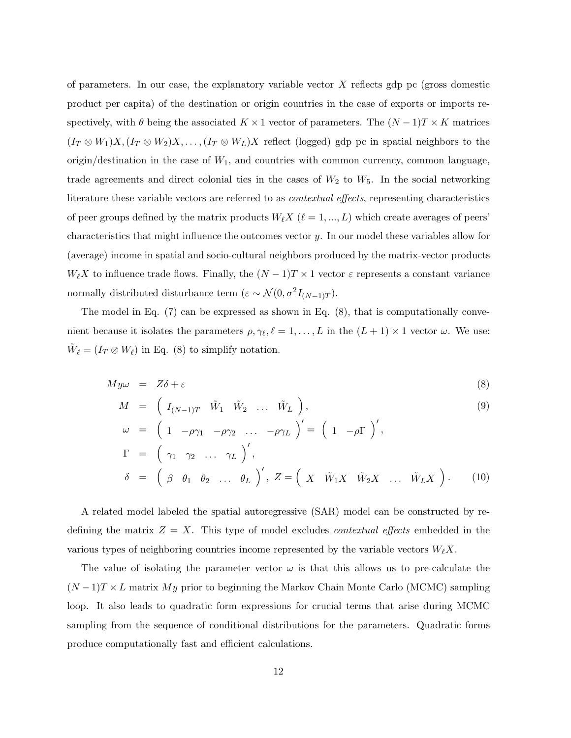of parameters. In our case, the explanatory variable vector $X$ reflects gdp pc (gross domestic product per capita) of the destination or origin countries in the case of exports or imports respectively, with $\theta$ being the associated $K \times 1$ vector of parameters. The $(N-1)T \times K$ matrices $(I_T \otimes W_1)X, (I_T \otimes W_2)X, \ldots, (I_T \otimes W_L)X$ reflect (logged) gdp pc in spatial neighbors to the origin/destination in the case of $W_1$, and countries with common currency, common language, trade agreements and direct colonial ties in the cases of $W_2$ to $W_5$. In the social networking literature these variable vectors are referred to as *contextual effects*, representing characteristics of peer groups defined by the matrix products $W_\ell X$ ($\ell = 1, ..., L$) which create averages of peers' characteristics that might influence the outcomes vector $y$. In our model these variables allow for (average) income in spatial and socio-cultural neighbors produced by the matrix-vector products $W_\ell X$ to influence trade flows. Finally, the $(N-1)T \times 1$ vector $\varepsilon$ represents a constant variance normally distributed disturbance term ($\varepsilon \sim \mathcal{N}(0, \sigma^2 I_{(N-1)T})$.

The model in Eq. (7) can be expressed as shown in Eq. (8), that is computationally convenient because it isolates the parameters $\rho, \gamma_\ell, \ell = 1, \ldots, L$ in the $(L+1) \times 1$ vector $\omega$. We use: $\tilde{W}_\ell = (I_T \otimes W_\ell)$ in Eq. (8) to simplify notation.

$$
\begin{aligned}
My\omega &= Z\delta + \varepsilon & (8)\\
M &= \begin{pmatrix} I_{(N-1)T} & \tilde{W}_1 & \tilde{W}_2 & \ldots & \tilde{W}_L \end{pmatrix}, & (9)\\
\omega &= \begin{pmatrix} 1 & -\rho\gamma_1 & -\rho\gamma_2 & \ldots & -\rho\gamma_L \end{pmatrix}' = \begin{pmatrix} 1 & -\rho\Gamma \end{pmatrix}', \\
\Gamma &= \begin{pmatrix} \gamma_1 & \gamma_2 & \ldots & \gamma_L \end{pmatrix}', \\
\delta &= \begin{pmatrix} \beta & \theta_1 & \theta_2 & \ldots & \theta_L \end{pmatrix}', \; Z = \begin{pmatrix} X & \tilde{W}_1 X & \tilde{W}_2 X & \ldots & \tilde{W}_L X \end{pmatrix}. & (10)
\end{aligned}
$$

A related model labeled the spatial autoregressive (SAR) model can be constructed by redefining the matrix $Z = X$. This type of model excludes *contextual effects* embedded in the various types of neighboring countries income represented by the variable vectors $W_\ell X$.

The value of isolating the parameter vector $\omega$ is that this allows us to pre-calculate the $(N-1)T \times L$ matrix $My$ prior to beginning the Markov Chain Monte Carlo (MCMC) sampling loop. It also leads to quadratic form expressions for crucial terms that arise during MCMC sampling from the sequence of conditional distributions for the parameters. Quadratic forms produce computationally fast and efficient calculations.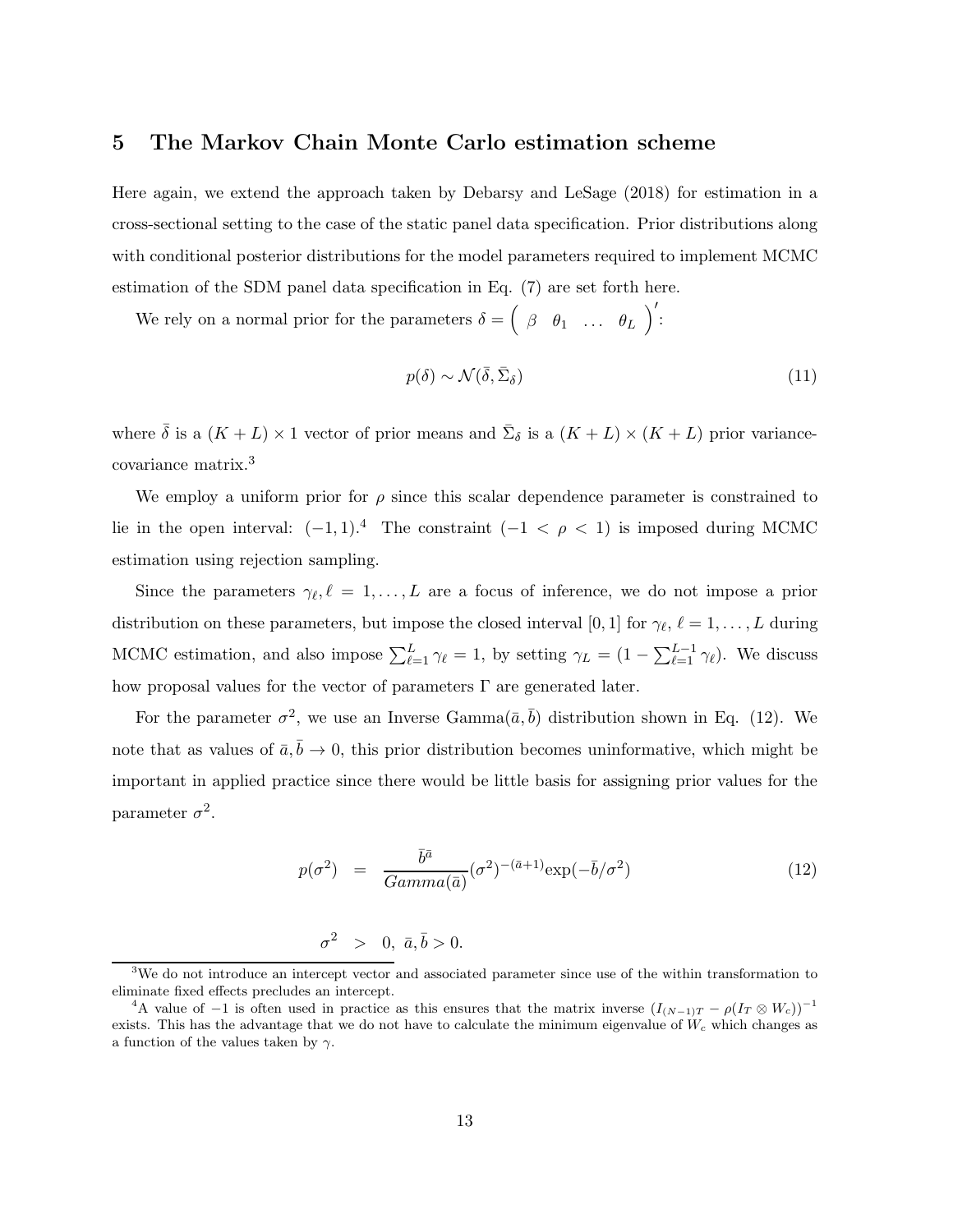## 5 The Markov Chain Monte Carlo estimation scheme

Here again, we extend the approach taken by Debarsy and LeSage (2018) for estimation in a cross-sectional setting to the case of the static panel data specification. Prior distributions along with conditional posterior distributions for the model parameters required to implement MCMC estimation of the SDM panel data specification in Eq. (7) are set forth here.

We rely on a normal prior for the parameters $\delta = \begin{pmatrix} \beta & \theta_1 & \dots & \theta_L \end{pmatrix}'$:

$$p(\delta) \sim \mathcal{N}(\bar{\delta}, \bar{\Sigma}_\delta) \tag{11}$$

where $\bar{\delta}$ is a $(K+L) \times 1$ vector of prior means and $\bar{\Sigma}_\delta$ is a $(K+L) \times (K+L)$ prior variance-covariance matrix.[3]

We employ a uniform prior for $\rho$ since this scalar dependence parameter is constrained to lie in the open interval: $(-1, 1)$.[4] The constraint $(-1 < \rho < 1)$ is imposed during MCMC estimation using rejection sampling.

Since the parameters $\gamma_\ell, \ell = 1, \dots, L$ are a focus of inference, we do not impose a prior distribution on these parameters, but impose the closed interval $[0, 1]$ for $\gamma_\ell$, $\ell = 1, \dots, L$ during MCMC estimation, and also impose $\sum_{\ell=1}^{L} \gamma_\ell = 1$, by setting $\gamma_L = (1 - \sum_{\ell=1}^{L-1} \gamma_\ell)$. We discuss how proposal values for the vector of parameters $\Gamma$ are generated later.

For the parameter $\sigma^2$, we use an Inverse Gamma$(\bar{a}, \bar{b})$ distribution shown in Eq. (12). We note that as values of $\bar{a}, \bar{b} \to 0$, this prior distribution becomes uninformative, which might be important in applied practice since there would be little basis for assigning prior values for the parameter $\sigma^2$.

$$p(\sigma^2) = \frac{\bar{b}^{\bar{a}}}{Gamma(\bar{a})} (\sigma^2)^{-(\bar{a}+1)} \exp(-\bar{b}/\sigma^2) \tag{12}$$

$$\sigma^2 > 0, \ \bar{a}, \bar{b} > 0.$$

[3] We do not introduce an intercept vector and associated parameter since use of the within transformation to eliminate fixed effects precludes an intercept.

[4] A value of $-1$ is often used in practice as this ensures that the matrix inverse $(I_{(N-1)T} - \rho(I_T \otimes W_c))^{-1}$ exists. This has the advantage that we do not have to calculate the minimum eigenvalue of $W_c$ which changes as a function of the values taken by $\gamma$.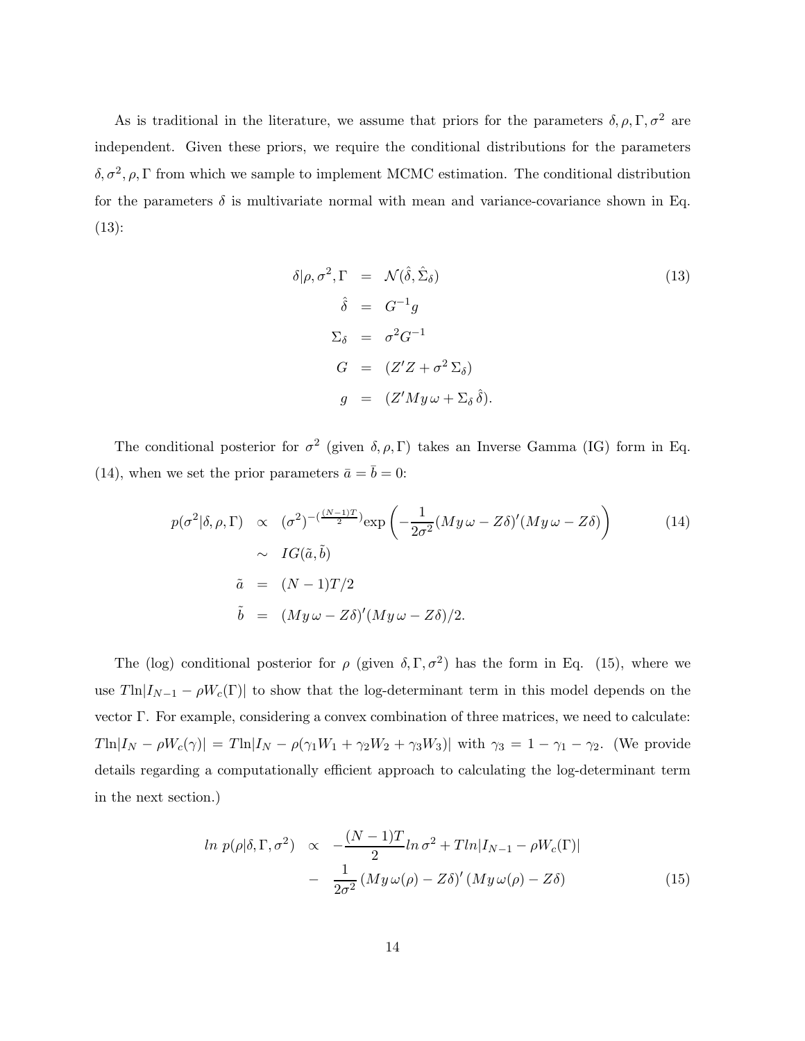As is traditional in the literature, we assume that priors for the parameters $\delta, \rho, \Gamma, \sigma^2$ are independent. Given these priors, we require the conditional distributions for the parameters $\delta, \sigma^2, \rho, \Gamma$ from which we sample to implement MCMC estimation. The conditional distribution for the parameters $\delta$ is multivariate normal with mean and variance-covariance shown in Eq. (13):

$$
\begin{aligned}
\delta|\rho, \sigma^2, \Gamma &= \mathcal{N}(\hat{\delta}, \hat{\Sigma}_\delta) \\
\hat{\delta} &= G^{-1}g \\
\Sigma_\delta &= \sigma^2 G^{-1} \\
G &= (Z'Z + \sigma^2\,\Sigma_\delta) \\
g &= (Z'My\,\omega + \Sigma_\delta\,\hat{\delta}).
\end{aligned}
\tag{13}
$$

The conditional posterior for $\sigma^2$ (given $\delta, \rho, \Gamma$) takes an Inverse Gamma (IG) form in Eq. (14), when we set the prior parameters $\bar{a} = \bar{b} = 0$:

$$
\begin{aligned}
p(\sigma^2|\delta, \rho, \Gamma) &\propto (\sigma^2)^{-(\frac{(N-1)T}{2})}\exp\left(-\frac{1}{2\sigma^2}(My\,\omega - Z\delta)'(My\,\omega - Z\delta)\right) \\
&\sim IG(\tilde{a}, \tilde{b}) \\
\tilde{a} &= (N-1)T/2 \\
\tilde{b} &= (My\,\omega - Z\delta)'(My\,\omega - Z\delta)/2.
\end{aligned}
\tag{14}
$$

The (log) conditional posterior for $\rho$ (given $\delta, \Gamma, \sigma^2$) has the form in Eq. (15), where we use $T\ln|I_{N-1} - \rho W_c(\Gamma)|$ to show that the log-determinant term in this model depends on the vector $\Gamma$. For example, considering a convex combination of three matrices, we need to calculate: $T\ln|I_N - \rho W_c(\gamma)| = T\ln|I_N - \rho(\gamma_1 W_1 + \gamma_2 W_2 + \gamma_3 W_3)|$ with $\gamma_3 = 1 - \gamma_1 - \gamma_2$. (We provide details regarding a computationally efficient approach to calculating the log-determinant term in the next section.)

$$
\begin{aligned}
ln\ p(\rho|\delta, \Gamma, \sigma^2) &\propto -\frac{(N-1)T}{2} ln\,\sigma^2 + T ln|I_{N-1} - \rho W_c(\Gamma)| \\
&- \frac{1}{2\sigma^2}\left(My\,\omega(\rho) - Z\delta\right)'\left(My\,\omega(\rho) - Z\delta\right)
\end{aligned}
\tag{15}
$$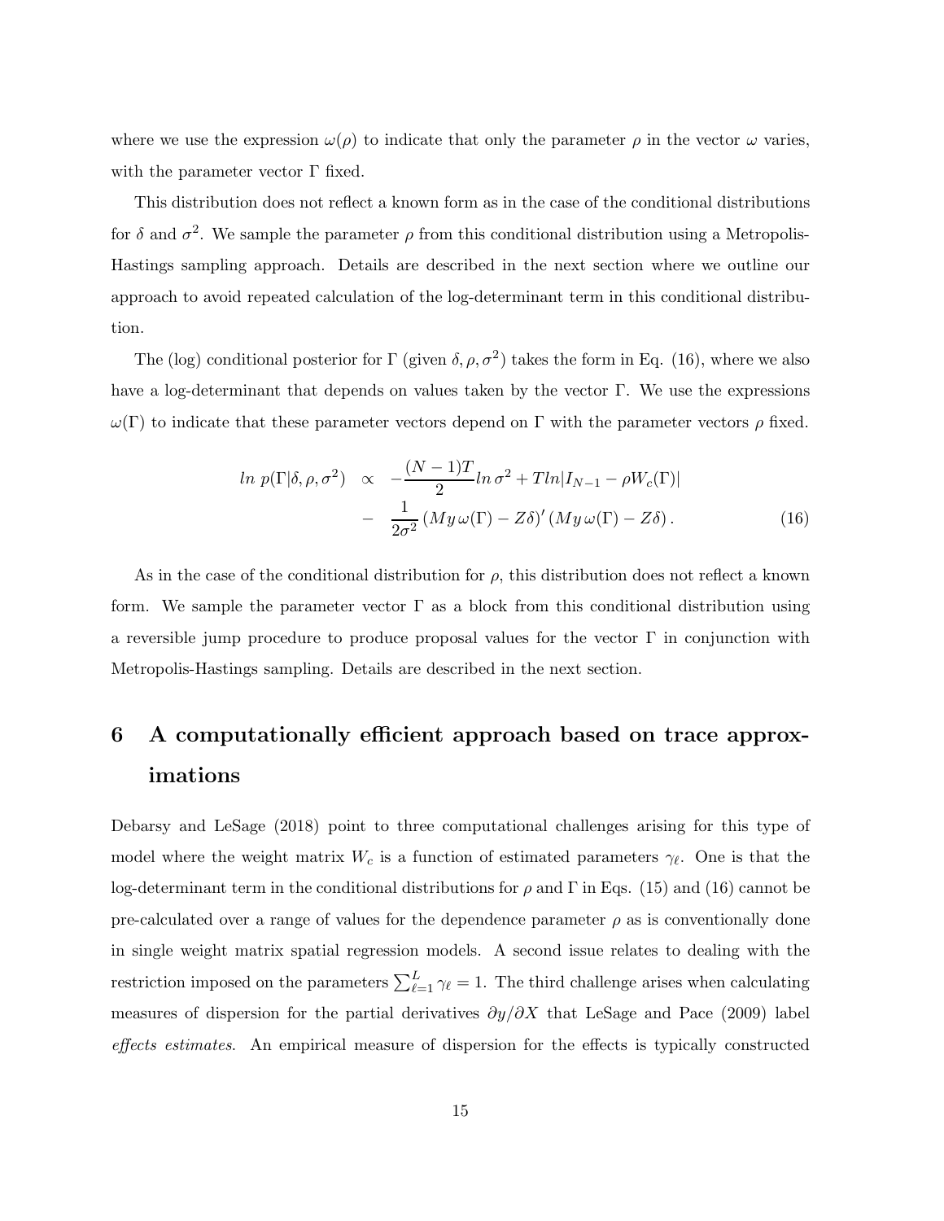where we use the expression $\omega(\rho)$ to indicate that only the parameter $\rho$ in the vector $\omega$ varies, with the parameter vector $\Gamma$ fixed.

This distribution does not reflect a known form as in the case of the conditional distributions for $\delta$ and $\sigma^2$. We sample the parameter $\rho$ from this conditional distribution using a Metropolis-Hastings sampling approach. Details are described in the next section where we outline our approach to avoid repeated calculation of the log-determinant term in this conditional distribution.

The (log) conditional posterior for $\Gamma$ (given $\delta, \rho, \sigma^2$) takes the form in Eq. (16), where we also have a log-determinant that depends on values taken by the vector $\Gamma$. We use the expressions $\omega(\Gamma)$ to indicate that these parameter vectors depend on $\Gamma$ with the parameter vectors $\rho$ fixed.

$$
\begin{aligned}
ln\ p(\Gamma|\delta, \rho, \sigma^2) \quad &\propto \quad -\frac{(N-1)T}{2} ln\, \sigma^2 + T ln|I_{N-1} - \rho W_c(\Gamma)| \\
&- \quad \frac{1}{2\sigma^2} \left(My\, \omega(\Gamma) - Z\delta\right)' \left(My\, \omega(\Gamma) - Z\delta\right). \qquad (16)
\end{aligned}
$$

As in the case of the conditional distribution for $\rho$, this distribution does not reflect a known form. We sample the parameter vector $\Gamma$ as a block from this conditional distribution using a reversible jump procedure to produce proposal values for the vector $\Gamma$ in conjunction with Metropolis-Hastings sampling. Details are described in the next section.

# 6 A computationally efficient approach based on trace approximations

Debarsy and LeSage (2018) point to three computational challenges arising for this type of model where the weight matrix $W_c$ is a function of estimated parameters $\gamma_\ell$. One is that the log-determinant term in the conditional distributions for $\rho$ and $\Gamma$ in Eqs. (15) and (16) cannot be pre-calculated over a range of values for the dependence parameter $\rho$ as is conventionally done in single weight matrix spatial regression models. A second issue relates to dealing with the restriction imposed on the parameters $\sum_{\ell=1}^{L} \gamma_\ell = 1$. The third challenge arises when calculating measures of dispersion for the partial derivatives $\partial y/\partial X$ that LeSage and Pace (2009) label *effects estimates*. An empirical measure of dispersion for the effects is typically constructed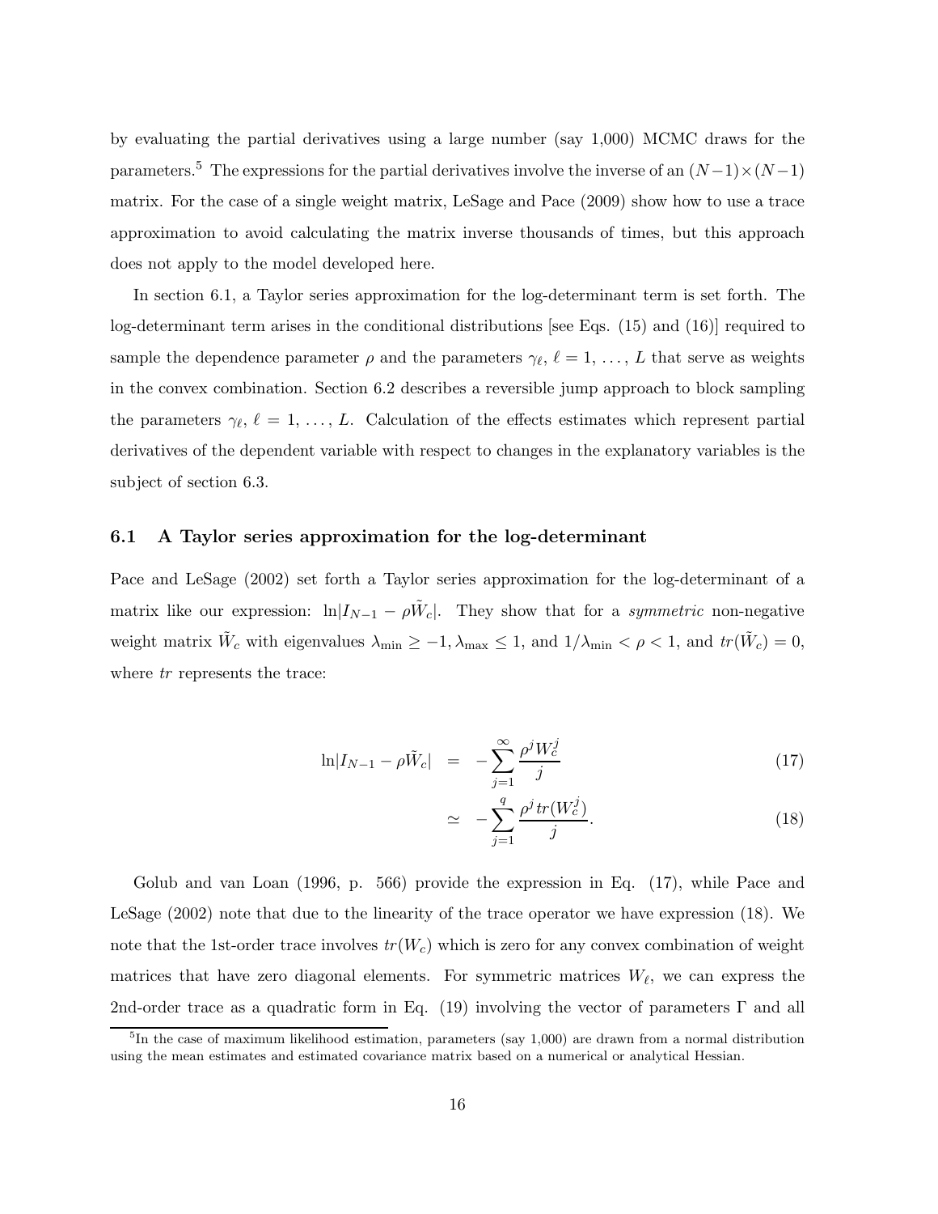by evaluating the partial derivatives using a large number (say 1,000) MCMC draws for the parameters.[5] The expressions for the partial derivatives involve the inverse of an $(N-1)\times(N-1)$ matrix. For the case of a single weight matrix, LeSage and Pace (2009) show how to use a trace approximation to avoid calculating the matrix inverse thousands of times, but this approach does not apply to the model developed here.

In section 6.1, a Taylor series approximation for the log-determinant term is set forth. The log-determinant term arises in the conditional distributions [see Eqs. (15) and (16)] required to sample the dependence parameter $\rho$ and the parameters $\gamma_\ell$, $\ell = 1, \ldots, L$ that serve as weights in the convex combination. Section 6.2 describes a reversible jump approach to block sampling the parameters $\gamma_\ell$, $\ell = 1, \ldots, L$. Calculation of the effects estimates which represent partial derivatives of the dependent variable with respect to changes in the explanatory variables is the subject of section 6.3.

### 6.1 A Taylor series approximation for the log-determinant

Pace and LeSage (2002) set forth a Taylor series approximation for the log-determinant of a matrix like our expression: $\ln|I_{N-1} - \rho\tilde{W}_c|$. They show that for a *symmetric* non-negative weight matrix $\tilde{W}_c$ with eigenvalues $\lambda_{\min} \geq -1, \lambda_{\max} \leq 1$, and $1/\lambda_{\min} < \rho < 1$, and $tr(\tilde{W}_c) = 0$, where $tr$ represents the trace:

$$\ln|I_{N-1} - \rho\tilde{W}_c| = -\sum_{j=1}^{\infty} \frac{\rho^j W_c^j}{j} \tag{17}$$

$$\simeq -\sum_{j=1}^{q} \frac{\rho^j \, tr(W_c^j)}{j}. \tag{18}$$

Golub and van Loan (1996, p. 566) provide the expression in Eq. (17), while Pace and LeSage (2002) note that due to the linearity of the trace operator we have expression (18). We note that the 1st-order trace involves $tr(W_c)$ which is zero for any convex combination of weight matrices that have zero diagonal elements. For symmetric matrices $W_\ell$, we can express the 2nd-order trace as a quadratic form in Eq. (19) involving the vector of parameters $\Gamma$ and all

[5] In the case of maximum likelihood estimation, parameters (say 1,000) are drawn from a normal distribution using the mean estimates and estimated covariance matrix based on a numerical or analytical Hessian.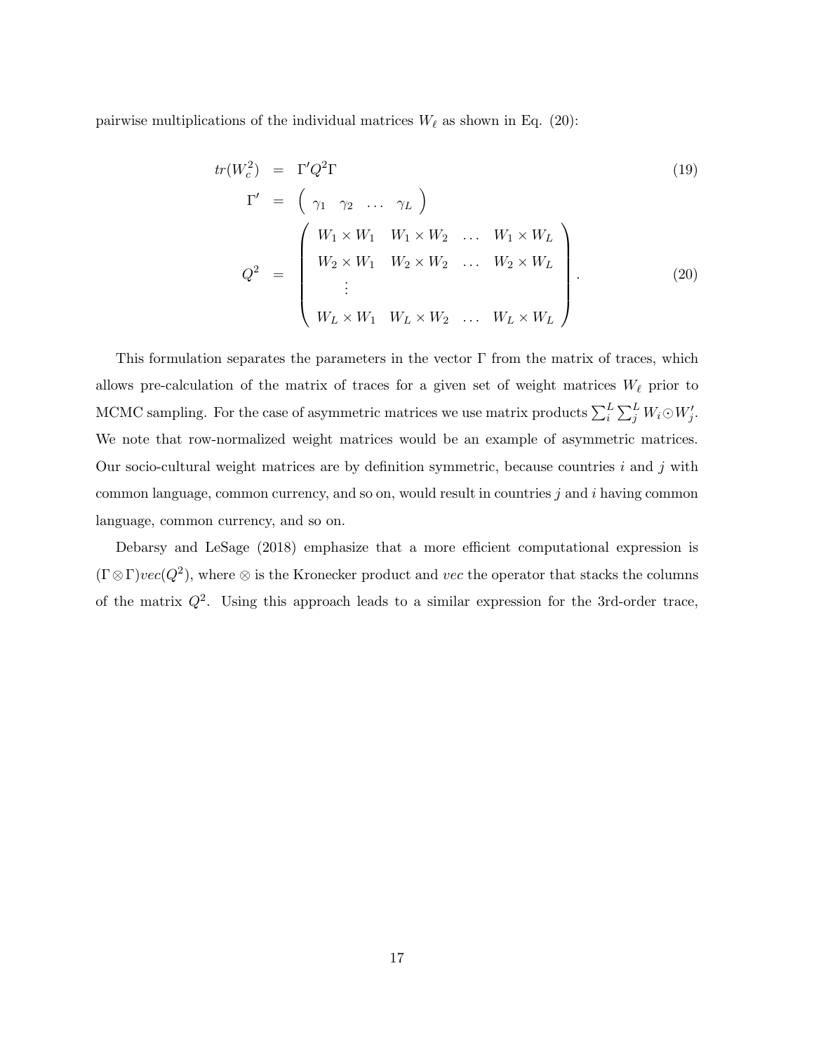pairwise multiplications of the individual matrices $W_\ell$ as shown in Eq. (20):

$$
\begin{aligned}
tr(W_c^2) &= \Gamma' Q^2 \Gamma && (19)\\
\Gamma' &= \begin{pmatrix} \gamma_1 & \gamma_2 & \dots & \gamma_L \end{pmatrix} \\
Q^2 &= \begin{pmatrix} W_1 \times W_1 & W_1 \times W_2 & \dots & W_1 \times W_L \\ W_2 \times W_1 & W_2 \times W_2 & \dots & W_2 \times W_L \\ \vdots & & & \\ W_L \times W_1 & W_L \times W_2 & \dots & W_L \times W_L \end{pmatrix}. && (20)
\end{aligned}
$$

This formulation separates the parameters in the vector $\Gamma$ from the matrix of traces, which allows pre-calculation of the matrix of traces for a given set of weight matrices $W_\ell$ prior to MCMC sampling. For the case of asymmetric matrices we use matrix products $\sum_i^L \sum_j^L W_i \odot W_j'$. We note that row-normalized weight matrices would be an example of asymmetric matrices. Our socio-cultural weight matrices are by definition symmetric, because countries $i$ and $j$ with common language, common currency, and so on, would result in countries $j$ and $i$ having common language, common currency, and so on.

Debarsy and LeSage (2018) emphasize that a more efficient computational expression is $(\Gamma \otimes \Gamma) vec(Q^2)$, where $\otimes$ is the Kronecker product and $vec$ the operator that stacks the columns of the matrix $Q^2$. Using this approach leads to a similar expression for the 3rd-order trace,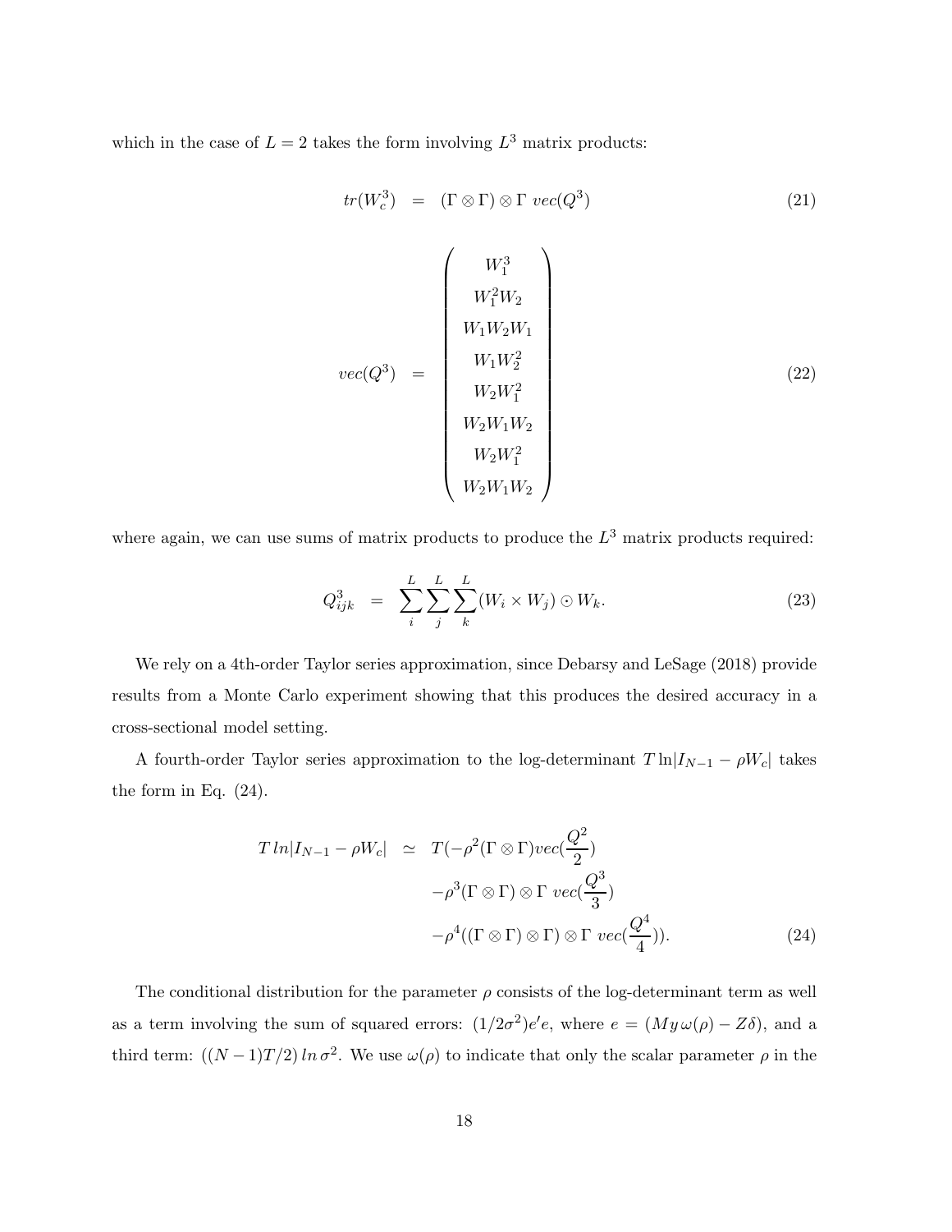which in the case of $L = 2$ takes the form involving $L^3$ matrix products:

$$tr(W_c^3) = (\Gamma \otimes \Gamma) \otimes \Gamma \; vec(Q^3) \tag{21}$$

$$vec(Q^3) = \begin{pmatrix} W_1^3 \\ W_1^2 W_2 \\ W_1 W_2 W_1 \\ W_1 W_2^2 \\ W_2 W_1^2 \\ W_2 W_1 W_2 \\ W_2 W_1^2 \\ W_2 W_1 W_2 \end{pmatrix} \tag{22}$$

where again, we can use sums of matrix products to produce the $L^3$ matrix products required:

$$Q_{ijk}^3 = \sum_i^L \sum_j^L \sum_k^L (W_i \times W_j) \odot W_k. \tag{23}$$

We rely on a 4th-order Taylor series approximation, since Debarsy and LeSage (2018) provide results from a Monte Carlo experiment showing that this produces the desired accuracy in a cross-sectional model setting.

A fourth-order Taylor series approximation to the log-determinant $T \ln|I_{N-1} - \rho W_c|$ takes the form in Eq. (24).

$$\begin{aligned} T\, ln|I_{N-1} - \rho W_c| \;\simeq\; & T(-\rho^2 (\Gamma \otimes \Gamma) vec(\frac{Q^2}{2}) \\ & -\rho^3 (\Gamma \otimes \Gamma) \otimes \Gamma \; vec(\frac{Q^3}{3}) \\ & -\rho^4 ((\Gamma \otimes \Gamma) \otimes \Gamma) \otimes \Gamma \; vec(\frac{Q^4}{4})). \end{aligned} \tag{24}$$

The conditional distribution for the parameter $\rho$ consists of the log-determinant term as well as a term involving the sum of squared errors: $(1/2\sigma^2)e'e$, where $e = (My\,\omega(\rho) - Z\delta)$, and a third term: $((N-1)T/2)\, ln\, \sigma^2$. We use $\omega(\rho)$ to indicate that only the scalar parameter $\rho$ in the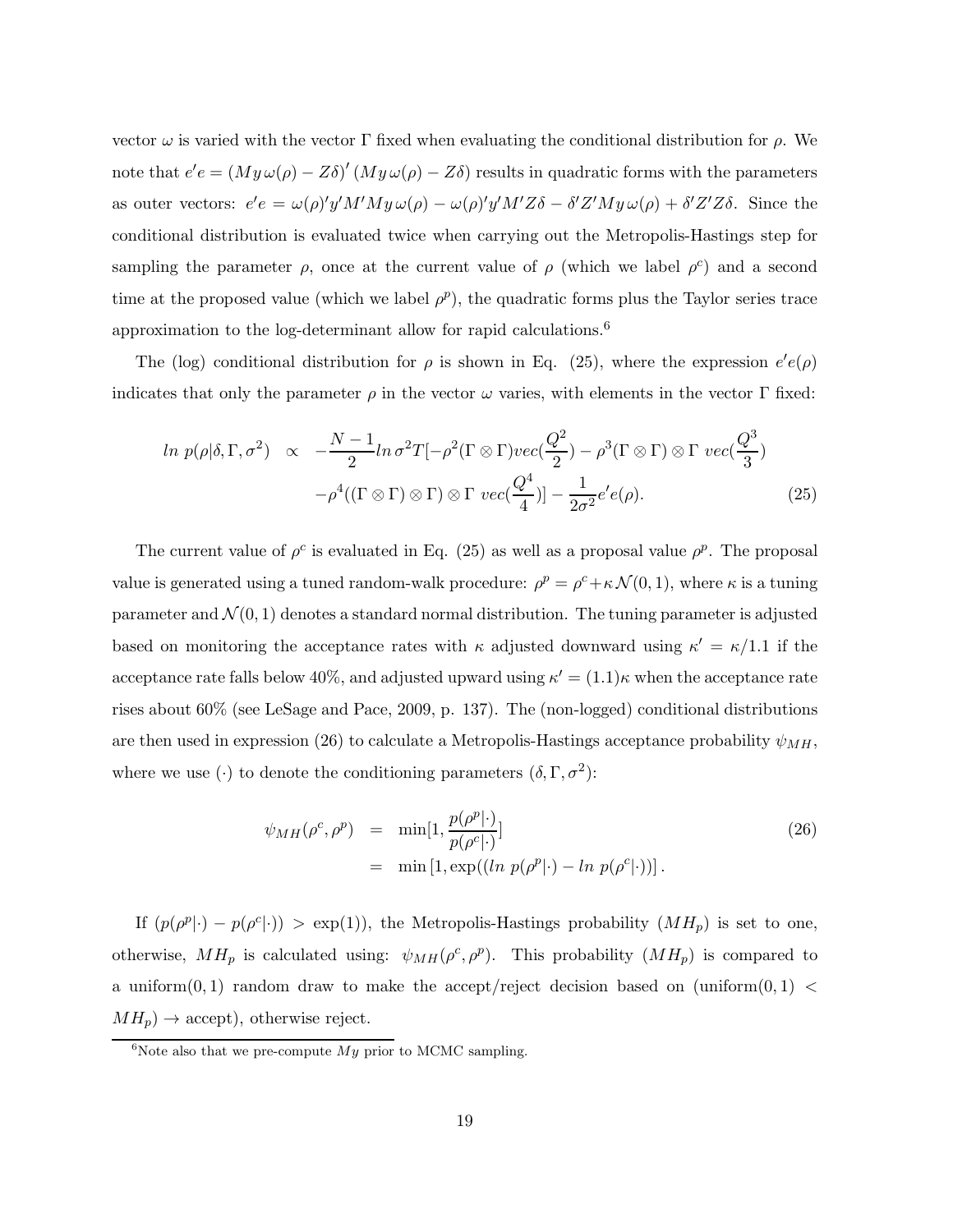vector $\omega$ is varied with the vector $\Gamma$ fixed when evaluating the conditional distribution for $\rho$. We note that $e'e = (My\,\omega(\rho) - Z\delta)'\,(My\,\omega(\rho) - Z\delta)$ results in quadratic forms with the parameters as outer vectors: $e'e = \omega(\rho)'y'M'My\,\omega(\rho) - \omega(\rho)'y'M'Z\delta - \delta'Z'My\,\omega(\rho) + \delta'Z'Z\delta$. Since the conditional distribution is evaluated twice when carrying out the Metropolis-Hastings step for sampling the parameter $\rho$, once at the current value of $\rho$ (which we label $\rho^c$) and a second time at the proposed value (which we label $\rho^p$), the quadratic forms plus the Taylor series trace approximation to the log-determinant allow for rapid calculations.[6]

The (log) conditional distribution for $\rho$ is shown in Eq. (25), where the expression $e'e(\rho)$ indicates that only the parameter $\rho$ in the vector $\omega$ varies, with elements in the vector $\Gamma$ fixed:

$$
\begin{aligned}
ln\; p(\rho|\delta, \Gamma, \sigma^2) \;\; &\propto \;\; -\frac{N-1}{2} ln\, \sigma^2 T[-\rho^2(\Gamma \otimes \Gamma)vec(\frac{Q^2}{2}) - \rho^3(\Gamma \otimes \Gamma) \otimes \Gamma\;\, vec(\frac{Q^3}{3}) \\
&\quad -\rho^4((\Gamma \otimes \Gamma) \otimes \Gamma) \otimes \Gamma\;\, vec(\frac{Q^4}{4})] - \frac{1}{2\sigma^2} e'e(\rho). \qquad (25)
\end{aligned}
$$

The current value of $\rho^c$ is evaluated in Eq. (25) as well as a proposal value $\rho^p$. The proposal value is generated using a tuned random-walk procedure: $\rho^p = \rho^c + \kappa\mathcal{N}(0,1)$, where $\kappa$ is a tuning parameter and $\mathcal{N}(0,1)$ denotes a standard normal distribution. The tuning parameter is adjusted based on monitoring the acceptance rates with $\kappa$ adjusted downward using $\kappa' = \kappa/1.1$ if the acceptance rate falls below 40%, and adjusted upward using $\kappa' = (1.1)\kappa$ when the acceptance rate rises about 60% (see LeSage and Pace, 2009, p. 137). The (non-logged) conditional distributions are then used in expression (26) to calculate a Metropolis-Hastings acceptance probability $\psi_{MH}$, where we use $(\cdot)$ to denote the conditioning parameters $(\delta, \Gamma, \sigma^2)$:

$$
\begin{aligned}
\psi_{MH}(\rho^c, \rho^p) \;\; &= \;\; \min[1, \frac{p(\rho^p|\cdot)}{p(\rho^c|\cdot)}] \qquad (26) \\
&= \;\; \min\left[1, \exp((ln\; p(\rho^p|\cdot) - ln\; p(\rho^c|\cdot))\right].
\end{aligned}
$$

If $(p(\rho^p|\cdot) - p(\rho^c|\cdot)) > \exp(1))$, the Metropolis-Hastings probability $(MH_p)$ is set to one, otherwise, $MH_p$ is calculated using: $\psi_{MH}(\rho^c, \rho^p)$. This probability $(MH_p)$ is compared to a uniform$(0,1)$ random draw to make the accept/reject decision based on (uniform$(0,1) < MH_p) \rightarrow$ accept), otherwise reject.

[6]Note also that we pre-compute $My$ prior to MCMC sampling.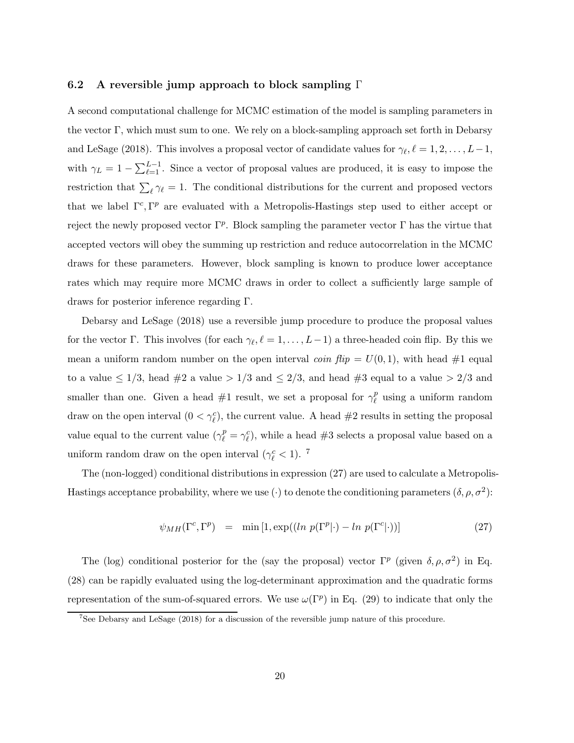### 6.2 A reversible jump approach to block sampling $\Gamma$

A second computational challenge for MCMC estimation of the model is sampling parameters in the vector $\Gamma$, which must sum to one. We rely on a block-sampling approach set forth in Debarsy and LeSage (2018). This involves a proposal vector of candidate values for $\gamma_\ell, \ell = 1, 2, \ldots, L-1$, with $\gamma_L = 1 - \sum_{\ell=1}^{L-1}$. Since a vector of proposal values are produced, it is easy to impose the restriction that $\sum_\ell \gamma_\ell = 1$. The conditional distributions for the current and proposed vectors that we label $\Gamma^c, \Gamma^p$ are evaluated with a Metropolis-Hastings step used to either accept or reject the newly proposed vector $\Gamma^p$. Block sampling the parameter vector $\Gamma$ has the virtue that accepted vectors will obey the summing up restriction and reduce autocorrelation in the MCMC draws for these parameters. However, block sampling is known to produce lower acceptance rates which may require more MCMC draws in order to collect a sufficiently large sample of draws for posterior inference regarding $\Gamma$.

Debarsy and LeSage (2018) use a reversible jump procedure to produce the proposal values for the vector $\Gamma$. This involves (for each $\gamma_\ell, \ell = 1, \ldots, L-1$) a three-headed coin flip. By this we mean a uniform random number on the open interval *coin flip* $= U(0,1)$, with head #1 equal to a value $\leq 1/3$, head #2 a value $> 1/3$ and $\leq 2/3$, and head #3 equal to a value $> 2/3$ and smaller than one. Given a head #1 result, we set a proposal for $\gamma_\ell^p$ using a uniform random draw on the open interval $(0 < \gamma_\ell^c)$, the current value. A head #2 results in setting the proposal value equal to the current value ($\gamma_\ell^p = \gamma_\ell^c$), while a head #3 selects a proposal value based on a uniform random draw on the open interval ($\gamma_\ell^c < 1$). [7]

The (non-logged) conditional distributions in expression (27) are used to calculate a Metropolis-Hastings acceptance probability, where we use $(\cdot)$ to denote the conditioning parameters $(\delta, \rho, \sigma^2)$:

$$\psi_{MH}(\Gamma^c, \Gamma^p) \quad = \quad \min\left[1, \exp((ln\ p(\Gamma^p|\cdot) - ln\ p(\Gamma^c|\cdot))\right] \tag{27}$$

The (log) conditional posterior for the (say the proposal) vector $\Gamma^p$ (given $\delta, \rho, \sigma^2$) in Eq. (28) can be rapidly evaluated using the log-determinant approximation and the quadratic forms representation of the sum-of-squared errors. We use $\omega(\Gamma^p)$ in Eq. (29) to indicate that only the

[7] See Debarsy and LeSage (2018) for a discussion of the reversible jump nature of this procedure.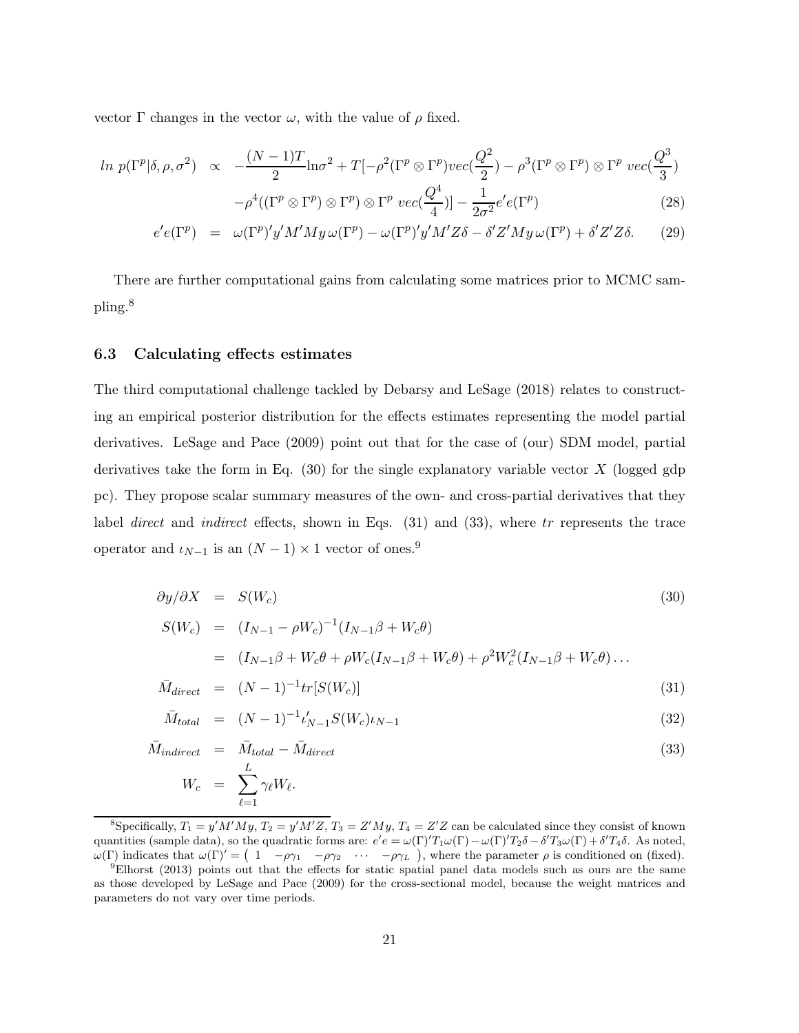vector $\Gamma$ changes in the vector $\omega$, with the value of $\rho$ fixed.

$$
\begin{aligned}
ln\ p(\Gamma^p|\delta,\rho,\sigma^2) \quad &\propto \quad -\frac{(N-1)T}{2}\ln\sigma^2 + T[-\rho^2(\Gamma^p \otimes \Gamma^p)vec(\frac{Q^2}{2}) - \rho^3(\Gamma^p \otimes \Gamma^p) \otimes \Gamma^p\ vec(\frac{Q^3}{3}) \\
&\quad -\rho^4((\Gamma^p \otimes \Gamma^p) \otimes \Gamma^p) \otimes \Gamma^p\ vec(\frac{Q^4}{4})] - \frac{1}{2\sigma^2}e'e(\Gamma^p) \qquad (28) \\
e'e(\Gamma^p) \quad &= \quad \omega(\Gamma^p)'y'M'My\,\omega(\Gamma^p) - \omega(\Gamma^p)'y'M'Z\delta - \delta'Z'My\,\omega(\Gamma^p) + \delta'Z'Z\delta. \qquad (29)
\end{aligned}
$$

There are further computational gains from calculating some matrices prior to MCMC sampling.[8]

### 6.3 Calculating effects estimates

The third computational challenge tackled by Debarsy and LeSage (2018) relates to constructing an empirical posterior distribution for the effects estimates representing the model partial derivatives. LeSage and Pace (2009) point out that for the case of (our) SDM model, partial derivatives take the form in Eq. (30) for the single explanatory variable vector $X$ (logged gdp pc). They propose scalar summary measures of the own- and cross-partial derivatives that they label *direct* and *indirect* effects, shown in Eqs. (31) and (33), where $tr$ represents the trace operator and $\iota_{N-1}$ is an $(N-1) \times 1$ vector of ones.[9]

$$
\begin{aligned}
\partial y/\partial X \quad &= \quad S(W_c) \qquad (30) \\
S(W_c) \quad &= \quad (I_{N-1} - \rho W_c)^{-1}(I_{N-1}\beta + W_c\theta) \\
&= \quad (I_{N-1}\beta + W_c\theta + \rho W_c(I_{N-1}\beta + W_c\theta) + \rho^2 W_c^2(I_{N-1}\beta + W_c\theta)\ldots \\
\bar{M}_{direct} \quad &= \quad (N-1)^{-1}tr[S(W_c)] \qquad (31) \\
\bar{M}_{total} \quad &= \quad (N-1)^{-1}\iota_{N-1}'S(W_c)\iota_{N-1} \qquad (32) \\
\bar{M}_{indirect} \quad &= \quad \bar{M}_{total} - \bar{M}_{direct} \qquad (33) \\
W_c \quad &= \quad \sum_{\ell=1}^{L}\gamma_\ell W_\ell.
\end{aligned}
$$

---

[8] Specifically, $T_1 = y'M'My$, $T_2 = y'M'Z$, $T_3 = Z'My$, $T_4 = Z'Z$ can be calculated since they consist of known quantities (sample data), so the quadratic forms are: $e'e = \omega(\Gamma)'T_1\omega(\Gamma) - \omega(\Gamma)'T_2\delta - \delta'T_3\omega(\Gamma) + \delta'T_4\delta$. As noted, $\omega(\Gamma)$ indicates that $\omega(\Gamma)' = \begin{pmatrix} 1 & -\rho\gamma_1 & -\rho\gamma_2 & \cdots & -\rho\gamma_L \end{pmatrix}$, where the parameter $\rho$ is conditioned on (fixed).

[9] Elhorst (2013) points out that the effects for static spatial panel data models such as ours are the same as those developed by LeSage and Pace (2009) for the cross-sectional model, because the weight matrices and parameters do not vary over time periods.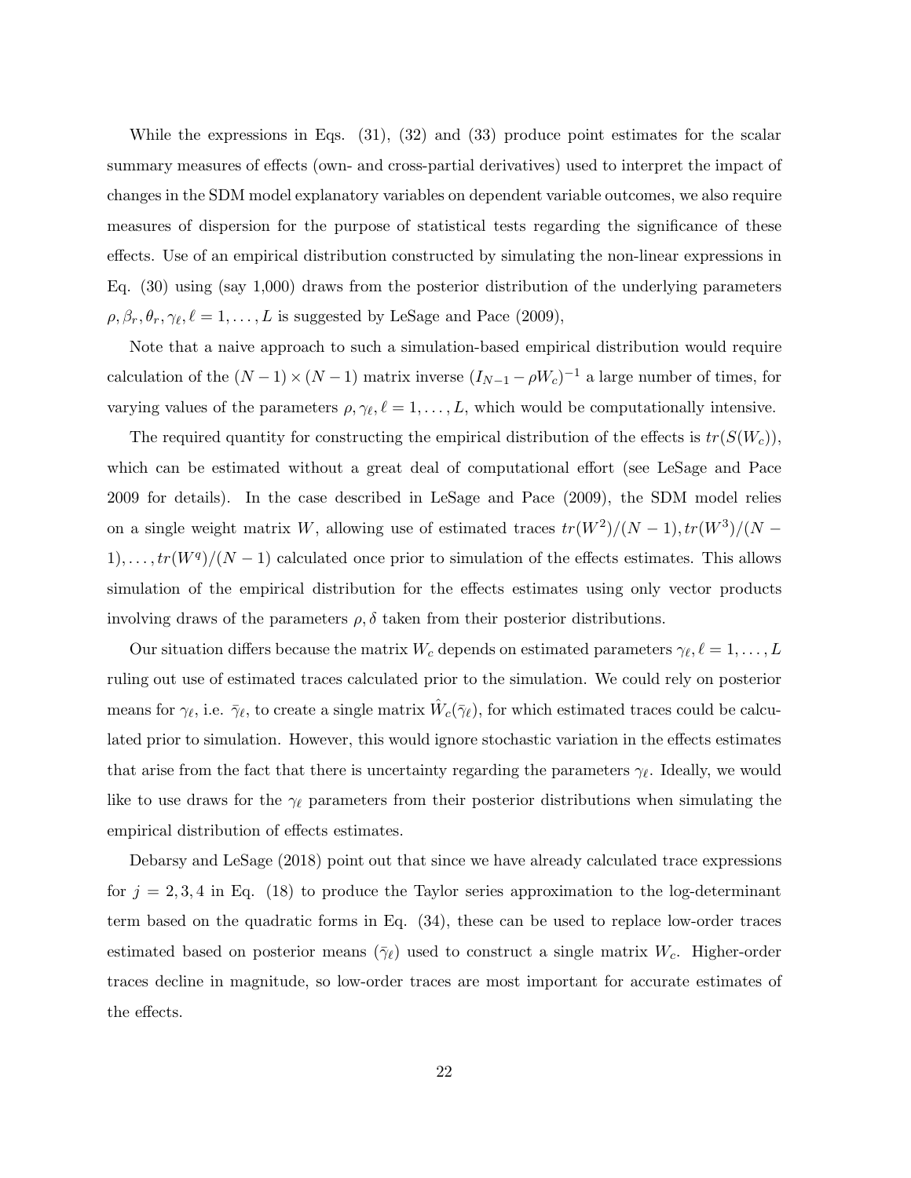While the expressions in Eqs. (31), (32) and (33) produce point estimates for the scalar summary measures of effects (own- and cross-partial derivatives) used to interpret the impact of changes in the SDM model explanatory variables on dependent variable outcomes, we also require measures of dispersion for the purpose of statistical tests regarding the significance of these effects. Use of an empirical distribution constructed by simulating the non-linear expressions in Eq. (30) using (say 1,000) draws from the posterior distribution of the underlying parameters $\rho, \beta_r, \theta_r, \gamma_\ell, \ell = 1, \ldots, L$ is suggested by LeSage and Pace (2009),

Note that a naive approach to such a simulation-based empirical distribution would require calculation of the $(N-1) \times (N-1)$ matrix inverse $(I_{N-1} - \rho W_c)^{-1}$ a large number of times, for varying values of the parameters $\rho, \gamma_\ell, \ell = 1, \ldots, L$, which would be computationally intensive.

The required quantity for constructing the empirical distribution of the effects is $tr(S(W_c))$, which can be estimated without a great deal of computational effort (see LeSage and Pace 2009 for details). In the case described in LeSage and Pace (2009), the SDM model relies on a single weight matrix $W$, allowing use of estimated traces $tr(W^2)/(N-1), tr(W^3)/(N-1), \ldots, tr(W^q)/(N-1)$ calculated once prior to simulation of the effects estimates. This allows simulation of the empirical distribution for the effects estimates using only vector products involving draws of the parameters $\rho, \delta$ taken from their posterior distributions.

Our situation differs because the matrix $W_c$ depends on estimated parameters $\gamma_\ell, \ell = 1, \ldots, L$ ruling out use of estimated traces calculated prior to the simulation. We could rely on posterior means for $\gamma_\ell$, i.e. $\bar{\gamma}_\ell$, to create a single matrix $\hat{W}_c(\bar{\gamma}_\ell)$, for which estimated traces could be calculated prior to simulation. However, this would ignore stochastic variation in the effects estimates that arise from the fact that there is uncertainty regarding the parameters $\gamma_\ell$. Ideally, we would like to use draws for the $\gamma_\ell$ parameters from their posterior distributions when simulating the empirical distribution of effects estimates.

Debarsy and LeSage (2018) point out that since we have already calculated trace expressions for $j = 2, 3, 4$ in Eq. (18) to produce the Taylor series approximation to the log-determinant term based on the quadratic forms in Eq. (34), these can be used to replace low-order traces estimated based on posterior means ($\bar{\gamma}_\ell$) used to construct a single matrix $W_c$. Higher-order traces decline in magnitude, so low-order traces are most important for accurate estimates of the effects.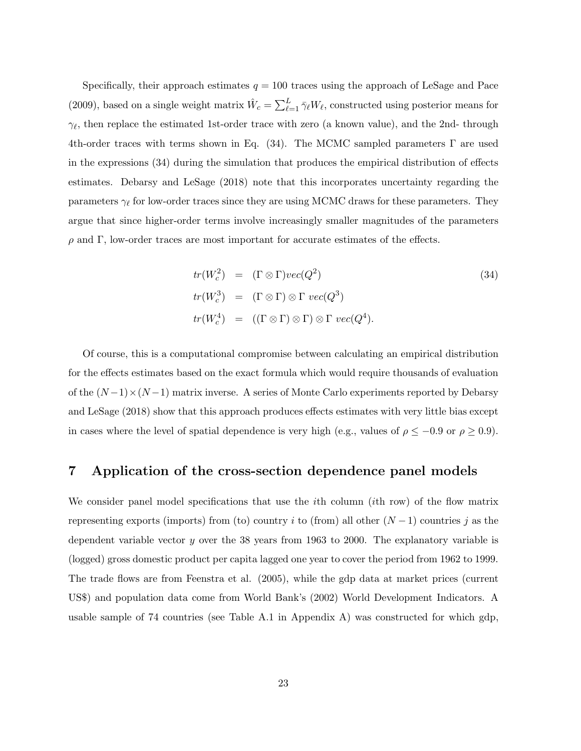Specifically, their approach estimates $q = 100$ traces using the approach of LeSage and Pace (2009), based on a single weight matrix $\hat{W}_c = \sum_{\ell=1}^{L} \bar{\gamma}_\ell W_\ell$, constructed using posterior means for $\gamma_\ell$, then replace the estimated 1st-order trace with zero (a known value), and the 2nd- through 4th-order traces with terms shown in Eq. (34). The MCMC sampled parameters $\Gamma$ are used in the expressions (34) during the simulation that produces the empirical distribution of effects estimates. Debarsy and LeSage (2018) note that this incorporates uncertainty regarding the parameters $\gamma_\ell$ for low-order traces since they are using MCMC draws for these parameters. They argue that since higher-order terms involve increasingly smaller magnitudes of the parameters $\rho$ and $\Gamma$, low-order traces are most important for accurate estimates of the effects.

$$
\begin{aligned}
tr(W_c^2) &= (\Gamma \otimes \Gamma) vec(Q^2) \\
tr(W_c^3) &= (\Gamma \otimes \Gamma) \otimes \Gamma \ vec(Q^3) \\
tr(W_c^4) &= ((\Gamma \otimes \Gamma) \otimes \Gamma) \otimes \Gamma \ vec(Q^4).
\end{aligned} \tag{34}
$$

Of course, this is a computational compromise between calculating an empirical distribution for the effects estimates based on the exact formula which would require thousands of evaluation of the $(N-1) \times (N-1)$ matrix inverse. A series of Monte Carlo experiments reported by Debarsy and LeSage (2018) show that this approach produces effects estimates with very little bias except in cases where the level of spatial dependence is very high (e.g., values of $\rho \leq -0.9$ or $\rho \geq 0.9$).

# 7 Application of the cross-section dependence panel models

We consider panel model specifications that use the $i$th column ($i$th row) of the flow matrix representing exports (imports) from (to) country $i$ to (from) all other $(N-1)$ countries $j$ as the dependent variable vector $y$ over the 38 years from 1963 to 2000. The explanatory variable is (logged) gross domestic product per capita lagged one year to cover the period from 1962 to 1999. The trade flows are from Feenstra et al. (2005), while the gdp data at market prices (current US$) and population data come from World Bank's (2002) World Development Indicators. A usable sample of 74 countries (see Table A.1 in Appendix A) was constructed for which gdp,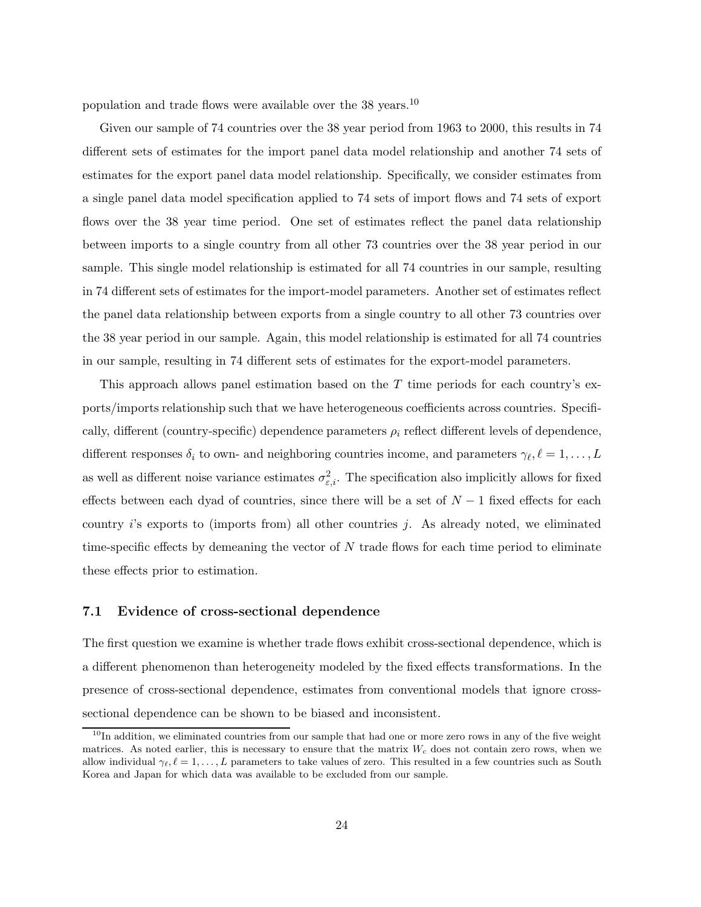population and trade flows were available over the 38 years.[10]

Given our sample of 74 countries over the 38 year period from 1963 to 2000, this results in 74 different sets of estimates for the import panel data model relationship and another 74 sets of estimates for the export panel data model relationship. Specifically, we consider estimates from a single panel data model specification applied to 74 sets of import flows and 74 sets of export flows over the 38 year time period. One set of estimates reflect the panel data relationship between imports to a single country from all other 73 countries over the 38 year period in our sample. This single model relationship is estimated for all 74 countries in our sample, resulting in 74 different sets of estimates for the import-model parameters. Another set of estimates reflect the panel data relationship between exports from a single country to all other 73 countries over the 38 year period in our sample. Again, this model relationship is estimated for all 74 countries in our sample, resulting in 74 different sets of estimates for the export-model parameters.

This approach allows panel estimation based on the $T$ time periods for each country's exports/imports relationship such that we have heterogeneous coefficients across countries. Specifically, different (country-specific) dependence parameters $\rho_i$ reflect different levels of dependence, different responses $\delta_i$ to own- and neighboring countries income, and parameters $\gamma_\ell, \ell = 1, \ldots, L$ as well as different noise variance estimates $\sigma^2_{\varepsilon,i}$. The specification also implicitly allows for fixed effects between each dyad of countries, since there will be a set of $N - 1$ fixed effects for each country $i$'s exports to (imports from) all other countries $j$. As already noted, we eliminated time-specific effects by demeaning the vector of $N$ trade flows for each time period to eliminate these effects prior to estimation.

### 7.1 Evidence of cross-sectional dependence

The first question we examine is whether trade flows exhibit cross-sectional dependence, which is a different phenomenon than heterogeneity modeled by the fixed effects transformations. In the presence of cross-sectional dependence, estimates from conventional models that ignore cross-sectional dependence can be shown to be biased and inconsistent.

[10] In addition, we eliminated countries from our sample that had one or more zero rows in any of the five weight matrices. As noted earlier, this is necessary to ensure that the matrix $W_c$ does not contain zero rows, when we allow individual $\gamma_\ell, \ell = 1, \ldots, L$ parameters to take values of zero. This resulted in a few countries such as South Korea and Japan for which data was available to be excluded from our sample.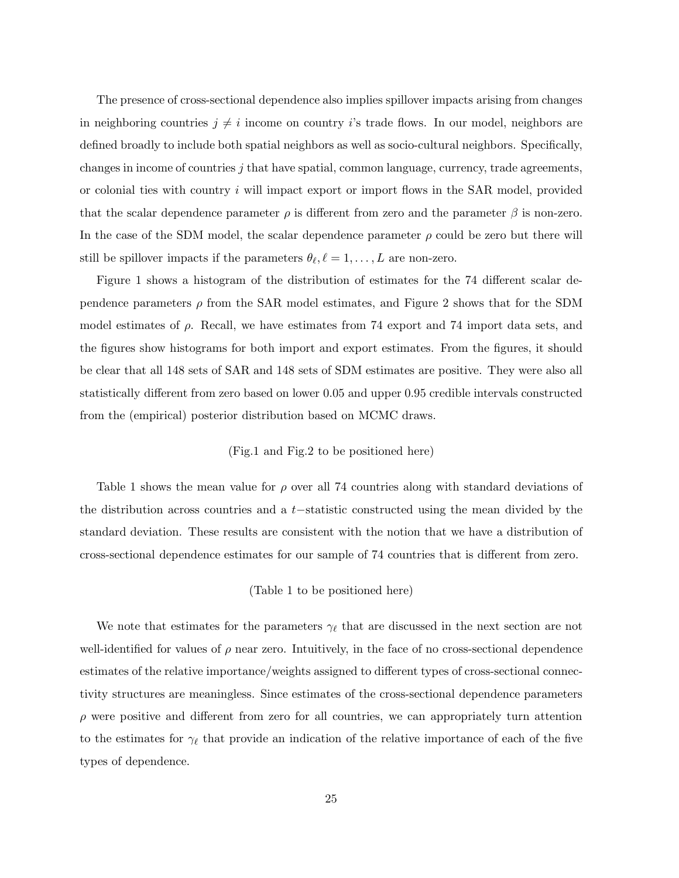The presence of cross-sectional dependence also implies spillover impacts arising from changes in neighboring countries $j \neq i$ income on country $i$'s trade flows. In our model, neighbors are defined broadly to include both spatial neighbors as well as socio-cultural neighbors. Specifically, changes in income of countries $j$ that have spatial, common language, currency, trade agreements, or colonial ties with country $i$ will impact export or import flows in the SAR model, provided that the scalar dependence parameter $\rho$ is different from zero and the parameter $\beta$ is non-zero. In the case of the SDM model, the scalar dependence parameter $\rho$ could be zero but there will still be spillover impacts if the parameters $\theta_\ell, \ell = 1, \ldots, L$ are non-zero.

Figure 1 shows a histogram of the distribution of estimates for the 74 different scalar dependence parameters $\rho$ from the SAR model estimates, and Figure 2 shows that for the SDM model estimates of $\rho$. Recall, we have estimates from 74 export and 74 import data sets, and the figures show histograms for both import and export estimates. From the figures, it should be clear that all 148 sets of SAR and 148 sets of SDM estimates are positive. They were also all statistically different from zero based on lower 0.05 and upper 0.95 credible intervals constructed from the (empirical) posterior distribution based on MCMC draws.

(Fig.1 and Fig.2 to be positioned here)

Table 1 shows the mean value for $\rho$ over all 74 countries along with standard deviations of the distribution across countries and a $t-$statistic constructed using the mean divided by the standard deviation. These results are consistent with the notion that we have a distribution of cross-sectional dependence estimates for our sample of 74 countries that is different from zero.

(Table 1 to be positioned here)

We note that estimates for the parameters $\gamma_\ell$ that are discussed in the next section are not well-identified for values of $\rho$ near zero. Intuitively, in the face of no cross-sectional dependence estimates of the relative importance/weights assigned to different types of cross-sectional connectivity structures are meaningless. Since estimates of the cross-sectional dependence parameters $\rho$ were positive and different from zero for all countries, we can appropriately turn attention to the estimates for $\gamma_\ell$ that provide an indication of the relative importance of each of the five types of dependence.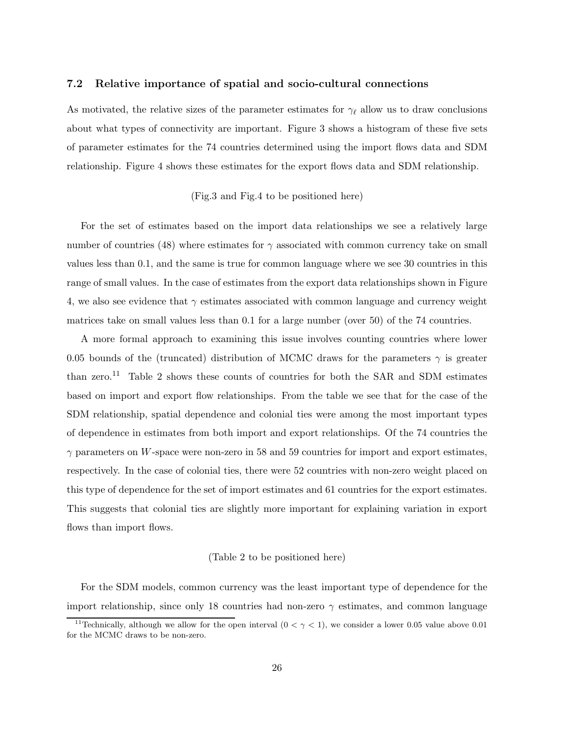### 7.2 Relative importance of spatial and socio-cultural connections

As motivated, the relative sizes of the parameter estimates for $\gamma_\ell$ allow us to draw conclusions about what types of connectivity are important. Figure 3 shows a histogram of these five sets of parameter estimates for the 74 countries determined using the import flows data and SDM relationship. Figure 4 shows these estimates for the export flows data and SDM relationship.

(Fig.3 and Fig.4 to be positioned here)

For the set of estimates based on the import data relationships we see a relatively large number of countries (48) where estimates for $\gamma$ associated with common currency take on small values less than 0.1, and the same is true for common language where we see 30 countries in this range of small values. In the case of estimates from the export data relationships shown in Figure 4, we also see evidence that $\gamma$ estimates associated with common language and currency weight matrices take on small values less than 0.1 for a large number (over 50) of the 74 countries.

A more formal approach to examining this issue involves counting countries where lower 0.05 bounds of the (truncated) distribution of MCMC draws for the parameters $\gamma$ is greater than zero.[11] Table 2 shows these counts of countries for both the SAR and SDM estimates based on import and export flow relationships. From the table we see that for the case of the SDM relationship, spatial dependence and colonial ties were among the most important types of dependence in estimates from both import and export relationships. Of the 74 countries the $\gamma$ parameters on $W$-space were non-zero in 58 and 59 countries for import and export estimates, respectively. In the case of colonial ties, there were 52 countries with non-zero weight placed on this type of dependence for the set of import estimates and 61 countries for the export estimates. This suggests that colonial ties are slightly more important for explaining variation in export flows than import flows.

(Table 2 to be positioned here)

For the SDM models, common currency was the least important type of dependence for the import relationship, since only 18 countries had non-zero $\gamma$ estimates, and common language

[11] Technically, although we allow for the open interval ($0 < \gamma < 1$), we consider a lower 0.05 value above 0.01 for the MCMC draws to be non-zero.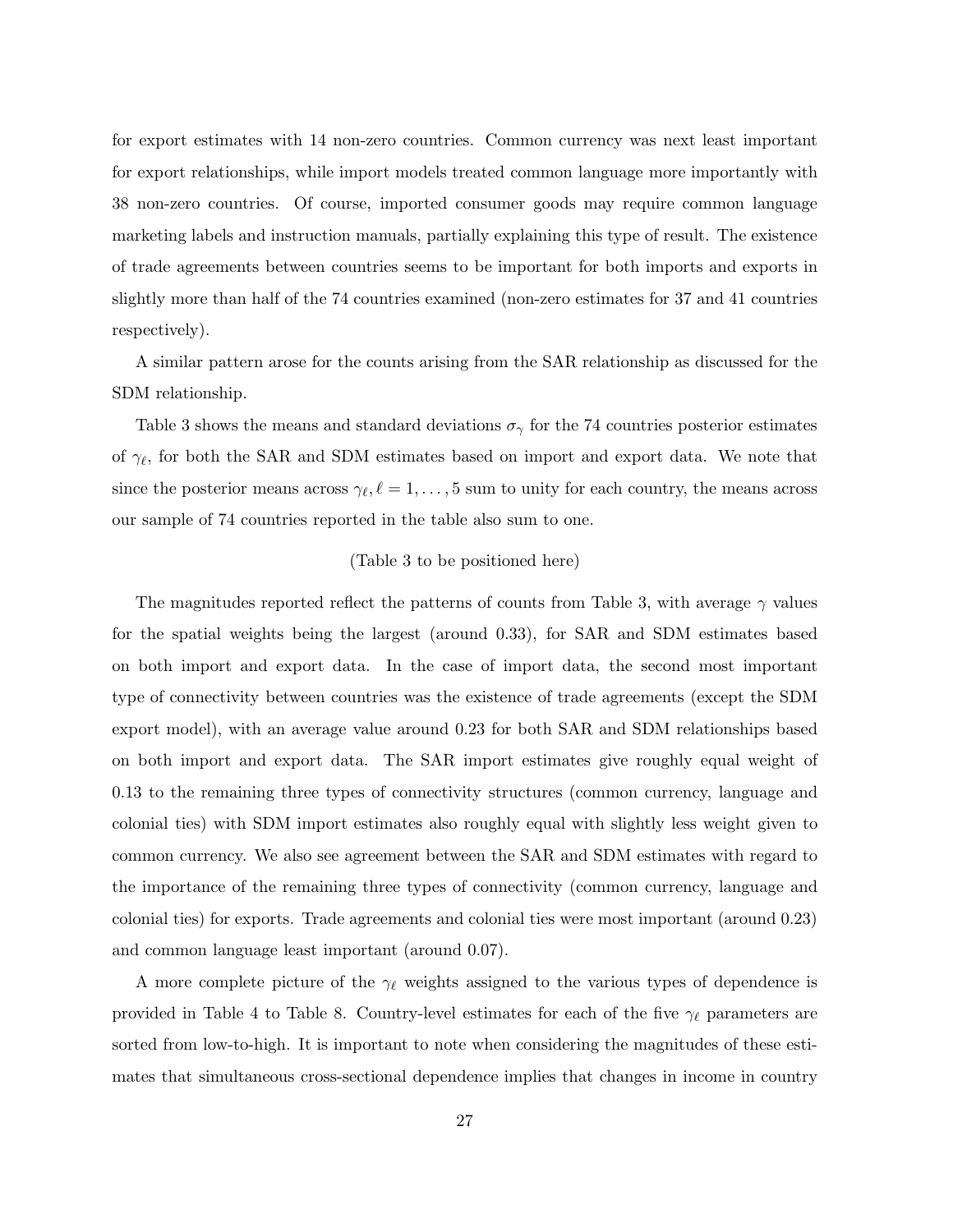for export estimates with 14 non-zero countries. Common currency was next least important for export relationships, while import models treated common language more importantly with 38 non-zero countries. Of course, imported consumer goods may require common language marketing labels and instruction manuals, partially explaining this type of result. The existence of trade agreements between countries seems to be important for both imports and exports in slightly more than half of the 74 countries examined (non-zero estimates for 37 and 41 countries respectively).

A similar pattern arose for the counts arising from the SAR relationship as discussed for the SDM relationship.

Table 3 shows the means and standard deviations $\sigma_\gamma$ for the 74 countries posterior estimates of $\gamma_\ell$, for both the SAR and SDM estimates based on import and export data. We note that since the posterior means across $\gamma_\ell, \ell = 1, \ldots, 5$ sum to unity for each country, the means across our sample of 74 countries reported in the table also sum to one.

(Table 3 to be positioned here)

The magnitudes reported reflect the patterns of counts from Table 3, with average $\gamma$ values for the spatial weights being the largest (around 0.33), for SAR and SDM estimates based on both import and export data. In the case of import data, the second most important type of connectivity between countries was the existence of trade agreements (except the SDM export model), with an average value around 0.23 for both SAR and SDM relationships based on both import and export data. The SAR import estimates give roughly equal weight of 0.13 to the remaining three types of connectivity structures (common currency, language and colonial ties) with SDM import estimates also roughly equal with slightly less weight given to common currency. We also see agreement between the SAR and SDM estimates with regard to the importance of the remaining three types of connectivity (common currency, language and colonial ties) for exports. Trade agreements and colonial ties were most important (around 0.23) and common language least important (around 0.07).

A more complete picture of the $\gamma_\ell$ weights assigned to the various types of dependence is provided in Table 4 to Table 8. Country-level estimates for each of the five $\gamma_\ell$ parameters are sorted from low-to-high. It is important to note when considering the magnitudes of these estimates that simultaneous cross-sectional dependence implies that changes in income in country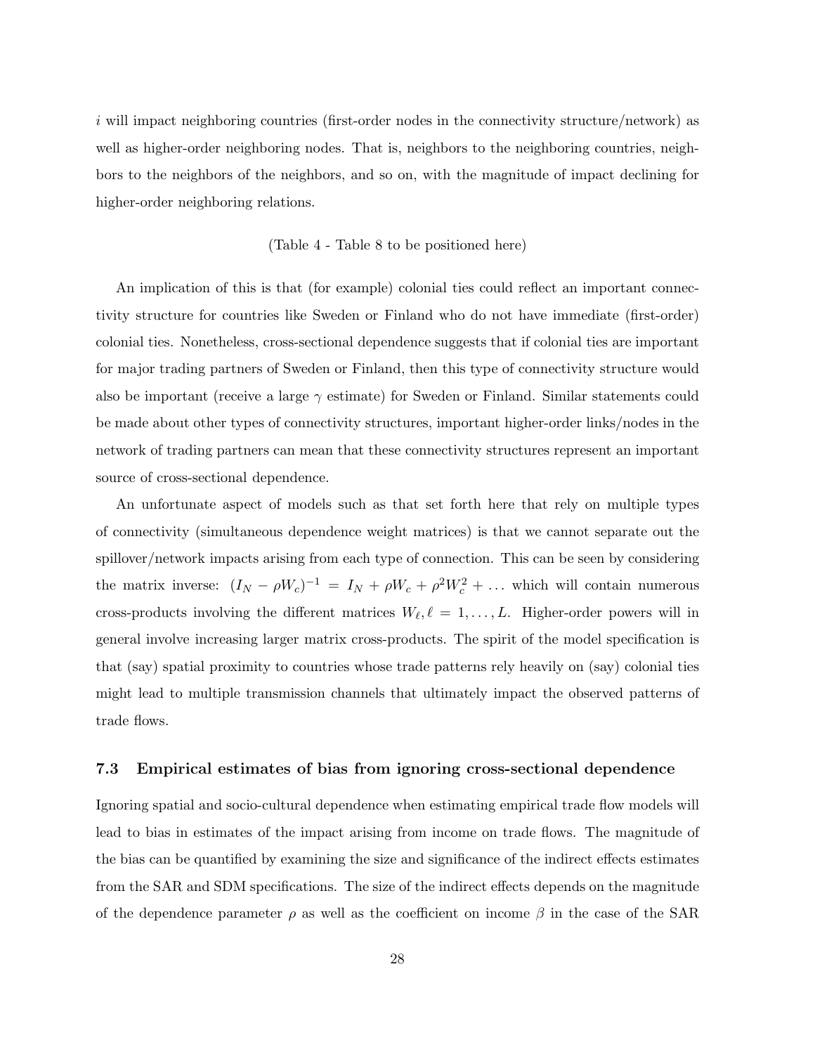$i$ will impact neighboring countries (first-order nodes in the connectivity structure/network) as well as higher-order neighboring nodes. That is, neighbors to the neighboring countries, neighbors to the neighbors of the neighbors, and so on, with the magnitude of impact declining for higher-order neighboring relations.

(Table 4 - Table 8 to be positioned here)

An implication of this is that (for example) colonial ties could reflect an important connectivity structure for countries like Sweden or Finland who do not have immediate (first-order) colonial ties. Nonetheless, cross-sectional dependence suggests that if colonial ties are important for major trading partners of Sweden or Finland, then this type of connectivity structure would also be important (receive a large $\gamma$ estimate) for Sweden or Finland. Similar statements could be made about other types of connectivity structures, important higher-order links/nodes in the network of trading partners can mean that these connectivity structures represent an important source of cross-sectional dependence.

An unfortunate aspect of models such as that set forth here that rely on multiple types of connectivity (simultaneous dependence weight matrices) is that we cannot separate out the spillover/network impacts arising from each type of connection. This can be seen by considering the matrix inverse: $(I_N - \rho W_c)^{-1} = I_N + \rho W_c + \rho^2 W_c^2 + \dots$ which will contain numerous cross-products involving the different matrices $W_\ell, \ell = 1, \dots, L$. Higher-order powers will in general involve increasing larger matrix cross-products. The spirit of the model specification is that (say) spatial proximity to countries whose trade patterns rely heavily on (say) colonial ties might lead to multiple transmission channels that ultimately impact the observed patterns of trade flows.

### 7.3 Empirical estimates of bias from ignoring cross-sectional dependence

Ignoring spatial and socio-cultural dependence when estimating empirical trade flow models will lead to bias in estimates of the impact arising from income on trade flows. The magnitude of the bias can be quantified by examining the size and significance of the indirect effects estimates from the SAR and SDM specifications. The size of the indirect effects depends on the magnitude of the dependence parameter $\rho$ as well as the coefficient on income $\beta$ in the case of the SAR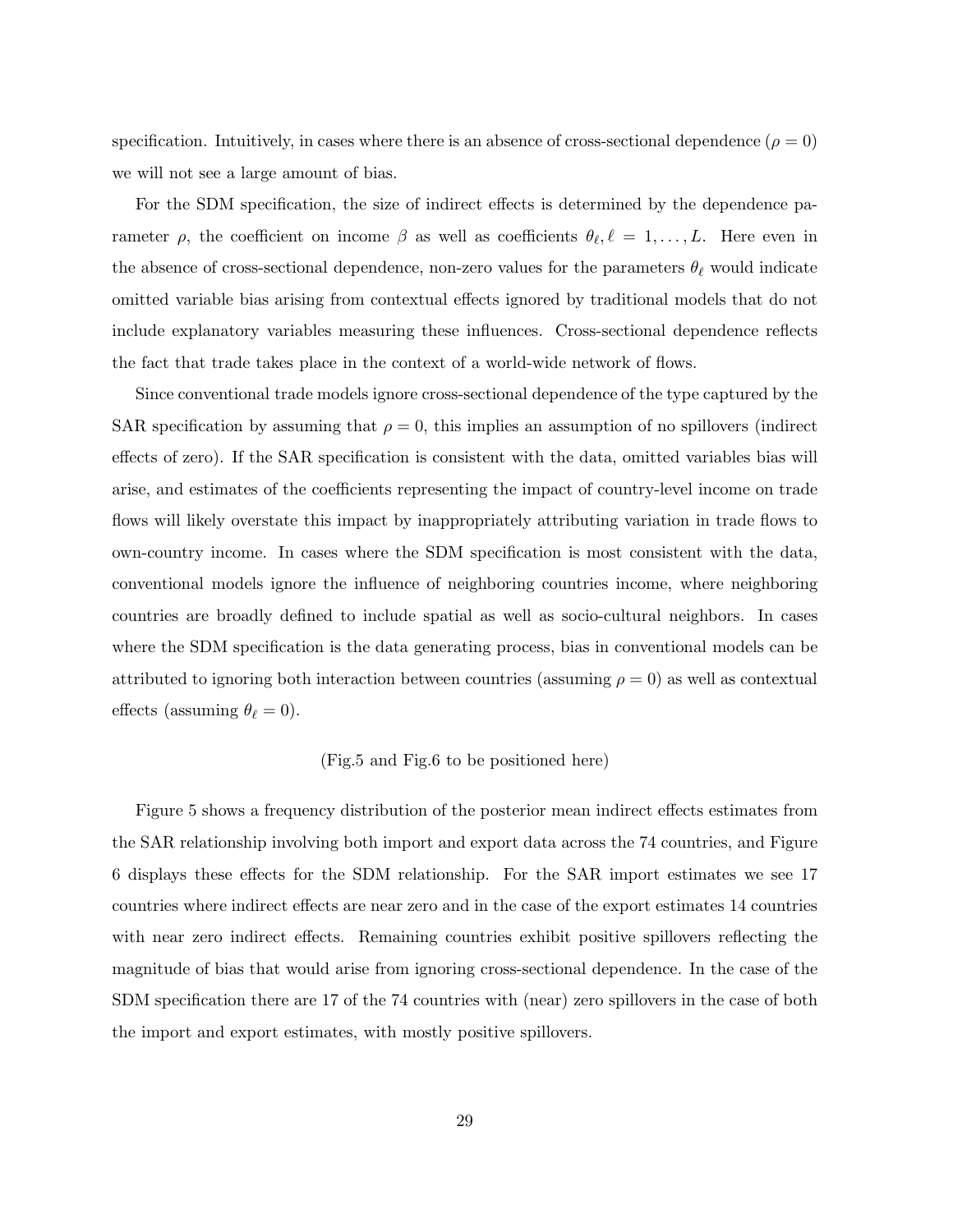specification. Intuitively, in cases where there is an absence of cross-sectional dependence ($\rho = 0$) we will not see a large amount of bias.

For the SDM specification, the size of indirect effects is determined by the dependence parameter $\rho$, the coefficient on income $\beta$ as well as coefficients $\theta_\ell, \ell = 1, \ldots, L$. Here even in the absence of cross-sectional dependence, non-zero values for the parameters $\theta_\ell$ would indicate omitted variable bias arising from contextual effects ignored by traditional models that do not include explanatory variables measuring these influences. Cross-sectional dependence reflects the fact that trade takes place in the context of a world-wide network of flows.

Since conventional trade models ignore cross-sectional dependence of the type captured by the SAR specification by assuming that $\rho = 0$, this implies an assumption of no spillovers (indirect effects of zero). If the SAR specification is consistent with the data, omitted variables bias will arise, and estimates of the coefficients representing the impact of country-level income on trade flows will likely overstate this impact by inappropriately attributing variation in trade flows to own-country income. In cases where the SDM specification is most consistent with the data, conventional models ignore the influence of neighboring countries income, where neighboring countries are broadly defined to include spatial as well as socio-cultural neighbors. In cases where the SDM specification is the data generating process, bias in conventional models can be attributed to ignoring both interaction between countries (assuming $\rho = 0$) as well as contextual effects (assuming $\theta_\ell = 0$).

(Fig.5 and Fig.6 to be positioned here)

Figure 5 shows a frequency distribution of the posterior mean indirect effects estimates from the SAR relationship involving both import and export data across the 74 countries, and Figure 6 displays these effects for the SDM relationship. For the SAR import estimates we see 17 countries where indirect effects are near zero and in the case of the export estimates 14 countries with near zero indirect effects. Remaining countries exhibit positive spillovers reflecting the magnitude of bias that would arise from ignoring cross-sectional dependence. In the case of the SDM specification there are 17 of the 74 countries with (near) zero spillovers in the case of both the import and export estimates, with mostly positive spillovers.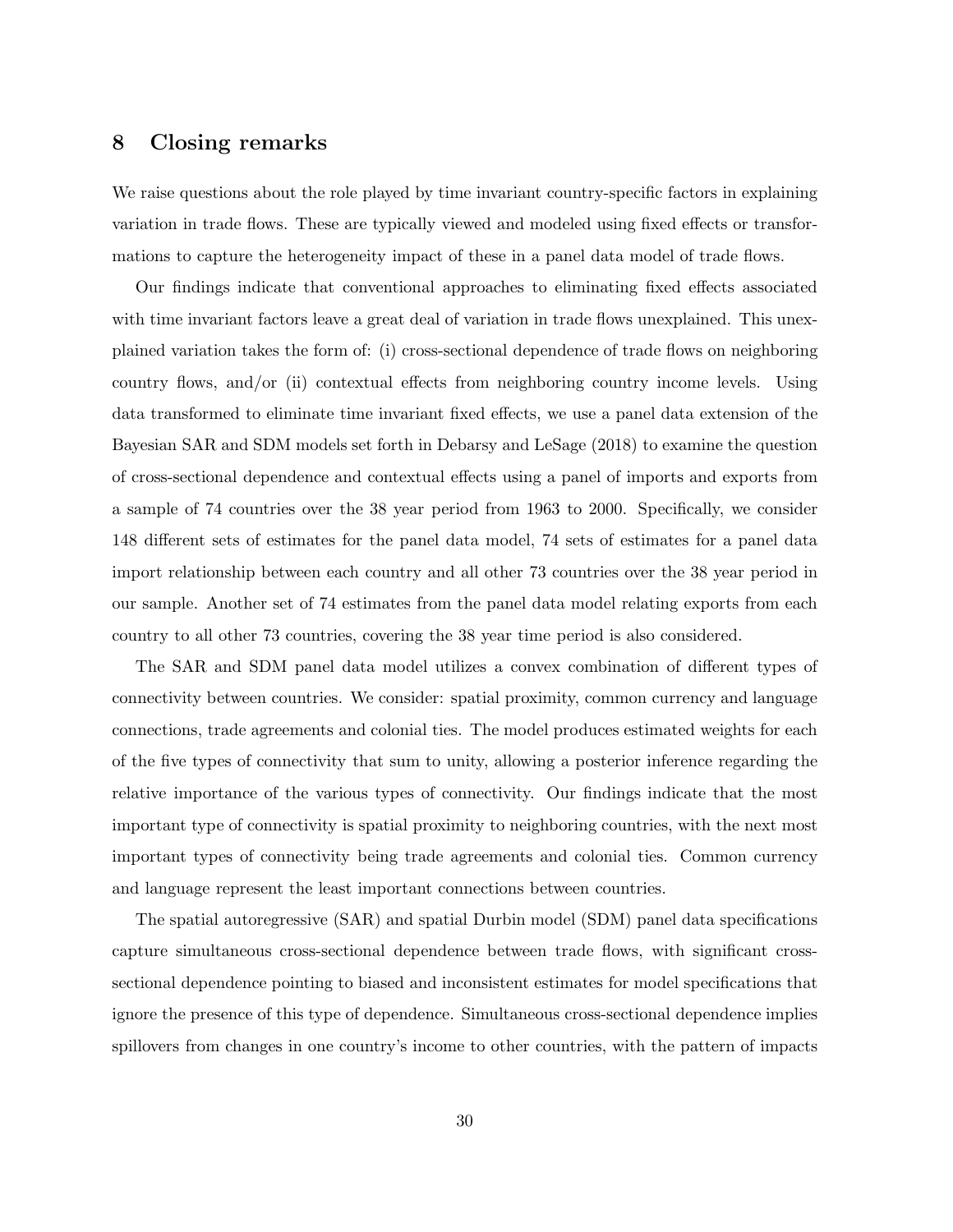## 8 Closing remarks

We raise questions about the role played by time invariant country-specific factors in explaining variation in trade flows. These are typically viewed and modeled using fixed effects or transformations to capture the heterogeneity impact of these in a panel data model of trade flows.

Our findings indicate that conventional approaches to eliminating fixed effects associated with time invariant factors leave a great deal of variation in trade flows unexplained. This unexplained variation takes the form of: (i) cross-sectional dependence of trade flows on neighboring country flows, and/or (ii) contextual effects from neighboring country income levels. Using data transformed to eliminate time invariant fixed effects, we use a panel data extension of the Bayesian SAR and SDM models set forth in Debarsy and LeSage (2018) to examine the question of cross-sectional dependence and contextual effects using a panel of imports and exports from a sample of 74 countries over the 38 year period from 1963 to 2000. Specifically, we consider 148 different sets of estimates for the panel data model, 74 sets of estimates for a panel data import relationship between each country and all other 73 countries over the 38 year period in our sample. Another set of 74 estimates from the panel data model relating exports from each country to all other 73 countries, covering the 38 year time period is also considered.

The SAR and SDM panel data model utilizes a convex combination of different types of connectivity between countries. We consider: spatial proximity, common currency and language connections, trade agreements and colonial ties. The model produces estimated weights for each of the five types of connectivity that sum to unity, allowing a posterior inference regarding the relative importance of the various types of connectivity. Our findings indicate that the most important type of connectivity is spatial proximity to neighboring countries, with the next most important types of connectivity being trade agreements and colonial ties. Common currency and language represent the least important connections between countries.

The spatial autoregressive (SAR) and spatial Durbin model (SDM) panel data specifications capture simultaneous cross-sectional dependence between trade flows, with significant cross-sectional dependence pointing to biased and inconsistent estimates for model specifications that ignore the presence of this type of dependence. Simultaneous cross-sectional dependence implies spillovers from changes in one country's income to other countries, with the pattern of impacts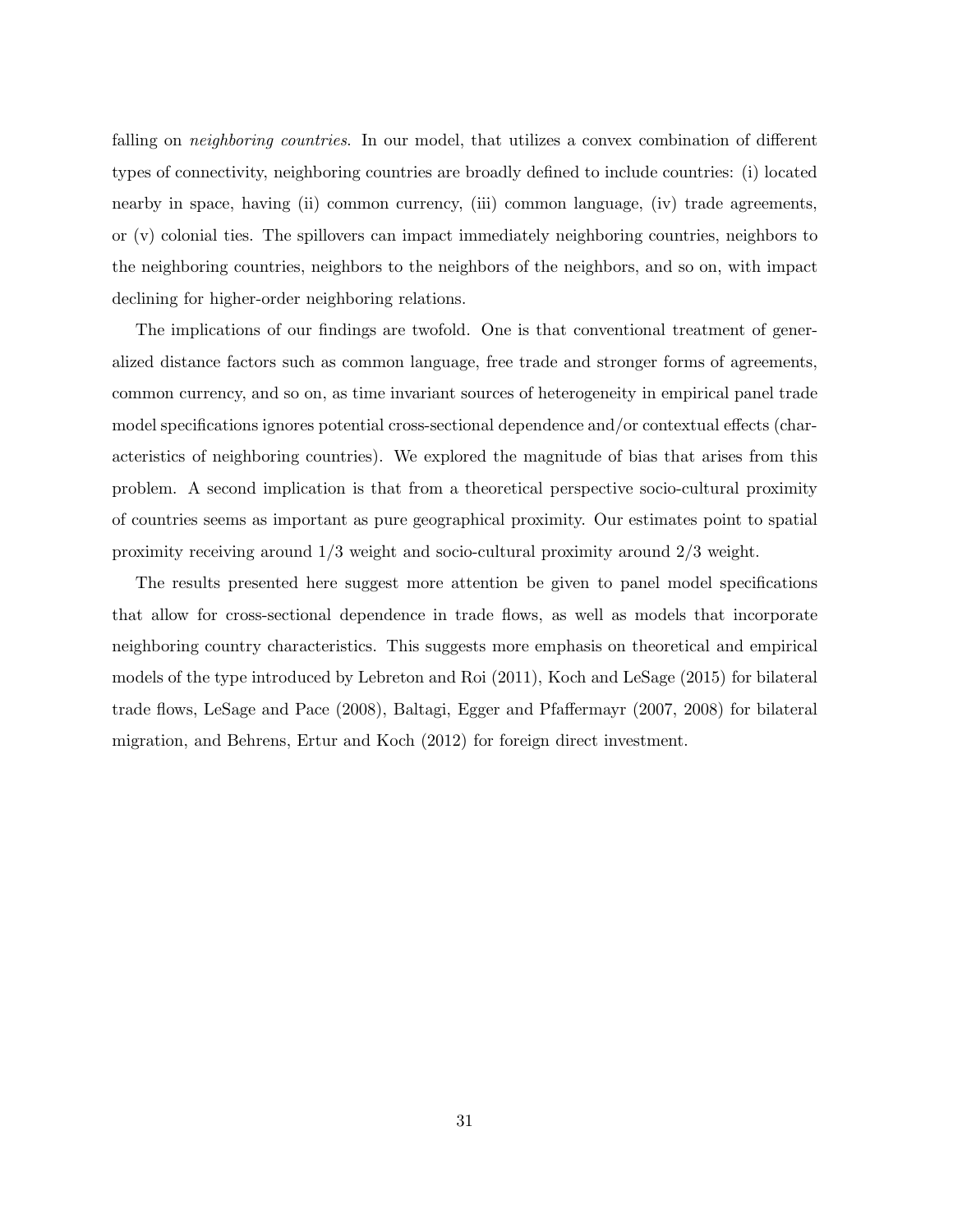falling on *neighboring countries*. In our model, that utilizes a convex combination of different types of connectivity, neighboring countries are broadly defined to include countries: (i) located nearby in space, having (ii) common currency, (iii) common language, (iv) trade agreements, or (v) colonial ties. The spillovers can impact immediately neighboring countries, neighbors to the neighboring countries, neighbors to the neighbors of the neighbors, and so on, with impact declining for higher-order neighboring relations.

The implications of our findings are twofold. One is that conventional treatment of generalized distance factors such as common language, free trade and stronger forms of agreements, common currency, and so on, as time invariant sources of heterogeneity in empirical panel trade model specifications ignores potential cross-sectional dependence and/or contextual effects (characteristics of neighboring countries). We explored the magnitude of bias that arises from this problem. A second implication is that from a theoretical perspective socio-cultural proximity of countries seems as important as pure geographical proximity. Our estimates point to spatial proximity receiving around 1/3 weight and socio-cultural proximity around 2/3 weight.

The results presented here suggest more attention be given to panel model specifications that allow for cross-sectional dependence in trade flows, as well as models that incorporate neighboring country characteristics. This suggests more emphasis on theoretical and empirical models of the type introduced by Lebreton and Roi (2011), Koch and LeSage (2015) for bilateral trade flows, LeSage and Pace (2008), Baltagi, Egger and Pfaffermayr (2007, 2008) for bilateral migration, and Behrens, Ertur and Koch (2012) for foreign direct investment.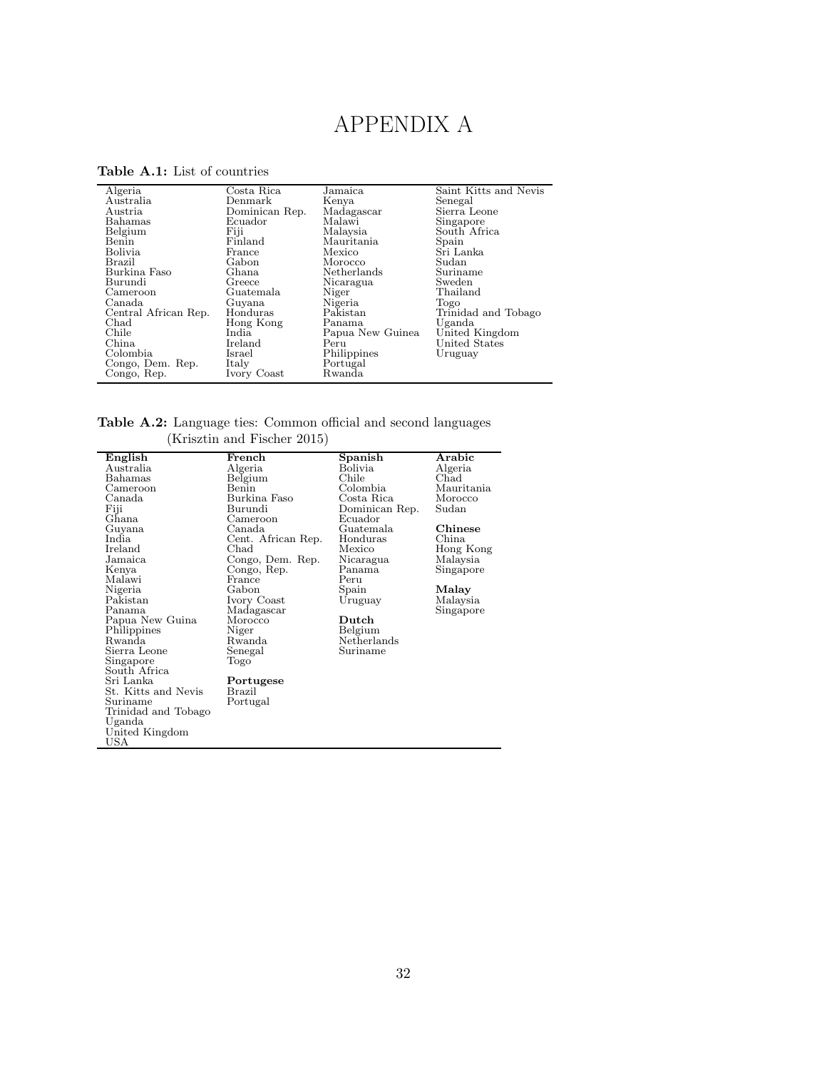# APPENDIX A

**Table A.1:** List of countries

| | | | |
|---|---|---|---|
| Algeria | Costa Rica | Jamaica | Saint Kitts and Nevis |
| Australia | Denmark | Kenya | Senegal |
| Austria | Dominican Rep. | Madagascar | Sierra Leone |
| Bahamas | Ecuador | Malawi | Singapore |
| Belgium | Fiji | Malaysia | South Africa |
| Benin | Finland | Mauritania | Spain |
| Bolivia | France | Mexico | Sri Lanka |
| Brazil | Gabon | Morocco | Sudan |
| Burkina Faso | Ghana | Netherlands | Suriname |
| Burundi | Greece | Nicaragua | Sweden |
| Cameroon | Guatemala | Niger | Thailand |
| Canada | Guyana | Nigeria | Togo |
| Central African Rep. | Honduras | Pakistan | Trinidad and Tobago |
| Chad | Hong Kong | Panama | Uganda |
| Chile | India | Papua New Guinea | United Kingdom |
| China | Ireland | Peru | United States |
| Colombia | Israel | Philippines | Uruguay |
| Congo, Dem. Rep. | Italy | Portugal | |
| Congo, Rep. | Ivory Coast | Rwanda | |

**Table A.2:** Language ties: Common official and second languages (Krisztin and Fischer 2015)

| **English** | **French** | **Spanish** | **Arabic** |
|---|---|---|---|
| Australia | Algeria | Bolivia | Algeria |
| Bahamas | Belgium | Chile | Chad |
| Cameroon | Benin | Colombia | Mauritania |
| Canada | Burkina Faso | Costa Rica | Morocco |
| Fiji | Burundi | Dominican Rep. | Sudan |
| Ghana | Cameroon | Ecuador | |
| Guyana | Canada | Guatemala | **Chinese** |
| India | Cent. African Rep. | Honduras | China |
| Ireland | Chad | Mexico | Hong Kong |
| Jamaica | Congo, Dem. Rep. | Nicaragua | Malaysia |
| Kenya | Congo, Rep. | Panama | Singapore |
| Malawi | France | Peru | |
| Nigeria | Gabon | Spain | **Malay** |
| Pakistan | Ivory Coast | Uruguay | Malaysia |
| Panama | Madagascar | | Singapore |
| Papua New Guina | Morocco | **Dutch** | |
| Philippines | Niger | Belgium | |
| Rwanda | Rwanda | Netherlands | |
| Sierra Leone | Senegal | Suriname | |
| Singapore | Togo | | |
| South Africa | | | |
| Sri Lanka | **Portugese** | | |
| St. Kitts and Nevis | Brazil | | |
| Suriname | Portugal | | |
| Trinidad and Tobago | | | |
| Uganda | | | |
| United Kingdom | | | |
| USA | | | |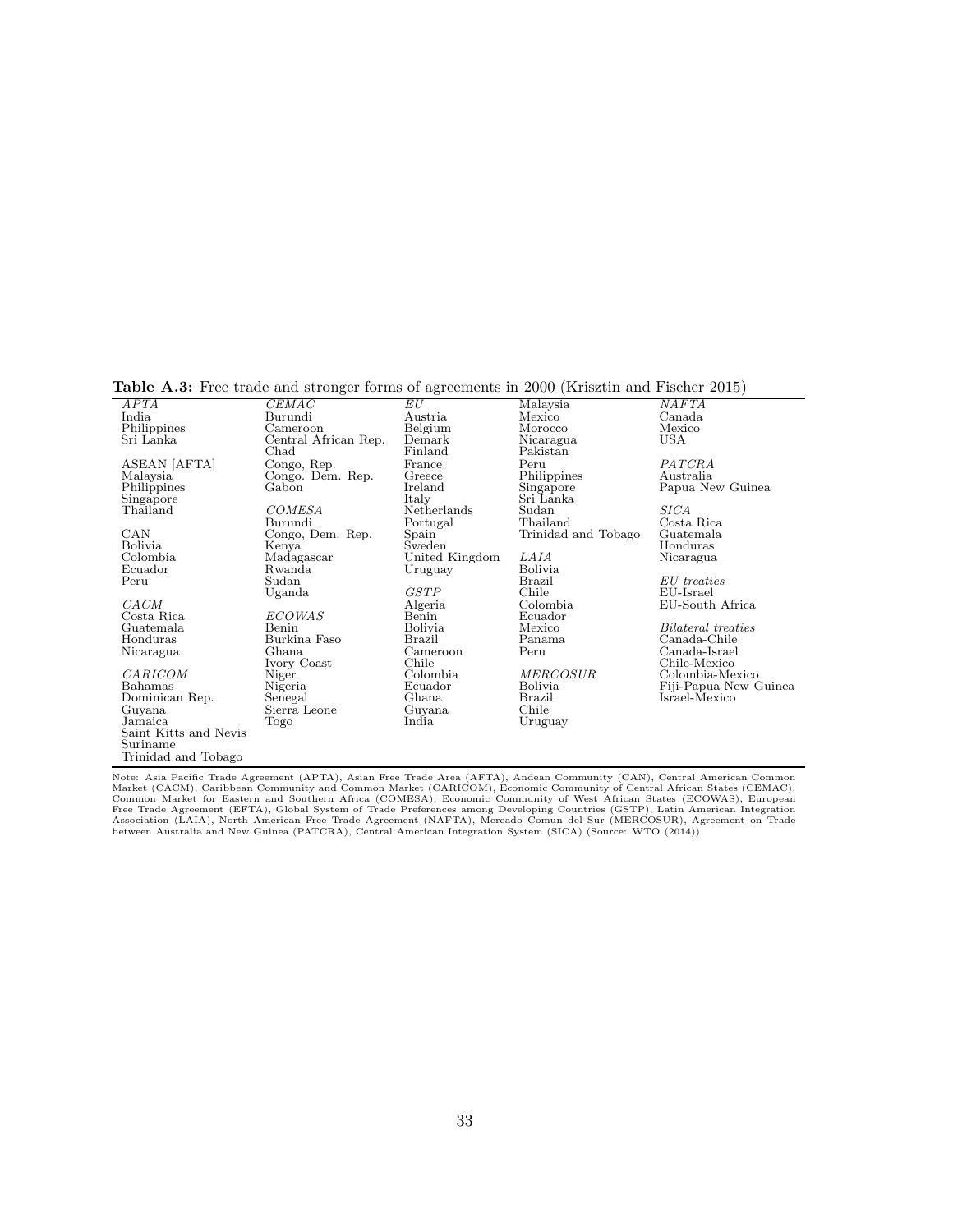**Table A.3:** Free trade and stronger forms of agreements in 2000 (Krisztin and Fischer 2015)

| | | | | |
|---|---|---|---|---|
| *APTA* | *CEMAC* | *EU* | Malaysia | *NAFTA* |
| India | Burundi | Austria | Mexico | Canada |
| Philippines | Cameroon | Belgium | Morocco | Mexico |
| Sri Lanka | Central African Rep. | Demark | Nicaragua | USA |
| | Chad | Finland | Pakistan | |
| ASEAN [AFTA] | Congo, Rep. | France | Peru | *PATCRA* |
| Malaysia | Congo. Dem. Rep. | Greece | Philippines | Australia |
| Philippines | Gabon | Ireland | Singapore | Papua New Guinea |
| Singapore | | Italy | Sri Lanka | |
| Thailand | *COMESA* | Netherlands | Sudan | *SICA* |
| | Burundi | Portugal | Thailand | Costa Rica |
| CAN | Congo, Dem. Rep. | Spain | Trinidad and Tobago | Guatemala |
| Bolivia | Kenya | Sweden | | Honduras |
| Colombia | Madagascar | United Kingdom | *LAIA* | Nicaragua |
| Ecuador | Rwanda | Uruguay | Bolivia | |
| Peru | Sudan | | Brazil | *EU treaties* |
| | Uganda | *GSTP* | Chile | EU-Israel |
| *CACM* | | Algeria | Colombia | EU-South Africa |
| Costa Rica | *ECOWAS* | Benin | Ecuador | |
| Guatemala | Benin | Bolivia | Mexico | *Bilateral treaties* |
| Honduras | Burkina Faso | Brazil | Panama | Canada-Chile |
| Nicaragua | Ghana | Cameroon | Peru | Canada-Israel |
| | Ivory Coast | Chile | | Chile-Mexico |
| *CARICOM* | Niger | Colombia | *MERCOSUR* | Colombia-Mexico |
| Bahamas | Nigeria | Ecuador | Bolivia | Fiji-Papua New Guinea |
| Dominican Rep. | Senegal | Ghana | Brazil | Israel-Mexico |
| Guyana | Sierra Leone | Guyana | Chile | |
| Jamaica | Togo | India | Uruguay | |
| Saint Kitts and Nevis | | | | |
| Suriname | | | | |
| Trinidad and Tobago | | | | |

Note: Asia Pacific Trade Agreement (APTA), Asian Free Trade Area (AFTA), Andean Community (CAN), Central American Common Market (CACM), Caribbean Community and Common Market (CARICOM), Economic Community of Central African States (CEMAC), Common Market for Eastern and Southern Africa (COMESA), Economic Community of West African States (ECOWAS), European Free Trade Agreement (EFTA), Global System of Trade Preferences among Developing Countries (GSTP), Latin American Integration Association (LAIA), North American Free Trade Agreement (NAFTA), Mercado Comun del Sur (MERCOSUR), Agreement on Trade between Australia and New Guinea (PATCRA), Central American Integration System (SICA) (Source: WTO (2014))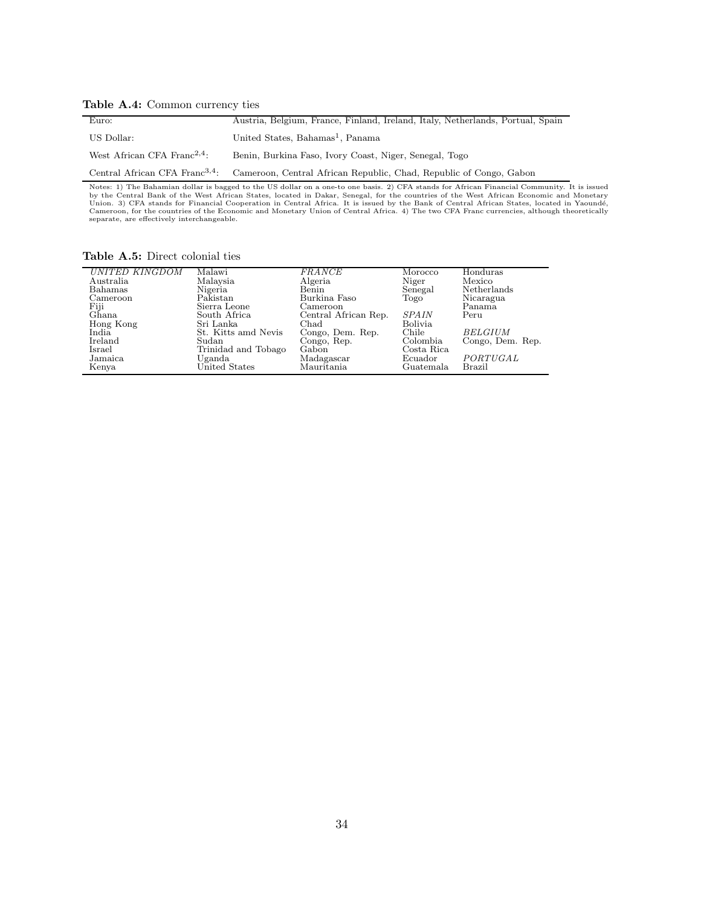**Table A.4:** Common currency ties

| | |
|---|---|
| Euro: | Austria, Belgium, France, Finland, Ireland, Italy, Netherlands, Portual, Spain |
| US Dollar: | United States, Bahamas[1], Panama |
| West African CFA Franc[2,4]: | Benin, Burkina Faso, Ivory Coast, Niger, Senegal, Togo |
| Central African CFA Franc[3,4]: | Cameroon, Central African Republic, Chad, Republic of Congo, Gabon |

Notes: 1) The Bahamian dollar is bagged to the US dollar on a one-to one basis. 2) CFA stands for African Financial Community. It is issued by the Central Bank of the West African States, located in Dakar, Senegal, for the countries of the West African Economic and Monetary Union. 3) CFA stands for Financial Cooperation in Central Africa. It is issued by the Bank of Central African States, located in Yaoundé, Cameroon, for the countries of the Economic and Monetary Union of Central Africa. 4) The two CFA Franc currencies, although theoretically separate, are effectively interchangeable.

**Table A.5:** Direct colonial ties

| | | | | |
|---|---|---|---|---|
| *UNITED KINGDOM* | Malawi | *FRANCE* | Morocco | Honduras |
| Australia | Malaysia | Algeria | Niger | Mexico |
| Bahamas | Nigeria | Benin | Senegal | Netherlands |
| Cameroon | Pakistan | Burkina Faso | Togo | Nicaragua |
| Fiji | Sierra Leone | Cameroon | | Panama |
| Ghana | South Africa | Central African Rep. | *SPAIN* | Peru |
| Hong Kong | Sri Lanka | Chad | Bolivia | |
| India | St. Kitts amd Nevis | Congo, Dem. Rep. | Chile | *BELGIUM* |
| Ireland | Sudan | Congo, Rep. | Colombia | Congo, Dem. Rep. |
| Israel | Trinidad and Tobago | Gabon | Costa Rica | |
| Jamaica | Uganda | Madagascar | Ecuador | *PORTUGAL* |
| Kenya | United States | Mauritania | Guatemala | Brazil |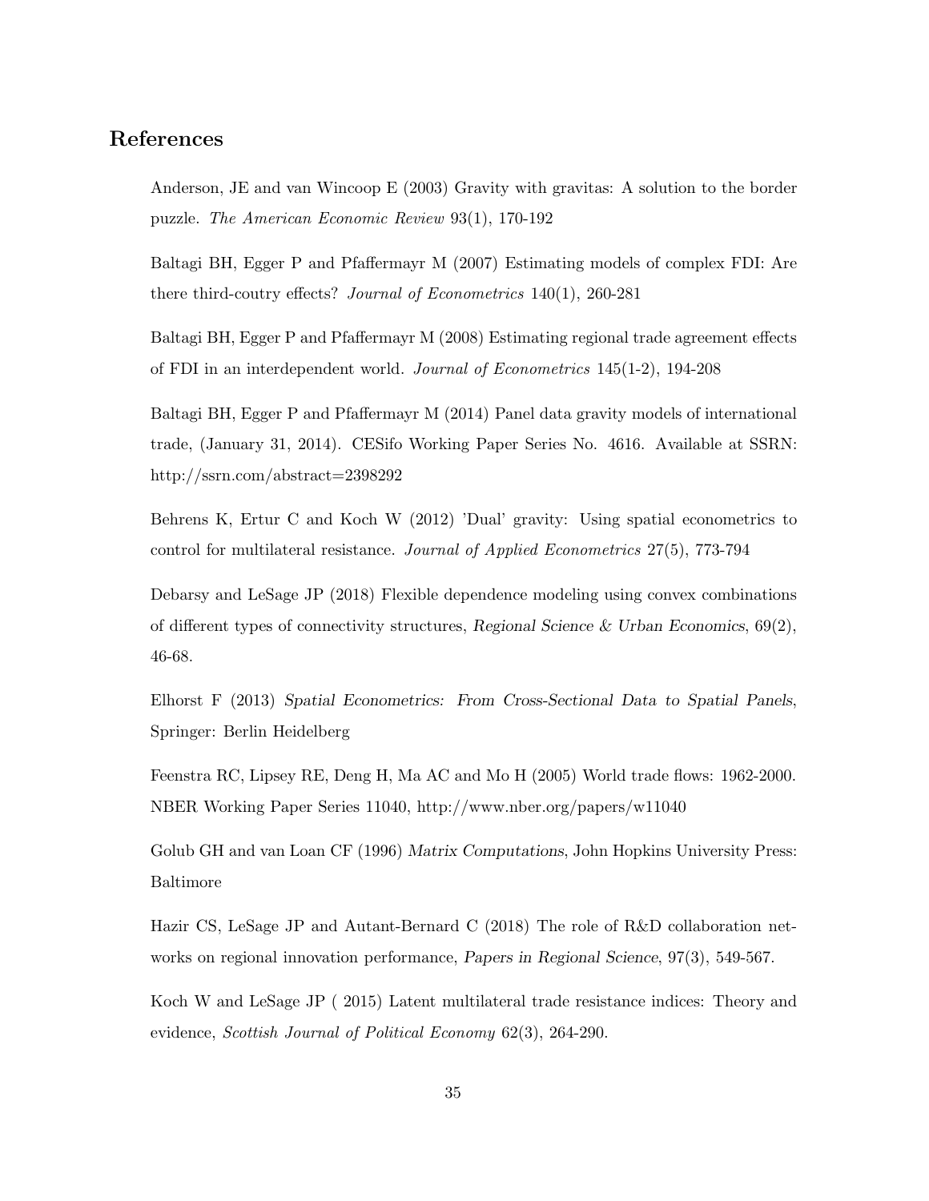## References

Anderson, JE and van Wincoop E (2003) Gravity with gravitas: A solution to the border puzzle. *The American Economic Review* 93(1), 170-192

Baltagi BH, Egger P and Pfaffermayr M (2007) Estimating models of complex FDI: Are there third-coutry effects? *Journal of Econometrics* 140(1), 260-281

Baltagi BH, Egger P and Pfaffermayr M (2008) Estimating regional trade agreement effects of FDI in an interdependent world. *Journal of Econometrics* 145(1-2), 194-208

Baltagi BH, Egger P and Pfaffermayr M (2014) Panel data gravity models of international trade, (January 31, 2014). CESifo Working Paper Series No. 4616. Available at SSRN: http://ssrn.com/abstract=2398292

Behrens K, Ertur C and Koch W (2012) 'Dual' gravity: Using spatial econometrics to control for multilateral resistance. *Journal of Applied Econometrics* 27(5), 773-794

Debarsy and LeSage JP (2018) Flexible dependence modeling using convex combinations of different types of connectivity structures, *Regional Science & Urban Economics*, 69(2), 46-68.

Elhorst F (2013) *Spatial Econometrics: From Cross-Sectional Data to Spatial Panels*, Springer: Berlin Heidelberg

Feenstra RC, Lipsey RE, Deng H, Ma AC and Mo H (2005) World trade flows: 1962-2000. NBER Working Paper Series 11040, http://www.nber.org/papers/w11040

Golub GH and van Loan CF (1996) *Matrix Computations*, John Hopkins University Press: Baltimore

Hazir CS, LeSage JP and Autant-Bernard C (2018) The role of R&D collaboration networks on regional innovation performance, *Papers in Regional Science*, 97(3), 549-567.

Koch W and LeSage JP ( 2015) Latent multilateral trade resistance indices: Theory and evidence, *Scottish Journal of Political Economy* 62(3), 264-290.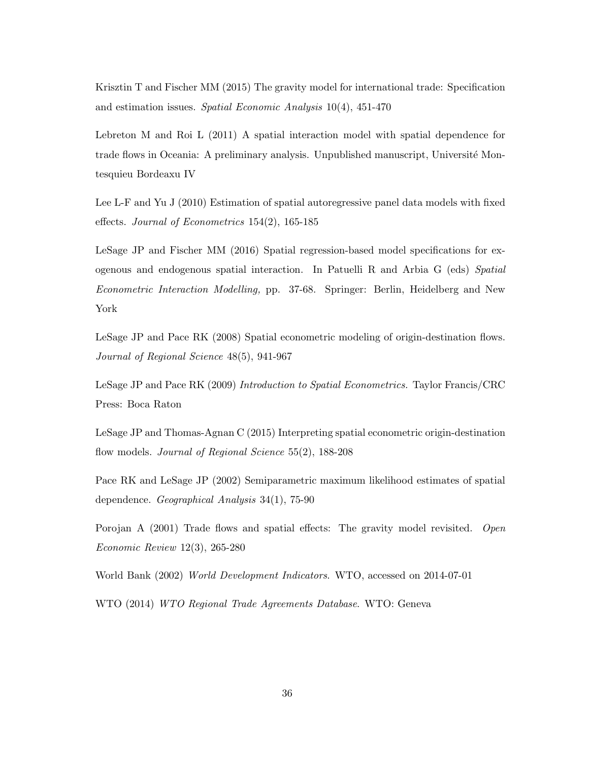Krisztin T and Fischer MM (2015) The gravity model for international trade: Specification and estimation issues. *Spatial Economic Analysis* 10(4), 451-470

Lebreton M and Roi L (2011) A spatial interaction model with spatial dependence for trade flows in Oceania: A preliminary analysis. Unpublished manuscript, Université Montesquieu Bordeaxu IV

Lee L-F and Yu J (2010) Estimation of spatial autoregressive panel data models with fixed effects. *Journal of Econometrics* 154(2), 165-185

LeSage JP and Fischer MM (2016) Spatial regression-based model specifications for exogenous and endogenous spatial interaction. In Patuelli R and Arbia G (eds) *Spatial Econometric Interaction Modelling,* pp. 37-68. Springer: Berlin, Heidelberg and New York

LeSage JP and Pace RK (2008) Spatial econometric modeling of origin-destination flows. *Journal of Regional Science* 48(5), 941-967

LeSage JP and Pace RK (2009) *Introduction to Spatial Econometrics.* Taylor Francis/CRC Press: Boca Raton

LeSage JP and Thomas-Agnan C (2015) Interpreting spatial econometric origin-destination flow models. *Journal of Regional Science* 55(2), 188-208

Pace RK and LeSage JP (2002) Semiparametric maximum likelihood estimates of spatial dependence. *Geographical Analysis* 34(1), 75-90

Porojan A (2001) Trade flows and spatial effects: The gravity model revisited. *Open Economic Review* 12(3), 265-280

World Bank (2002) *World Development Indicators*. WTO, accessed on 2014-07-01

WTO (2014) *WTO Regional Trade Agreements Database*. WTO: Geneva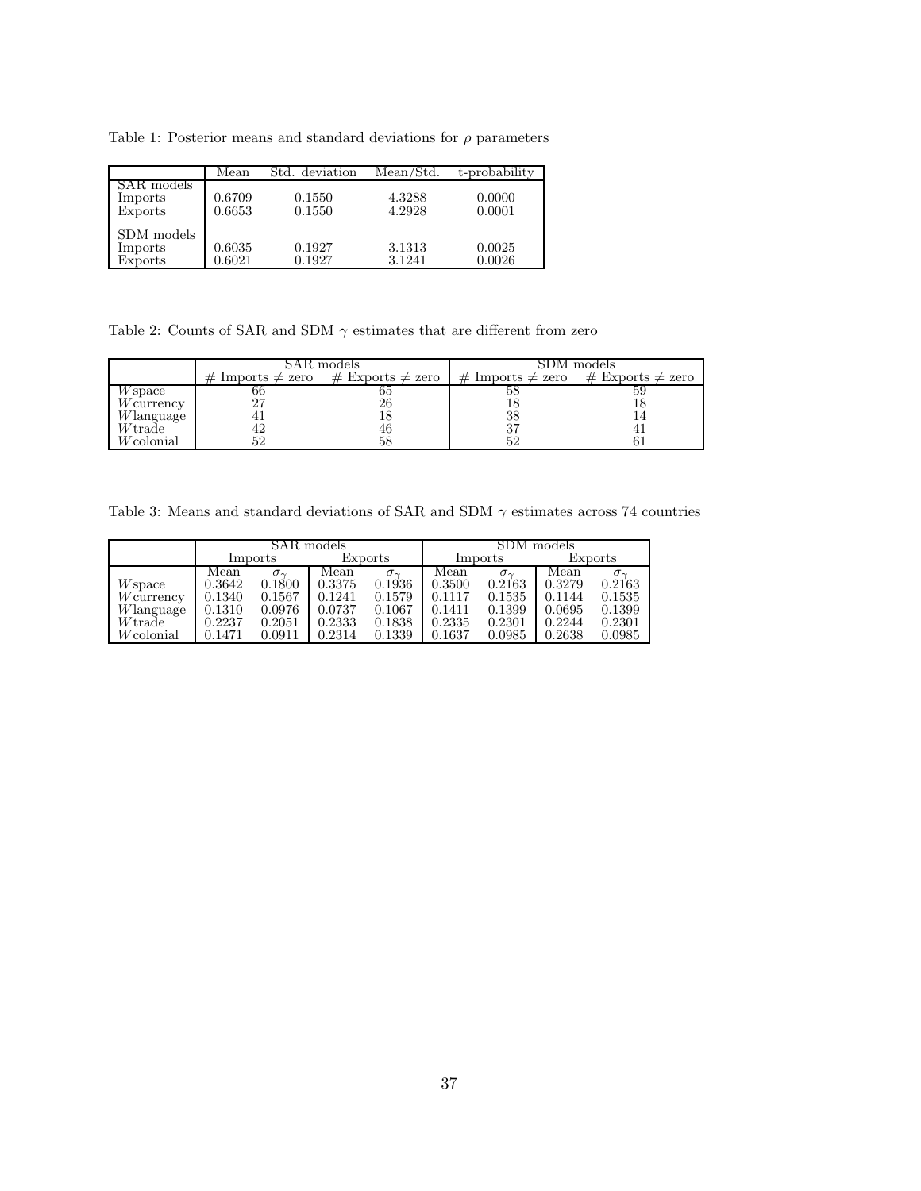Table 1: Posterior means and standard deviations for $\rho$ parameters

| | Mean | Std. deviation | Mean/Std. | t-probability |
|---|---|---|---|---|
| SAR models | | | | |
| Imports | 0.6709 | 0.1550 | 4.3288 | 0.0000 |
| Exports | 0.6653 | 0.1550 | 4.2928 | 0.0001 |
| SDM models | | | | |
| Imports | 0.6035 | 0.1927 | 3.1313 | 0.0025 |
| Exports | 0.6021 | 0.1927 | 3.1241 | 0.0026 |

Table 2: Counts of SAR and SDM $\gamma$ estimates that are different from zero

| | SAR models | | SDM models | |
|---|---|---|---|---|
| | # Imports $\neq$ zero | # Exports $\neq$ zero | # Imports $\neq$ zero | # Exports $\neq$ zero |
| $W$space | 66 | 65 | 58 | 59 |
| $W$currency | 27 | 26 | 18 | 18 |
| $W$language | 41 | 18 | 38 | 14 |
| $W$trade | 42 | 46 | 37 | 41 |
| $W$colonial | 52 | 58 | 52 | 61 |

Table 3: Means and standard deviations of SAR and SDM $\gamma$ estimates across 74 countries

| | SAR models | | | | SDM models | | | |
|---|---|---|---|---|---|---|---|---|
| | Imports | | Exports | | Imports | | Exports | |
| | Mean | $\sigma_\gamma$ | Mean | $\sigma_\gamma$ | Mean | $\sigma_\gamma$ | Mean | $\sigma_\gamma$ |
| $W$space | 0.3642 | 0.1800 | 0.3375 | 0.1936 | 0.3500 | 0.2163 | 0.3279 | 0.2163 |
| $W$currency | 0.1340 | 0.1567 | 0.1241 | 0.1579 | 0.1117 | 0.1535 | 0.1144 | 0.1535 |
| $W$language | 0.1310 | 0.0976 | 0.0737 | 0.1067 | 0.1411 | 0.1399 | 0.0695 | 0.1399 |
| $W$trade | 0.2237 | 0.2051 | 0.2333 | 0.1838 | 0.2335 | 0.2301 | 0.2244 | 0.2301 |
| $W$colonial | 0.1471 | 0.0911 | 0.2314 | 0.1339 | 0.1637 | 0.0985 | 0.2638 | 0.0985 |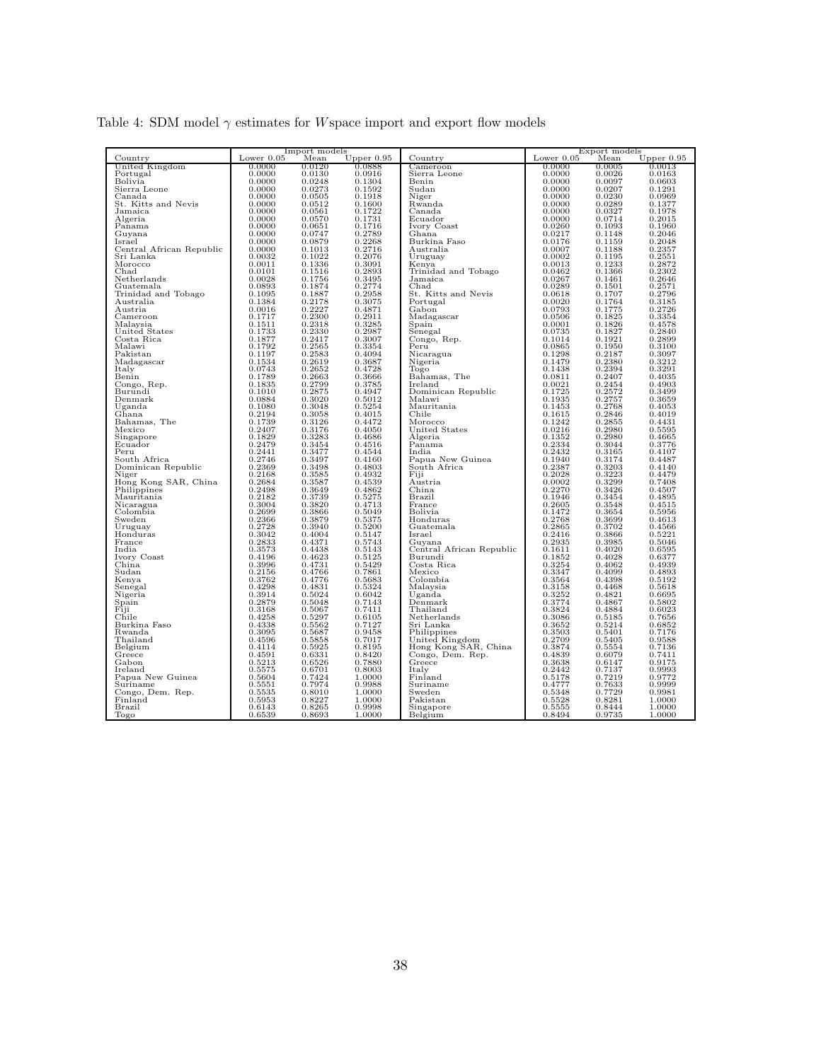Table 4: SDM model $\gamma$ estimates for $W$space import and export flow models

| | Import models | | | | Export models | | |
|---|---|---|---|---|---|---|---|
| Country | Lower 0.05 | Mean | Upper 0.95 | Country | Lower 0.05 | Mean | Upper 0.95 |
| United Kingdom | 0.0000 | 0.0120 | 0.0888 | Cameroon | 0.0000 | 0.0005 | 0.0013 |
| Portugal | 0.0000 | 0.0130 | 0.0916 | Sierra Leone | 0.0000 | 0.0026 | 0.0163 |
| Bolivia | 0.0000 | 0.0248 | 0.1304 | Benin | 0.0000 | 0.0097 | 0.0603 |
| Sierra Leone | 0.0000 | 0.0273 | 0.1592 | Sudan | 0.0000 | 0.0207 | 0.1291 |
| Canada | 0.0000 | 0.0505 | 0.1918 | Niger | 0.0000 | 0.0230 | 0.0969 |
| St. Kitts and Nevis | 0.0000 | 0.0512 | 0.1600 | Rwanda | 0.0000 | 0.0289 | 0.1377 |
| Jamaica | 0.0000 | 0.0561 | 0.1722 | Canada | 0.0000 | 0.0327 | 0.1978 |
| Algeria | 0.0000 | 0.0570 | 0.1731 | Ecuador | 0.0000 | 0.0714 | 0.2015 |
| Panama | 0.0000 | 0.0651 | 0.1716 | Ivory Coast | 0.0260 | 0.1093 | 0.1960 |
| Guyana | 0.0000 | 0.0747 | 0.2789 | Ghana | 0.0217 | 0.1148 | 0.2046 |
| Israel | 0.0000 | 0.0879 | 0.2268 | Burkina Faso | 0.0176 | 0.1159 | 0.2048 |
| Central African Republic | 0.0000 | 0.1013 | 0.2716 | Australia | 0.0007 | 0.1188 | 0.2357 |
| Sri Lanka | 0.0032 | 0.1022 | 0.2076 | Uruguay | 0.0002 | 0.1195 | 0.2551 |
| Morocco | 0.0011 | 0.1336 | 0.3091 | Kenya | 0.0013 | 0.1233 | 0.2872 |
| Chad | 0.0101 | 0.1516 | 0.2893 | Trinidad and Tobago | 0.0462 | 0.1366 | 0.2302 |
| Netherlands | 0.0028 | 0.1756 | 0.3495 | Jamaica | 0.0267 | 0.1461 | 0.2646 |
| Guatemala | 0.0893 | 0.1874 | 0.2774 | Chad | 0.0289 | 0.1501 | 0.2571 |
| Trinidad and Tobago | 0.1095 | 0.1887 | 0.2958 | St. Kitts and Nevis | 0.0618 | 0.1707 | 0.2796 |
| Australia | 0.1384 | 0.2178 | 0.3075 | Portugal | 0.0020 | 0.1764 | 0.3185 |
| Austria | 0.0016 | 0.2227 | 0.4871 | Gabon | 0.0793 | 0.1775 | 0.2726 |
| Cameroon | 0.1717 | 0.2300 | 0.2911 | Madagascar | 0.0506 | 0.1825 | 0.3354 |
| Malaysia | 0.1511 | 0.2318 | 0.3285 | Spain | 0.0001 | 0.1826 | 0.4578 |
| United States | 0.1733 | 0.2330 | 0.2987 | Senegal | 0.0735 | 0.1827 | 0.2840 |
| Costa Rica | 0.1877 | 0.2417 | 0.3007 | Congo, Rep. | 0.1014 | 0.1921 | 0.2899 |
| Malawi | 0.1792 | 0.2565 | 0.3354 | Peru | 0.0865 | 0.1950 | 0.3100 |
| Pakistan | 0.1197 | 0.2583 | 0.4094 | Nicaragua | 0.1298 | 0.2187 | 0.3097 |
| Madagascar | 0.1534 | 0.2619 | 0.3687 | Nigeria | 0.1479 | 0.2380 | 0.3212 |
| Italy | 0.0743 | 0.2652 | 0.4728 | Togo | 0.1438 | 0.2394 | 0.3291 |
| Benin | 0.1789 | 0.2663 | 0.3666 | Bahamas, The | 0.0811 | 0.2407 | 0.4035 |
| Congo, Rep. | 0.1835 | 0.2799 | 0.3785 | Ireland | 0.0021 | 0.2454 | 0.4903 |
| Burundi | 0.1010 | 0.2875 | 0.4947 | Dominican Republic | 0.1725 | 0.2572 | 0.3499 |
| Denmark | 0.0884 | 0.3020 | 0.5012 | Malawi | 0.1935 | 0.2757 | 0.3659 |
| Uganda | 0.1080 | 0.3048 | 0.5254 | Mauritania | 0.1453 | 0.2768 | 0.4053 |
| Ghana | 0.2194 | 0.3058 | 0.4015 | Chile | 0.1615 | 0.2846 | 0.4019 |
| Bahamas, The | 0.1739 | 0.3126 | 0.4472 | Morocco | 0.1242 | 0.2855 | 0.4431 |
| Mexico | 0.2407 | 0.3176 | 0.4050 | United States | 0.0216 | 0.2980 | 0.5595 |
| Singapore | 0.1829 | 0.3283 | 0.4686 | Algeria | 0.1352 | 0.2980 | 0.4665 |
| Ecuador | 0.2479 | 0.3454 | 0.4516 | Panama | 0.2334 | 0.3044 | 0.3776 |
| Peru | 0.2441 | 0.3477 | 0.4544 | India | 0.2432 | 0.3165 | 0.4107 |
| South Africa | 0.2746 | 0.3497 | 0.4160 | Papua New Guinea | 0.1940 | 0.3174 | 0.4487 |
| Dominican Republic | 0.2369 | 0.3498 | 0.4803 | South Africa | 0.2387 | 0.3203 | 0.4140 |
| Niger | 0.2168 | 0.3585 | 0.4932 | Fiji | 0.2028 | 0.3223 | 0.4479 |
| Hong Kong SAR, China | 0.2684 | 0.3587 | 0.4539 | Austria | 0.0002 | 0.3299 | 0.7408 |
| Philippines | 0.2498 | 0.3649 | 0.4862 | China | 0.2270 | 0.3426 | 0.4507 |
| Mauritania | 0.2182 | 0.3739 | 0.5275 | Brazil | 0.1946 | 0.3454 | 0.4895 |
| Nicaragua | 0.3004 | 0.3820 | 0.4713 | France | 0.2605 | 0.3548 | 0.4515 |
| Colombia | 0.2699 | 0.3866 | 0.5049 | Bolivia | 0.1472 | 0.3654 | 0.5956 |
| Sweden | 0.2366 | 0.3879 | 0.5375 | Honduras | 0.2768 | 0.3699 | 0.4613 |
| Uruguay | 0.2728 | 0.3940 | 0.5200 | Guatemala | 0.2865 | 0.3702 | 0.4566 |
| Honduras | 0.3042 | 0.4004 | 0.5147 | Israel | 0.2416 | 0.3866 | 0.5221 |
| France | 0.2833 | 0.4371 | 0.5743 | Guyana | 0.2935 | 0.3985 | 0.5046 |
| India | 0.3573 | 0.4438 | 0.5143 | Central African Republic | 0.1611 | 0.4020 | 0.6595 |
| Ivory Coast | 0.4196 | 0.4623 | 0.5125 | Burundi | 0.1852 | 0.4028 | 0.6377 |
| China | 0.3996 | 0.4731 | 0.5429 | Costa Rica | 0.3254 | 0.4062 | 0.4939 |
| Sudan | 0.2156 | 0.4766 | 0.7861 | Mexico | 0.3347 | 0.4099 | 0.4893 |
| Kenya | 0.3762 | 0.4776 | 0.5683 | Colombia | 0.3564 | 0.4398 | 0.5192 |
| Senegal | 0.4298 | 0.4831 | 0.5324 | Malaysia | 0.3158 | 0.4468 | 0.5618 |
| Nigeria | 0.3914 | 0.5024 | 0.6042 | Uganda | 0.3252 | 0.4821 | 0.6695 |
| Spain | 0.2879 | 0.5048 | 0.7143 | Denmark | 0.3774 | 0.4867 | 0.5802 |
| Fiji | 0.3168 | 0.5067 | 0.7411 | Thailand | 0.3824 | 0.4884 | 0.6023 |
| Chile | 0.4258 | 0.5297 | 0.6105 | Netherlands | 0.3086 | 0.5185 | 0.7656 |
| Burkina Faso | 0.4338 | 0.5562 | 0.7127 | Sri Lanka | 0.3652 | 0.5214 | 0.6852 |
| Rwanda | 0.3095 | 0.5687 | 0.9458 | Philippines | 0.3503 | 0.5401 | 0.7176 |
| Thailand | 0.4596 | 0.5858 | 0.7017 | United Kingdom | 0.2709 | 0.5405 | 0.9588 |
| Belgium | 0.4114 | 0.5925 | 0.8195 | Hong Kong SAR, China | 0.3874 | 0.5554 | 0.7136 |
| Greece | 0.4591 | 0.6331 | 0.8420 | Congo, Dem. Rep. | 0.4839 | 0.6079 | 0.7411 |
| Gabon | 0.5213 | 0.6526 | 0.7880 | Greece | 0.3638 | 0.6147 | 0.9175 |
| Ireland | 0.5575 | 0.6701 | 0.8003 | Italy | 0.2442 | 0.7137 | 0.9993 |
| Papua New Guinea | 0.5604 | 0.7424 | 1.0000 | Finland | 0.5178 | 0.7219 | 0.9772 |
| Suriname | 0.5551 | 0.7974 | 0.9988 | Suriname | 0.4777 | 0.7633 | 0.9999 |
| Congo, Dem. Rep. | 0.5535 | 0.8010 | 1.0000 | Sweden | 0.5348 | 0.7729 | 0.9981 |
| Finland | 0.5953 | 0.8227 | 1.0000 | Pakistan | 0.5528 | 0.8281 | 1.0000 |
| Brazil | 0.6143 | 0.8265 | 0.9998 | Singapore | 0.5555 | 0.8444 | 1.0000 |
| Togo | 0.6539 | 0.8693 | 1.0000 | Belgium | 0.8494 | 0.9735 | 1.0000 |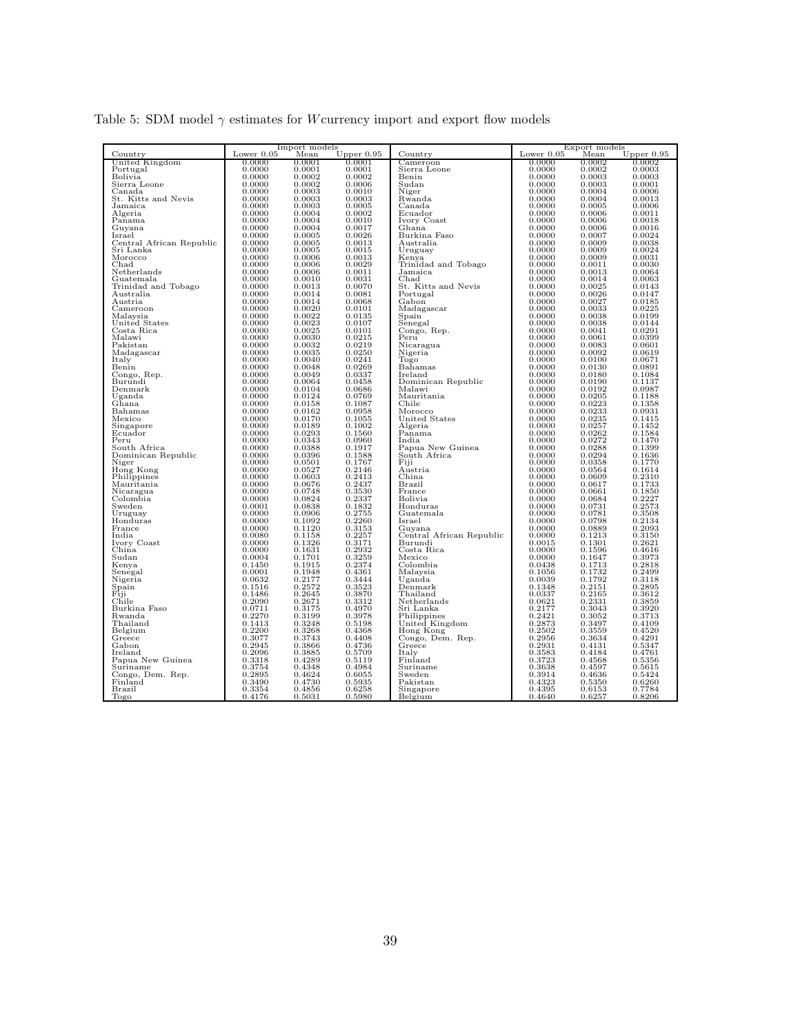Table 5: SDM model $\gamma$ estimates for $W$currency import and export flow models

| | Import models | | | | Export models | | |
|---|---|---|---|---|---|---|---|
| Country | Lower 0.05 | Mean | Upper 0.95 | Country | Lower 0.05 | Mean | Upper 0.95 |
| United Kingdom | 0.0000 | 0.0001 | 0.0001 | Cameroon | 0.0000 | 0.0002 | 0.0002 |
| Portugal | 0.0000 | 0.0001 | 0.0001 | Sierra Leone | 0.0000 | 0.0002 | 0.0003 |
| Bolivia | 0.0000 | 0.0002 | 0.0002 | Benin | 0.0000 | 0.0003 | 0.0003 |
| Sierra Leone | 0.0000 | 0.0002 | 0.0006 | Sudan | 0.0000 | 0.0003 | 0.0001 |
| Canada | 0.0000 | 0.0003 | 0.0010 | Niger | 0.0000 | 0.0004 | 0.0006 |
| St. Kitts and Nevis | 0.0000 | 0.0003 | 0.0003 | Rwanda | 0.0000 | 0.0004 | 0.0013 |
| Jamaica | 0.0000 | 0.0003 | 0.0005 | Canada | 0.0000 | 0.0005 | 0.0006 |
| Algeria | 0.0000 | 0.0004 | 0.0002 | Ecuador | 0.0000 | 0.0006 | 0.0011 |
| Panama | 0.0000 | 0.0004 | 0.0010 | Ivory Coast | 0.0000 | 0.0006 | 0.0018 |
| Guyana | 0.0000 | 0.0004 | 0.0017 | Ghana | 0.0000 | 0.0006 | 0.0016 |
| Israel | 0.0000 | 0.0005 | 0.0026 | Burkina Faso | 0.0000 | 0.0007 | 0.0024 |
| Central African Republic | 0.0000 | 0.0005 | 0.0013 | Australia | 0.0000 | 0.0009 | 0.0038 |
| Sri Lanka | 0.0000 | 0.0005 | 0.0015 | Uruguay | 0.0000 | 0.0009 | 0.0024 |
| Morocco | 0.0000 | 0.0006 | 0.0013 | Kenya | 0.0000 | 0.0009 | 0.0031 |
| Chad | 0.0000 | 0.0006 | 0.0029 | Trinidad and Tobago | 0.0000 | 0.0011 | 0.0030 |
| Netherlands | 0.0000 | 0.0006 | 0.0011 | Jamaica | 0.0000 | 0.0013 | 0.0064 |
| Guatemala | 0.0000 | 0.0010 | 0.0031 | Chad | 0.0000 | 0.0014 | 0.0063 |
| Trinidad and Tobago | 0.0000 | 0.0013 | 0.0070 | St. Kitts and Nevis | 0.0000 | 0.0025 | 0.0143 |
| Australia | 0.0000 | 0.0014 | 0.0081 | Portugal | 0.0000 | 0.0026 | 0.0147 |
| Austria | 0.0000 | 0.0014 | 0.0068 | Gabon | 0.0000 | 0.0027 | 0.0185 |
| Cameroon | 0.0000 | 0.0020 | 0.0101 | Madagascar | 0.0000 | 0.0033 | 0.0225 |
| Malaysia | 0.0000 | 0.0022 | 0.0135 | Spain | 0.0000 | 0.0038 | 0.0199 |
| United States | 0.0000 | 0.0023 | 0.0107 | Senegal | 0.0000 | 0.0038 | 0.0144 |
| Costa Rica | 0.0000 | 0.0025 | 0.0101 | Congo, Rep. | 0.0000 | 0.0041 | 0.0291 |
| Malawi | 0.0000 | 0.0030 | 0.0215 | Peru | 0.0000 | 0.0061 | 0.0399 |
| Pakistan | 0.0000 | 0.0032 | 0.0219 | Nicaragua | 0.0000 | 0.0083 | 0.0601 |
| Madagascar | 0.0000 | 0.0035 | 0.0250 | Nigeria | 0.0000 | 0.0092 | 0.0619 |
| Italy | 0.0000 | 0.0040 | 0.0241 | Togo | 0.0000 | 0.0100 | 0.0671 |
| Benin | 0.0000 | 0.0048 | 0.0269 | Bahamas | 0.0000 | 0.0130 | 0.0891 |
| Congo, Rep. | 0.0000 | 0.0049 | 0.0337 | Ireland | 0.0000 | 0.0180 | 0.1084 |
| Burundi | 0.0000 | 0.0064 | 0.0458 | Dominican Republic | 0.0000 | 0.0190 | 0.1137 |
| Denmark | 0.0000 | 0.0104 | 0.0686 | Malawi | 0.0000 | 0.0192 | 0.0987 |
| Uganda | 0.0000 | 0.0124 | 0.0769 | Mauritania | 0.0000 | 0.0205 | 0.1188 |
| Ghana | 0.0000 | 0.0158 | 0.1087 | Chile | 0.0000 | 0.0223 | 0.1358 |
| Bahamas | 0.0000 | 0.0162 | 0.0958 | Morocco | 0.0000 | 0.0233 | 0.0931 |
| Mexico | 0.0000 | 0.0170 | 0.1055 | United States | 0.0000 | 0.0235 | 0.1415 |
| Singapore | 0.0000 | 0.0189 | 0.1002 | Algeria | 0.0000 | 0.0257 | 0.1452 |
| Ecuador | 0.0000 | 0.0293 | 0.1560 | Panama | 0.0000 | 0.0262 | 0.1584 |
| Peru | 0.0000 | 0.0343 | 0.0960 | India | 0.0000 | 0.0272 | 0.1470 |
| South Africa | 0.0000 | 0.0388 | 0.1917 | Papua New Guinea | 0.0000 | 0.0288 | 0.1399 |
| Dominican Republic | 0.0000 | 0.0396 | 0.1588 | South Africa | 0.0000 | 0.0294 | 0.1636 |
| Niger | 0.0000 | 0.0501 | 0.1767 | Fiji | 0.0000 | 0.0358 | 0.1770 |
| Hong Kong | 0.0000 | 0.0527 | 0.2146 | Austria | 0.0000 | 0.0564 | 0.1614 |
| Philippines | 0.0000 | 0.0603 | 0.2413 | China | 0.0000 | 0.0609 | 0.2310 |
| Mauritania | 0.0000 | 0.0676 | 0.2437 | Brazil | 0.0000 | 0.0617 | 0.1733 |
| Nicaragua | 0.0000 | 0.0748 | 0.3530 | France | 0.0000 | 0.0661 | 0.1850 |
| Colombia | 0.0000 | 0.0824 | 0.2337 | Bolivia | 0.0000 | 0.0684 | 0.2227 |
| Sweden | 0.0001 | 0.0838 | 0.1832 | Honduras | 0.0000 | 0.0731 | 0.2573 |
| Uruguay | 0.0000 | 0.0906 | 0.2755 | Guatemala | 0.0000 | 0.0781 | 0.3508 |
| Honduras | 0.0000 | 0.1092 | 0.2260 | Israel | 0.0000 | 0.0798 | 0.2134 |
| France | 0.0000 | 0.1120 | 0.3153 | Guyana | 0.0000 | 0.0889 | 0.2093 |
| India | 0.0080 | 0.1158 | 0.2257 | Central African Republic | 0.0000 | 0.1213 | 0.3150 |
| Ivory Coast | 0.0000 | 0.1326 | 0.3171 | Burundi | 0.0015 | 0.1301 | 0.2621 |
| China | 0.0000 | 0.1631 | 0.2932 | Costa Rica | 0.0000 | 0.1596 | 0.4616 |
| Sudan | 0.0004 | 0.1701 | 0.3259 | Mexico | 0.0000 | 0.1647 | 0.3973 |
| Kenya | 0.1450 | 0.1915 | 0.2374 | Colombia | 0.0438 | 0.1713 | 0.2818 |
| Senegal | 0.0001 | 0.1948 | 0.4361 | Malaysia | 0.1056 | 0.1732 | 0.2499 |
| Nigeria | 0.0632 | 0.2177 | 0.3444 | Uganda | 0.0039 | 0.1792 | 0.3118 |
| Spain | 0.1516 | 0.2572 | 0.3523 | Denmark | 0.1348 | 0.2151 | 0.2895 |
| Fiji | 0.1486 | 0.2645 | 0.3870 | Thailand | 0.0337 | 0.2165 | 0.3612 |
| Chile | 0.2090 | 0.2671 | 0.3312 | Netherlands | 0.0621 | 0.2331 | 0.3859 |
| Burkina Faso | 0.0711 | 0.3175 | 0.4970 | Sri Lanka | 0.2177 | 0.3043 | 0.3920 |
| Rwanda | 0.2270 | 0.3199 | 0.3978 | Philippines | 0.2421 | 0.3052 | 0.3713 |
| Thailand | 0.1413 | 0.3248 | 0.5198 | United Kingdom | 0.2873 | 0.3497 | 0.4109 |
| Belgium | 0.2200 | 0.3268 | 0.4368 | Hong Kong | 0.2502 | 0.3559 | 0.4520 |
| Greece | 0.3077 | 0.3743 | 0.4408 | Congo, Dem. Rep. | 0.2956 | 0.3634 | 0.4291 |
| Gabon | 0.2945 | 0.3866 | 0.4736 | Greece | 0.2931 | 0.4131 | 0.5347 |
| Ireland | 0.2096 | 0.3885 | 0.5709 | Italy | 0.3583 | 0.4184 | 0.4761 |
| Papua New Guinea | 0.3318 | 0.4289 | 0.5119 | Finland | 0.3723 | 0.4568 | 0.5356 |
| Suriname | 0.3754 | 0.4348 | 0.4984 | Suriname | 0.3638 | 0.4597 | 0.5615 |
| Congo, Dem. Rep. | 0.2895 | 0.4624 | 0.6055 | Sweden | 0.3914 | 0.4636 | 0.5424 |
| Finland | 0.3490 | 0.4730 | 0.5935 | Pakistan | 0.4323 | 0.5350 | 0.6260 |
| Brazil | 0.3354 | 0.4856 | 0.6258 | Singapore | 0.4395 | 0.6153 | 0.7784 |
| Togo | 0.4176 | 0.5031 | 0.5980 | Belgium | 0.4640 | 0.6257 | 0.8206 |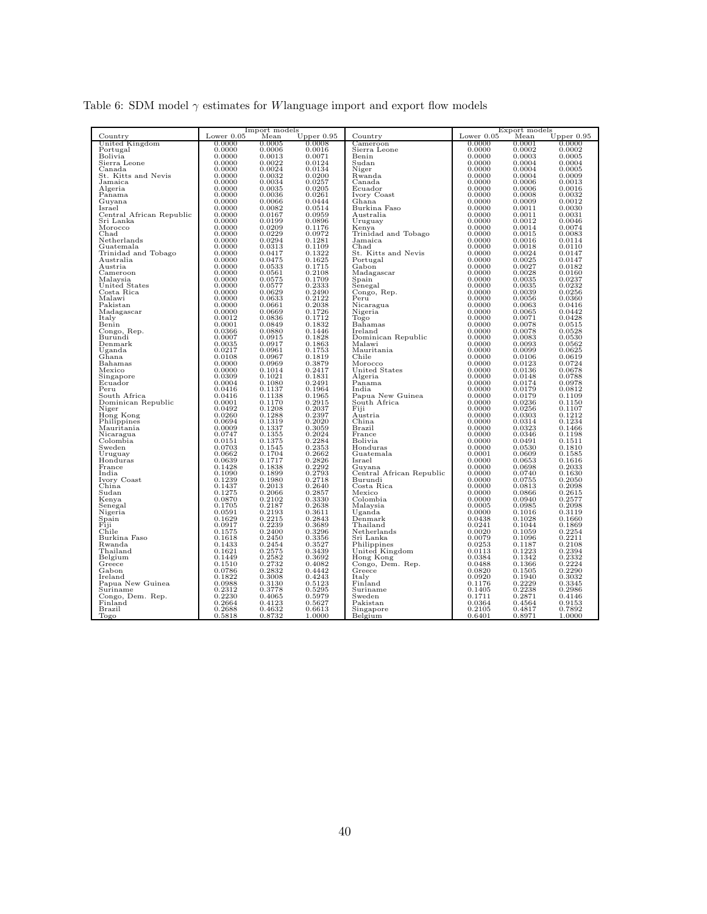Table 6: SDM model $\gamma$ estimates for $W$language import and export flow models

| | Import models | | | | Export models | | |
|---|---|---|---|---|---|---|---|
| Country | Lower 0.05 | Mean | Upper 0.95 | Country | Lower 0.05 | Mean | Upper 0.95 |
| United Kingdom | 0.0000 | 0.0005 | 0.0008 | Cameroon | 0.0000 | 0.0001 | 0.0000 |
| Portugal | 0.0000 | 0.0006 | 0.0016 | Sierra Leone | 0.0000 | 0.0002 | 0.0002 |
| Bolivia | 0.0000 | 0.0013 | 0.0071 | Benin | 0.0000 | 0.0003 | 0.0005 |
| Sierra Leone | 0.0000 | 0.0022 | 0.0124 | Sudan | 0.0000 | 0.0004 | 0.0004 |
| Canada | 0.0000 | 0.0024 | 0.0134 | Niger | 0.0000 | 0.0004 | 0.0005 |
| St. Kitts and Nevis | 0.0000 | 0.0032 | 0.0200 | Rwanda | 0.0000 | 0.0004 | 0.0009 |
| Jamaica | 0.0000 | 0.0034 | 0.0257 | Canada | 0.0000 | 0.0006 | 0.0013 |
| Algeria | 0.0000 | 0.0035 | 0.0205 | Ecuador | 0.0000 | 0.0006 | 0.0016 |
| Panama | 0.0000 | 0.0036 | 0.0261 | Ivory Coast | 0.0000 | 0.0008 | 0.0032 |
| Guyana | 0.0000 | 0.0066 | 0.0444 | Ghana | 0.0000 | 0.0009 | 0.0012 |
| Israel | 0.0000 | 0.0082 | 0.0514 | Burkina Faso | 0.0000 | 0.0011 | 0.0030 |
| Central African Republic | 0.0000 | 0.0167 | 0.0959 | Australia | 0.0000 | 0.0011 | 0.0031 |
| Sri Lanka | 0.0000 | 0.0199 | 0.0896 | Uruguay | 0.0000 | 0.0012 | 0.0046 |
| Morocco | 0.0000 | 0.0209 | 0.1176 | Kenya | 0.0000 | 0.0014 | 0.0074 |
| Chad | 0.0000 | 0.0229 | 0.0972 | Trinidad and Tobago | 0.0000 | 0.0015 | 0.0083 |
| Netherlands | 0.0000 | 0.0294 | 0.1281 | Jamaica | 0.0000 | 0.0016 | 0.0114 |
| Guatemala | 0.0000 | 0.0313 | 0.1109 | Chad | 0.0000 | 0.0018 | 0.0110 |
| Trinidad and Tobago | 0.0000 | 0.0417 | 0.1322 | St. Kitts and Nevis | 0.0000 | 0.0024 | 0.0147 |
| Australia | 0.0000 | 0.0475 | 0.1625 | Portugal | 0.0000 | 0.0025 | 0.0147 |
| Austria | 0.0000 | 0.0533 | 0.1715 | Gabon | 0.0000 | 0.0027 | 0.0182 |
| Cameroon | 0.0000 | 0.0561 | 0.2108 | Madagascar | 0.0000 | 0.0028 | 0.0160 |
| Malaysia | 0.0000 | 0.0575 | 0.1709 | Spain | 0.0000 | 0.0035 | 0.0237 |
| United States | 0.0000 | 0.0577 | 0.2333 | Senegal | 0.0000 | 0.0035 | 0.0232 |
| Costa Rica | 0.0000 | 0.0629 | 0.2490 | Congo, Rep. | 0.0000 | 0.0039 | 0.0256 |
| Malawi | 0.0000 | 0.0633 | 0.2122 | Peru | 0.0000 | 0.0056 | 0.0360 |
| Pakistan | 0.0000 | 0.0661 | 0.2038 | Nicaragua | 0.0000 | 0.0063 | 0.0416 |
| Madagascar | 0.0000 | 0.0669 | 0.1726 | Nigeria | 0.0000 | 0.0065 | 0.0442 |
| Italy | 0.0012 | 0.0836 | 0.1712 | Togo | 0.0000 | 0.0071 | 0.0428 |
| Benin | 0.0001 | 0.0849 | 0.1832 | Bahamas | 0.0000 | 0.0078 | 0.0515 |
| Congo, Rep. | 0.0366 | 0.0880 | 0.1446 | Ireland | 0.0000 | 0.0078 | 0.0528 |
| Burundi | 0.0007 | 0.0915 | 0.1828 | Dominican Republic | 0.0000 | 0.0083 | 0.0530 |
| Denmark | 0.0035 | 0.0917 | 0.1863 | Malawi | 0.0000 | 0.0093 | 0.0562 |
| Uganda | 0.0217 | 0.0961 | 0.1753 | Mauritania | 0.0000 | 0.0099 | 0.0625 |
| Ghana | 0.0108 | 0.0967 | 0.1819 | Chile | 0.0000 | 0.0106 | 0.0619 |
| Bahamas | 0.0000 | 0.0969 | 0.3879 | Morocco | 0.0000 | 0.0123 | 0.0724 |
| Mexico | 0.0000 | 0.1014 | 0.2417 | United States | 0.0000 | 0.0136 | 0.0678 |
| Singapore | 0.0309 | 0.1021 | 0.1831 | Algeria | 0.0000 | 0.0148 | 0.0788 |
| Ecuador | 0.0004 | 0.1080 | 0.2491 | Panama | 0.0000 | 0.0174 | 0.0978 |
| Peru | 0.0416 | 0.1137 | 0.1964 | India | 0.0000 | 0.0179 | 0.0812 |
| South Africa | 0.0416 | 0.1138 | 0.1965 | Papua New Guinea | 0.0000 | 0.0179 | 0.1109 |
| Dominican Republic | 0.0001 | 0.1170 | 0.2915 | South Africa | 0.0000 | 0.0236 | 0.1150 |
| Niger | 0.0492 | 0.1208 | 0.2037 | Fiji | 0.0000 | 0.0256 | 0.1107 |
| Hong Kong | 0.0260 | 0.1288 | 0.2397 | Austria | 0.0000 | 0.0303 | 0.1212 |
| Philippines | 0.0694 | 0.1319 | 0.2020 | China | 0.0000 | 0.0314 | 0.1234 |
| Mauritania | 0.0009 | 0.1337 | 0.3059 | Brazil | 0.0000 | 0.0323 | 0.1466 |
| Nicaragua | 0.0747 | 0.1355 | 0.2024 | France | 0.0000 | 0.0346 | 0.1198 |
| Colombia | 0.0151 | 0.1375 | 0.2284 | Bolivia | 0.0000 | 0.0491 | 0.1511 |
| Sweden | 0.0703 | 0.1545 | 0.2353 | Honduras | 0.0000 | 0.0530 | 0.1810 |
| Uruguay | 0.0662 | 0.1704 | 0.2662 | Guatemala | 0.0001 | 0.0609 | 0.1585 |
| Honduras | 0.0639 | 0.1717 | 0.2826 | Israel | 0.0000 | 0.0653 | 0.1616 |
| France | 0.1428 | 0.1838 | 0.2292 | Guyana | 0.0000 | 0.0698 | 0.2033 |
| India | 0.1090 | 0.1899 | 0.2793 | Central African Republic | 0.0000 | 0.0740 | 0.1630 |
| Ivory Coast | 0.1239 | 0.1980 | 0.2718 | Burundi | 0.0000 | 0.0755 | 0.2050 |
| China | 0.1437 | 0.2013 | 0.2640 | Costa Rica | 0.0000 | 0.0813 | 0.2098 |
| Sudan | 0.1275 | 0.2066 | 0.2857 | Mexico | 0.0000 | 0.0866 | 0.2615 |
| Kenya | 0.0870 | 0.2102 | 0.3330 | Colombia | 0.0000 | 0.0940 | 0.2577 |
| Senegal | 0.1705 | 0.2187 | 0.2638 | Malaysia | 0.0005 | 0.0985 | 0.2098 |
| Nigeria | 0.0591 | 0.2193 | 0.3611 | Uganda | 0.0000 | 0.1016 | 0.3119 |
| Spain | 0.1629 | 0.2215 | 0.2843 | Denmark | 0.0438 | 0.1028 | 0.1660 |
| Fiji | 0.0917 | 0.2239 | 0.3689 | Thailand | 0.0241 | 0.1044 | 0.1869 |
| Chile | 0.1575 | 0.2400 | 0.3296 | Netherlands | 0.0020 | 0.1059 | 0.2254 |
| Burkina Faso | 0.1618 | 0.2450 | 0.3356 | Sri Lanka | 0.0079 | 0.1096 | 0.2211 |
| Rwanda | 0.1433 | 0.2454 | 0.3527 | Philippines | 0.0253 | 0.1187 | 0.2108 |
| Thailand | 0.1621 | 0.2575 | 0.3439 | United Kingdom | 0.0113 | 0.1223 | 0.2394 |
| Belgium | 0.1449 | 0.2582 | 0.3692 | Hong Kong | 0.0384 | 0.1342 | 0.2332 |
| Greece | 0.1510 | 0.2732 | 0.4082 | Congo, Dem. Rep. | 0.0488 | 0.1366 | 0.2224 |
| Gabon | 0.0786 | 0.2832 | 0.4442 | Greece | 0.0820 | 0.1505 | 0.2290 |
| Ireland | 0.1822 | 0.3008 | 0.4243 | Italy | 0.0920 | 0.1940 | 0.3032 |
| Papua New Guinea | 0.0988 | 0.3130 | 0.5123 | Finland | 0.1176 | 0.2229 | 0.3345 |
| Suriname | 0.2312 | 0.3778 | 0.5295 | Suriname | 0.1405 | 0.2238 | 0.2986 |
| Congo, Dem. Rep. | 0.2230 | 0.4065 | 0.5979 | Sweden | 0.1711 | 0.2871 | 0.4146 |
| Finland | 0.2664 | 0.4123 | 0.5627 | Pakistan | 0.0364 | 0.4564 | 0.9153 |
| Brazil | 0.2688 | 0.4632 | 0.6613 | Singapore | 0.2105 | 0.4817 | 0.7892 |
| Togo | 0.5818 | 0.8732 | 1.0000 | Belgium | 0.6401 | 0.8971 | 1.0000 |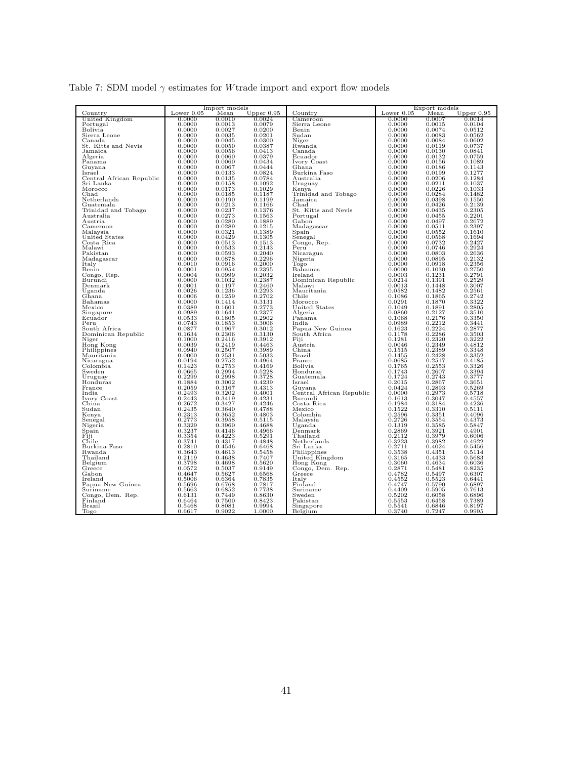Table 7: SDM model $\gamma$ estimates for $W$trade import and export flow models

| | Import models | | | | Export models | | |
|---|---|---|---|---|---|---|---|
| Country | Lower 0.05 | Mean | Upper 0.95 | Country | Lower 0.05 | Mean | Upper 0.95 |
| United Kingdom | 0.0000 | 0.0010 | 0.0024 | Cameroon | 0.0000 | 0.0007 | 0.0014 |
| Portugal | 0.0000 | 0.0013 | 0.0079 | Sierra Leone | 0.0000 | 0.0015 | 0.0104 |
| Bolivia | 0.0000 | 0.0027 | 0.0200 | Benin | 0.0000 | 0.0074 | 0.0512 |
| Sierra Leone | 0.0000 | 0.0035 | 0.0201 | Sudan | 0.0000 | 0.0083 | 0.0562 |
| Canada | 0.0000 | 0.0045 | 0.0300 | Niger | 0.0000 | 0.0084 | 0.0602 |
| St. Kitts and Nevis | 0.0000 | 0.0050 | 0.0387 | Rwanda | 0.0000 | 0.0119 | 0.0737 |
| Jamaica | 0.0000 | 0.0056 | 0.0413 | Canada | 0.0000 | 0.0130 | 0.0841 |
| Algeria | 0.0000 | 0.0060 | 0.0379 | Ecuador | 0.0000 | 0.0132 | 0.0759 |
| Panama | 0.0000 | 0.0060 | 0.0434 | Ivory Coast | 0.0000 | 0.0156 | 0.1089 |
| Guyana | 0.0000 | 0.0067 | 0.0444 | Ghana | 0.0000 | 0.0186 | 0.1143 |
| Israel | 0.0000 | 0.0133 | 0.0824 | Burkina Faso | 0.0000 | 0.0199 | 0.1277 |
| Central African Republic | 0.0000 | 0.0135 | 0.0784 | Australia | 0.0000 | 0.0206 | 0.1284 |
| Sri Lanka | 0.0000 | 0.0158 | 0.1092 | Uruguay | 0.0000 | 0.0211 | 0.1037 |
| Morocco | 0.0000 | 0.0173 | 0.1029 | Kenya | 0.0000 | 0.0226 | 0.1033 |
| Chad | 0.0000 | 0.0185 | 0.1187 | Trinidad and Tobago | 0.0000 | 0.0284 | 0.1482 |
| Netherlands | 0.0000 | 0.0190 | 0.1199 | Jamaica | 0.0000 | 0.0398 | 0.1550 |
| Guatemala | 0.0000 | 0.0213 | 0.1166 | Chad | 0.0000 | 0.0426 | 0.2139 |
| Trinidad and Tobago | 0.0000 | 0.0237 | 0.1376 | St. Kitts and Nevis | 0.0000 | 0.0435 | 0.2305 |
| Australia | 0.0000 | 0.0273 | 0.1563 | Portugal | 0.0000 | 0.0455 | 0.2201 |
| Austria | 0.0000 | 0.0280 | 0.1889 | Gabon | 0.0000 | 0.0497 | 0.2672 |
| Cameroon | 0.0000 | 0.0289 | 0.1215 | Madagascar | 0.0000 | 0.0511 | 0.2397 |
| Malaysia | 0.0000 | 0.0321 | 0.1389 | Spain | 0.0000 | 0.0552 | 0.1610 |
| United States | 0.0000 | 0.0429 | 0.1305 | Senegal | 0.0000 | 0.0568 | 0.1694 |
| Costa Rica | 0.0000 | 0.0513 | 0.1513 | Congo, Rep. | 0.0000 | 0.0732 | 0.2427 |
| Malawi | 0.0000 | 0.0533 | 0.2143 | Peru | 0.0000 | 0.0746 | 0.2924 |
| Pakistan | 0.0000 | 0.0593 | 0.2040 | Nicaragua | 0.0000 | 0.0803 | 0.2636 |
| Madagascar | 0.0000 | 0.0878 | 0.2296 | Nigeria | 0.0000 | 0.0895 | 0.2132 |
| Italy | 0.0010 | 0.0916 | 0.2000 | Togo | 0.0000 | 0.0918 | 0.2356 |
| Benin | 0.0001 | 0.0954 | 0.2395 | Bahamas | 0.0000 | 0.1030 | 0.2750 |
| Congo, Rep. | 0.0004 | 0.0999 | 0.2032 | Ireland | 0.0003 | 0.1231 | 0.2791 |
| Burundi | 0.0000 | 0.1032 | 0.2387 | Dominican Republic | 0.0214 | 0.1391 | 0.2529 |
| Denmark | 0.0001 | 0.1197 | 0.2460 | Malawi | 0.0013 | 0.1448 | 0.3007 |
| Uganda | 0.0026 | 0.1236 | 0.2293 | Mauritania | 0.0582 | 0.1482 | 0.2561 |
| Ghana | 0.0006 | 0.1259 | 0.2702 | Chile | 0.1086 | 0.1865 | 0.2742 |
| Bahamas | 0.0000 | 0.1414 | 0.3131 | Morocco | 0.0291 | 0.1870 | 0.3322 |
| Mexico | 0.0389 | 0.1601 | 0.2773 | United States | 0.1049 | 0.1891 | 0.2805 |
| Singapore | 0.0989 | 0.1641 | 0.2377 | Algeria | 0.0860 | 0.2127 | 0.3510 |
| Ecuador | 0.0533 | 0.1805 | 0.2902 | Panama | 0.1068 | 0.2176 | 0.3350 |
| Peru | 0.0743 | 0.1853 | 0.3006 | India | 0.0989 | 0.2212 | 0.3441 |
| South Africa | 0.0877 | 0.1967 | 0.3012 | Papua New Guinea | 0.1623 | 0.2224 | 0.2877 |
| Dominican Republic | 0.1634 | 0.2306 | 0.3130 | South Africa | 0.1178 | 0.2286 | 0.3503 |
| Niger | 0.1000 | 0.2416 | 0.3912 | Fiji | 0.1281 | 0.2320 | 0.3222 |
| Hong Kong | 0.0039 | 0.2419 | 0.4463 | Austria | 0.0046 | 0.2349 | 0.4812 |
| Philippines | 0.0940 | 0.2507 | 0.3989 | China | 0.1515 | 0.2389 | 0.3348 |
| Mauritania | 0.0000 | 0.2531 | 0.5033 | Brazil | 0.1455 | 0.2428 | 0.3352 |
| Nicaragua | 0.0194 | 0.2752 | 0.4964 | France | 0.0685 | 0.2517 | 0.4185 |
| Colombia | 0.1423 | 0.2753 | 0.4169 | Bolivia | 0.1765 | 0.2553 | 0.3326 |
| Sweden | 0.0665 | 0.2994 | 0.5228 | Honduras | 0.1743 | 0.2607 | 0.3394 |
| Uruguay | 0.2299 | 0.2998 | 0.3728 | Guatemala | 0.1724 | 0.2743 | 0.3777 |
| Honduras | 0.1884 | 0.3002 | 0.4239 | Israel | 0.2015 | 0.2867 | 0.3651 |
| France | 0.2059 | 0.3167 | 0.4313 | Guyana | 0.0424 | 0.2893 | 0.5269 |
| India | 0.2493 | 0.3202 | 0.4001 | Central African Republic | 0.0000 | 0.2973 | 0.5718 |
| Ivory Coast | 0.2443 | 0.3419 | 0.4231 | Burundi | 0.1613 | 0.3047 | 0.4557 |
| China | 0.2672 | 0.3427 | 0.4246 | Costa Rica | 0.1984 | 0.3184 | 0.4236 |
| Sudan | 0.2435 | 0.3640 | 0.4788 | Mexico | 0.1522 | 0.3310 | 0.5111 |
| Kenya | 0.2313 | 0.3652 | 0.4803 | Colombia | 0.2596 | 0.3351 | 0.4096 |
| Senegal | 0.2773 | 0.3958 | 0.5115 | Malaysia | 0.2726 | 0.3554 | 0.4373 |
| Nigeria | 0.3329 | 0.3960 | 0.4688 | Uganda | 0.1319 | 0.3585 | 0.5847 |
| Spain | 0.3237 | 0.4146 | 0.4966 | Denmark | 0.2869 | 0.3921 | 0.4901 |
| Fiji | 0.3354 | 0.4223 | 0.5291 | Thailand | 0.2112 | 0.3979 | 0.6006 |
| Chile | 0.3741 | 0.4317 | 0.4848 | Netherlands | 0.3223 | 0.3982 | 0.4922 |
| Burkina Faso | 0.2810 | 0.4546 | 0.6468 | Sri Lanka | 0.2711 | 0.4024 | 0.5456 |
| Rwanda | 0.3643 | 0.4613 | 0.5458 | Philippines | 0.3538 | 0.4351 | 0.5114 |
| Thailand | 0.2119 | 0.4638 | 0.7407 | United Kingdom | 0.3165 | 0.4433 | 0.5683 |
| Belgium | 0.3798 | 0.4698 | 0.5620 | Hong Kong | 0.3060 | 0.4634 | 0.6036 |
| Greece | 0.0572 | 0.5037 | 0.9149 | Congo, Dem. Rep. | 0.2871 | 0.5481 | 0.8235 |
| Gabon | 0.4647 | 0.5627 | 0.6568 | Greece | 0.4782 | 0.5497 | 0.6307 |
| Ireland | 0.5006 | 0.6364 | 0.7835 | Italy | 0.4552 | 0.5523 | 0.6441 |
| Papua New Guinea | 0.5696 | 0.6768 | 0.7817 | Finland | 0.4747 | 0.5790 | 0.6897 |
| Suriname | 0.5663 | 0.6852 | 0.7738 | Suriname | 0.4409 | 0.5905 | 0.7613 |
| Congo, Dem. Rep. | 0.6131 | 0.7449 | 0.8630 | Sweden | 0.5202 | 0.6058 | 0.6896 |
| Finland | 0.6464 | 0.7500 | 0.8423 | Pakistan | 0.5553 | 0.6458 | 0.7389 |
| Brazil | 0.5468 | 0.8081 | 0.9994 | Singapore | 0.5541 | 0.6846 | 0.8197 |
| Togo | 0.6617 | 0.9022 | 1.0000 | Belgium | 0.3740 | 0.7247 | 0.9995 |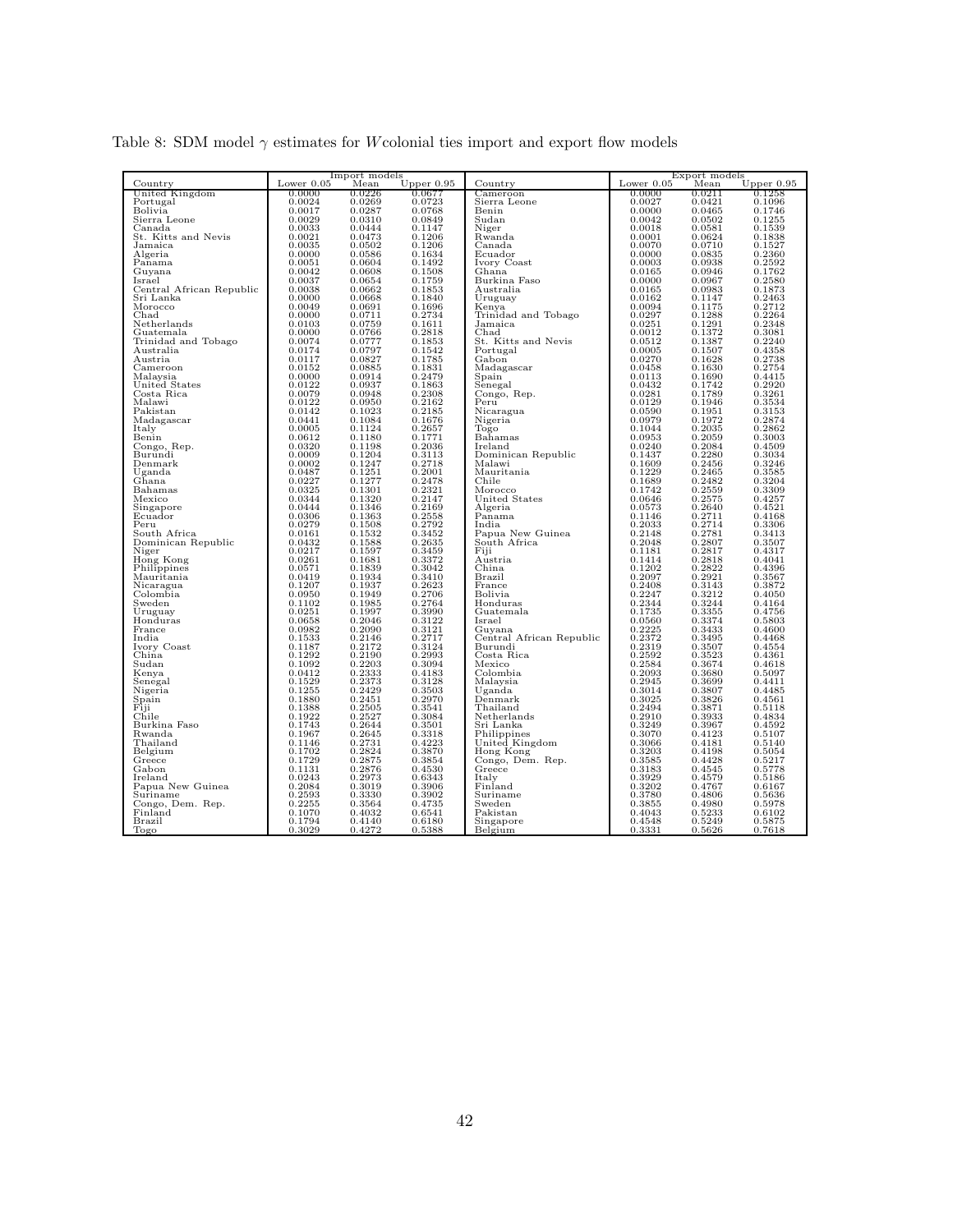Table 8: SDM model $\gamma$ estimates for $W$colonial ties import and export flow models

| | Import models | | | | Export models | | |
|---|---|---|---|---|---|---|---|
| Country | Lower 0.05 | Mean | Upper 0.95 | Country | Lower 0.05 | Mean | Upper 0.95 |
| United Kingdom | 0.0000 | 0.0226 | 0.0677 | Cameroon | 0.0000 | 0.0211 | 0.1258 |
| Portugal | 0.0024 | 0.0269 | 0.0723 | Sierra Leone | 0.0027 | 0.0421 | 0.1096 |
| Bolivia | 0.0017 | 0.0287 | 0.0768 | Benin | 0.0000 | 0.0465 | 0.1746 |
| Sierra Leone | 0.0029 | 0.0310 | 0.0849 | Sudan | 0.0042 | 0.0502 | 0.1255 |
| Canada | 0.0033 | 0.0444 | 0.1147 | Niger | 0.0018 | 0.0581 | 0.1539 |
| St. Kitts and Nevis | 0.0021 | 0.0473 | 0.1206 | Rwanda | 0.0001 | 0.0624 | 0.1838 |
| Jamaica | 0.0035 | 0.0502 | 0.1206 | Canada | 0.0070 | 0.0710 | 0.1527 |
| Algeria | 0.0000 | 0.0586 | 0.1634 | Ecuador | 0.0000 | 0.0835 | 0.2360 |
| Panama | 0.0051 | 0.0604 | 0.1492 | Ivory Coast | 0.0003 | 0.0938 | 0.2592 |
| Guyana | 0.0042 | 0.0608 | 0.1508 | Ghana | 0.0165 | 0.0946 | 0.1762 |
| Israel | 0.0037 | 0.0654 | 0.1759 | Burkina Faso | 0.0000 | 0.0967 | 0.2580 |
| Central African Republic | 0.0038 | 0.0662 | 0.1853 | Australia | 0.0165 | 0.0983 | 0.1873 |
| Sri Lanka | 0.0000 | 0.0668 | 0.1840 | Uruguay | 0.0162 | 0.1147 | 0.2463 |
| Morocco | 0.0049 | 0.0691 | 0.1696 | Kenya | 0.0094 | 0.1175 | 0.2712 |
| Chad | 0.0000 | 0.0711 | 0.2734 | Trinidad and Tobago | 0.0297 | 0.1288 | 0.2264 |
| Netherlands | 0.0103 | 0.0759 | 0.1611 | Jamaica | 0.0251 | 0.1291 | 0.2348 |
| Guatemala | 0.0000 | 0.0766 | 0.2818 | Chad | 0.0012 | 0.1372 | 0.3081 |
| Trinidad and Tobago | 0.0074 | 0.0777 | 0.1853 | St. Kitts and Nevis | 0.0512 | 0.1387 | 0.2240 |
| Australia | 0.0174 | 0.0797 | 0.1542 | Portugal | 0.0005 | 0.1507 | 0.4358 |
| Austria | 0.0117 | 0.0827 | 0.1785 | Gabon | 0.0270 | 0.1628 | 0.2738 |
| Cameroon | 0.0152 | 0.0885 | 0.1831 | Madagascar | 0.0458 | 0.1630 | 0.2754 |
| Malaysia | 0.0000 | 0.0914 | 0.2479 | Spain | 0.0113 | 0.1690 | 0.4415 |
| United States | 0.0122 | 0.0937 | 0.1863 | Senegal | 0.0432 | 0.1742 | 0.2920 |
| Costa Rica | 0.0079 | 0.0948 | 0.2308 | Congo, Rep. | 0.0281 | 0.1789 | 0.3261 |
| Malawi | 0.0122 | 0.0950 | 0.2162 | Peru | 0.0129 | 0.1946 | 0.3534 |
| Pakistan | 0.0142 | 0.1023 | 0.2185 | Nicaragua | 0.0590 | 0.1951 | 0.3153 |
| Madagascar | 0.0441 | 0.1084 | 0.1676 | Nigeria | 0.0979 | 0.1972 | 0.2874 |
| Italy | 0.0005 | 0.1124 | 0.2657 | Togo | 0.1044 | 0.2035 | 0.2862 |
| Benin | 0.0612 | 0.1180 | 0.1771 | Bahamas | 0.0953 | 0.2059 | 0.3003 |
| Congo, Rep. | 0.0320 | 0.1198 | 0.2036 | Ireland | 0.0240 | 0.2084 | 0.4509 |
| Burundi | 0.0009 | 0.1204 | 0.3113 | Dominican Republic | 0.1437 | 0.2280 | 0.3034 |
| Denmark | 0.0002 | 0.1247 | 0.2718 | Malawi | 0.1609 | 0.2456 | 0.3246 |
| Uganda | 0.0487 | 0.1251 | 0.2001 | Mauritania | 0.1229 | 0.2465 | 0.3585 |
| Ghana | 0.0227 | 0.1277 | 0.2478 | Chile | 0.1689 | 0.2482 | 0.3204 |
| Bahamas | 0.0325 | 0.1301 | 0.2321 | Morocco | 0.1742 | 0.2559 | 0.3309 |
| Mexico | 0.0344 | 0.1320 | 0.2147 | United States | 0.0646 | 0.2575 | 0.4257 |
| Singapore | 0.0444 | 0.1346 | 0.2169 | Algeria | 0.0573 | 0.2640 | 0.4521 |
| Ecuador | 0.0306 | 0.1363 | 0.2558 | Panama | 0.1146 | 0.2711 | 0.4168 |
| Peru | 0.0279 | 0.1508 | 0.2792 | India | 0.2033 | 0.2714 | 0.3306 |
| South Africa | 0.0161 | 0.1532 | 0.3452 | Papua New Guinea | 0.2148 | 0.2781 | 0.3413 |
| Dominican Republic | 0.0432 | 0.1588 | 0.2635 | South Africa | 0.2048 | 0.2807 | 0.3507 |
| Niger | 0.0217 | 0.1597 | 0.3459 | Fiji | 0.1181 | 0.2817 | 0.4317 |
| Hong Kong | 0.0261 | 0.1681 | 0.3372 | Austria | 0.1414 | 0.2818 | 0.4041 |
| Philippines | 0.0571 | 0.1839 | 0.3042 | China | 0.1202 | 0.2822 | 0.4396 |
| Mauritania | 0.0419 | 0.1934 | 0.3410 | Brazil | 0.2097 | 0.2921 | 0.3567 |
| Nicaragua | 0.1207 | 0.1937 | 0.2623 | France | 0.2408 | 0.3143 | 0.3872 |
| Colombia | 0.0950 | 0.1949 | 0.2706 | Bolivia | 0.2247 | 0.3212 | 0.4050 |
| Sweden | 0.1102 | 0.1985 | 0.2764 | Honduras | 0.2344 | 0.3244 | 0.4164 |
| Uruguay | 0.0251 | 0.1997 | 0.3990 | Guatemala | 0.1735 | 0.3355 | 0.4756 |
| Honduras | 0.0658 | 0.2046 | 0.3122 | Israel | 0.0560 | 0.3374 | 0.5803 |
| France | 0.0982 | 0.2090 | 0.3121 | Guyana | 0.2225 | 0.3433 | 0.4600 |
| India | 0.1533 | 0.2146 | 0.2717 | Central African Republic | 0.2372 | 0.3495 | 0.4468 |
| Ivory Coast | 0.1187 | 0.2172 | 0.3124 | Burundi | 0.2319 | 0.3507 | 0.4554 |
| China | 0.1292 | 0.2190 | 0.2993 | Costa Rica | 0.2592 | 0.3523 | 0.4361 |
| Sudan | 0.1092 | 0.2203 | 0.3094 | Mexico | 0.2584 | 0.3674 | 0.4618 |
| Kenya | 0.0412 | 0.2333 | 0.4183 | Colombia | 0.2093 | 0.3680 | 0.5097 |
| Senegal | 0.1529 | 0.2373 | 0.3128 | Malaysia | 0.2945 | 0.3699 | 0.4411 |
| Nigeria | 0.1255 | 0.2429 | 0.3503 | Uganda | 0.3014 | 0.3807 | 0.4485 |
| Spain | 0.1880 | 0.2451 | 0.2970 | Denmark | 0.3025 | 0.3826 | 0.4561 |
| Fiji | 0.1388 | 0.2505 | 0.3541 | Thailand | 0.2494 | 0.3871 | 0.5118 |
| Chile | 0.1922 | 0.2527 | 0.3084 | Netherlands | 0.2910 | 0.3933 | 0.4834 |
| Burkina Faso | 0.1743 | 0.2644 | 0.3501 | Sri Lanka | 0.3249 | 0.3967 | 0.4592 |
| Rwanda | 0.1967 | 0.2645 | 0.3318 | Philippines | 0.3070 | 0.4123 | 0.5107 |
| Thailand | 0.1146 | 0.2731 | 0.4223 | United Kingdom | 0.3066 | 0.4181 | 0.5140 |
| Belgium | 0.1702 | 0.2824 | 0.3870 | Hong Kong | 0.3203 | 0.4198 | 0.5054 |
| Greece | 0.1729 | 0.2875 | 0.3854 | Congo, Dem. Rep. | 0.3585 | 0.4428 | 0.5217 |
| Gabon | 0.1131 | 0.2876 | 0.4530 | Greece | 0.3183 | 0.4545 | 0.5778 |
| Ireland | 0.0243 | 0.2973 | 0.6343 | Italy | 0.3929 | 0.4579 | 0.5186 |
| Papua New Guinea | 0.2084 | 0.3019 | 0.3906 | Finland | 0.3202 | 0.4767 | 0.6167 |
| Suriname | 0.2593 | 0.3330 | 0.3902 | Suriname | 0.3780 | 0.4806 | 0.5636 |
| Congo, Dem. Rep. | 0.2255 | 0.3564 | 0.4735 | Sweden | 0.3855 | 0.4980 | 0.5978 |
| Finland | 0.1070 | 0.4032 | 0.6541 | Pakistan | 0.4043 | 0.5233 | 0.6102 |
| Brazil | 0.1794 | 0.4140 | 0.6180 | Singapore | 0.4548 | 0.5249 | 0.5875 |
| Togo | 0.3029 | 0.4272 | 0.5388 | Belgium | 0.3331 | 0.5626 | 0.7618 |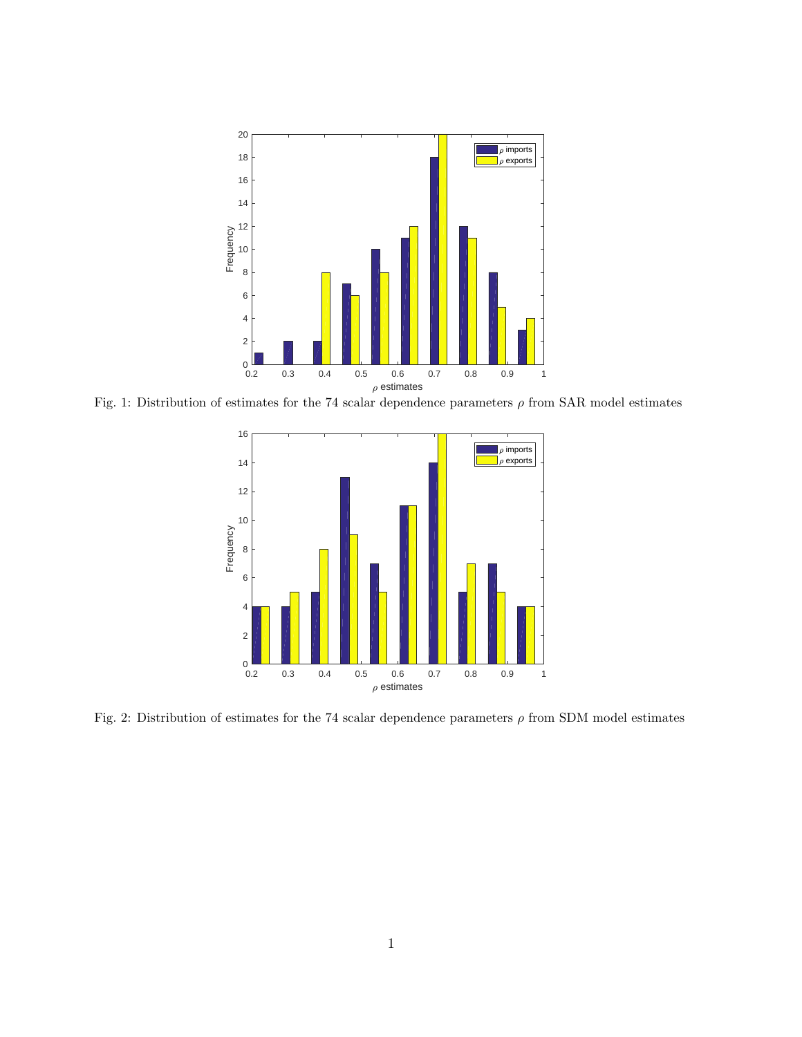Fig. 1: Distribution of estimates for the 74 scalar dependence parameters $\rho$ from SAR model estimates

Fig. 2: Distribution of estimates for the 74 scalar dependence parameters $\rho$ from SDM model estimates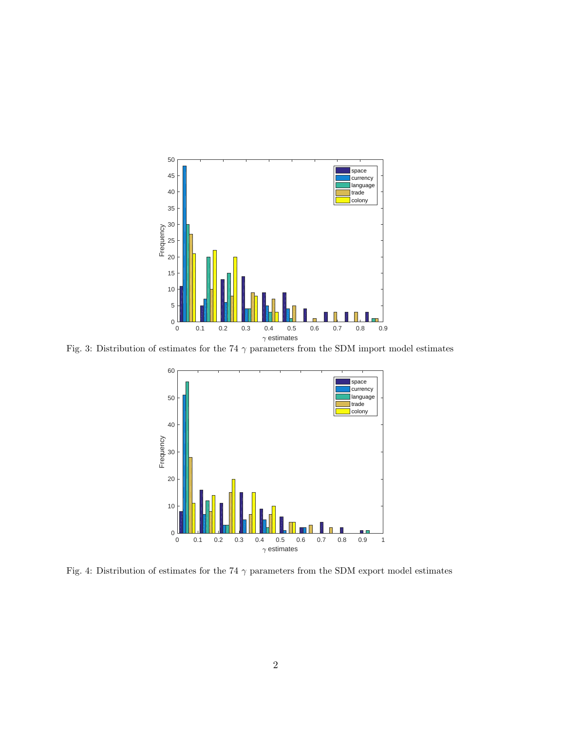Fig. 3: Distribution of estimates for the 74 $\gamma$ parameters from the SDM import model estimates

Fig. 4: Distribution of estimates for the 74 $\gamma$ parameters from the SDM export model estimates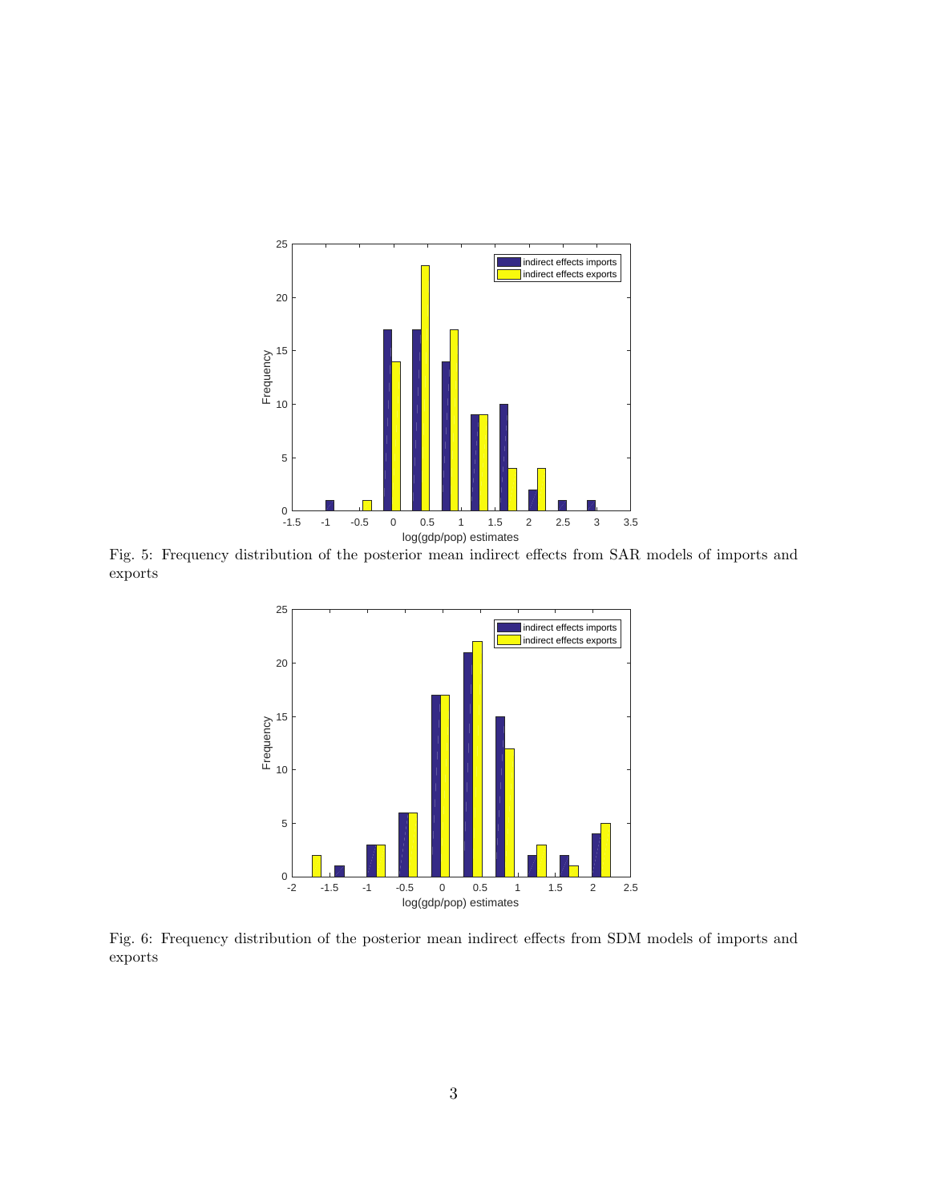25
20
15
10
5
0
Frequency
-1.5 -1 -0.5 0 0.5 1 1.5 2 2.5 3 3.5
log(gdp/pop) estimates
indirect effects imports
indirect effects exports

Fig. 5: Frequency distribution of the posterior mean indirect effects from SAR models of imports and exports

25
20
15
10
5
0
Frequency
-2 -1.5 -1 -0.5 0 0.5 1 1.5 2 2.5
log(gdp/pop) estimates
indirect effects imports
indirect effects exports

Fig. 6: Frequency distribution of the posterior mean indirect effects from SDM models of imports and exports